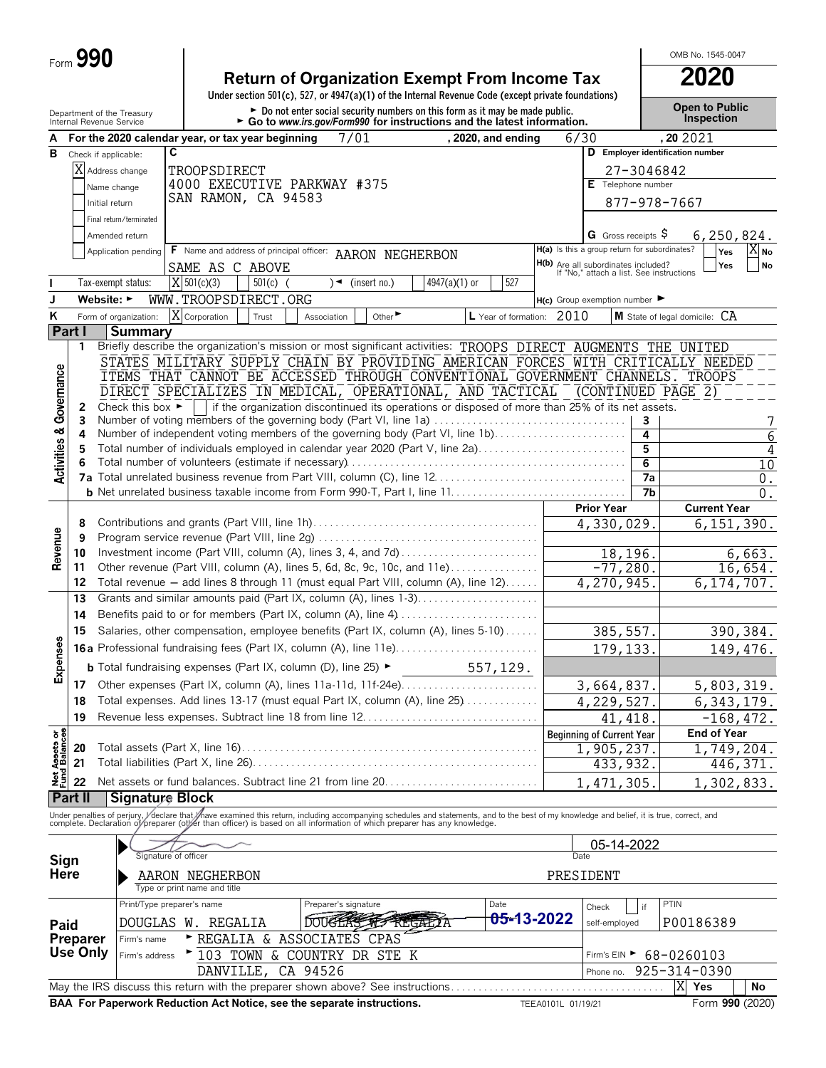Form **990**

# Return of Organization Exempt From Income Tax

**2020**

OMB No. 1545-0047

Under section 501(c), 527, or 4947(a)(1) of the Internal Revenue Code (except private foundations)

► Do not enter social security numbers on this form as it may be made public.
► Go to *www.irs.gov/Form990* for instructions and the latest information.

Department of the Treasury
Internal Revenue Service

**Open to Public Inspection**

**A** For the 2020 calendar year, or tax year beginning 7/01, 2020, and ending 6/30, 20 2021

**B** Check if applicable:
- [X] Address change
- [ ] Name change
- [ ] Initial return
- [ ] Final return/terminated
- [ ] Amended return
- [ ] Application pending

**C**
TROOPSDIRECT
4000 EXECUTIVE PARKWAY #375
SAN RAMON, CA 94583

**D** Employer identification number: 27-3046842

**E** Telephone number: 877-978-7667

**G** Gross receipts $ 6,250,824.

**F** Name and address of principal officer: AARON NEGHERBON
SAME AS C ABOVE

**H(a)** Is this a group return for subordinates? [ ] Yes [X] No

**H(b)** Are all subordinates included? [ ] Yes [ ] No
If "No," attach a list. See instructions

**I** Tax-exempt status: [X] 501(c)(3) [ ] 501(c) ( ) ◄ (insert no.) [ ] 4947(a)(1) or [ ] 527

**J** Website: ► WWW.TROOPSDIRECT.ORG

**H(c)** Group exemption number ►

**K** Form of organization: [X] Corporation [ ] Trust [ ] Association [ ] Other ►

**L** Year of formation: 2010

**M** State of legal domicile: CA

## Part I Summary

### Activities & Governance

1 Briefly describe the organization's mission or most significant activities: TROOPS DIRECT AUGMENTS THE UNITED STATES MILITARY SUPPLY CHAIN BY PROVIDING AMERICAN FORCES WITH CRITICALLY NEEDED ITEMS THAT CANNOT BE ACCESSED THROUGH CONVENTIONAL GOVERNMENT CHANNELS. TROOPS DIRECT SPECIALIZES IN MEDICAL, OPERATIONAL, AND TACTICAL (CONTINUED PAGE 2)

2 Check this box ► [ ] if the organization discontinued its operations or disposed of more than 25% of its net assets.

| | | Line | |
|---|---|---|---|
| 3 | Number of voting members of the governing body (Part VI, line 1a) | 3 | 7 |
| 4 | Number of independent voting members of the governing body (Part VI, line 1b) | 4 | 6 |
| 5 | Total number of individuals employed in calendar year 2020 (Part V, line 2a) | 5 | 4 |
| 6 | Total number of volunteers (estimate if necessary) | 6 | 10 |
| 7a | Total unrelated business revenue from Part VIII, column (C), line 12 | 7a | 0. |
| b | Net unrelated business taxable income from Form 990-T, Part I, line 11 | 7b | 0. |

### Revenue

| | | Prior Year | Current Year |
|---|---|---|---|
| 8 | Contributions and grants (Part VIII, line 1h) | 4,330,029. | 6,151,390. |
| 9 | Program service revenue (Part VIII, line 2g) | | |
| 10 | Investment income (Part VIII, column (A), lines 3, 4, and 7d) | 18,196. | 6,663. |
| 11 | Other revenue (Part VIII, column (A), lines 5, 6d, 8c, 9c, 10c, and 11e) | -77,280. | 16,654. |
| 12 | Total revenue — add lines 8 through 11 (must equal Part VIII, column (A), line 12) | 4,270,945. | 6,174,707. |

### Expenses

| | | Prior Year | Current Year |
|---|---|---|---|
| 13 | Grants and similar amounts paid (Part IX, column (A), lines 1-3) | | |
| 14 | Benefits paid to or for members (Part IX, column (A), line 4) | | |
| 15 | Salaries, other compensation, employee benefits (Part IX, column (A), lines 5-10) | 385,557. | 390,384. |
| 16a | Professional fundraising fees (Part IX, column (A), line 11e) | 179,133. | 149,476. |
| b | Total fundraising expenses (Part IX, column (D), line 25) ► 557,129. | | |
| 17 | Other expenses (Part IX, column (A), lines 11a-11d, 11f-24e) | 3,664,837. | 5,803,319. |
| 18 | Total expenses. Add lines 13-17 (must equal Part IX, column (A), line 25) | 4,229,527. | 6,343,179. |
| 19 | Revenue less expenses. Subtract line 18 from line 12 | 41,418. | -168,472. |

### Net Assets or Fund Balances

| | | Beginning of Current Year | End of Year |
|---|---|---|---|
| 20 | Total assets (Part X, line 16) | 1,905,237. | 1,749,204. |
| 21 | Total liabilities (Part X, line 26) | 433,932. | 446,371. |
| 22 | Net assets or fund balances. Subtract line 21 from line 20 | 1,471,305. | 1,302,833. |

## Part II Signature Block

Under penalties of perjury, I declare that I have examined this return, including accompanying schedules and statements, and to the best of my knowledge and belief, it is true, correct, and complete. Declaration of preparer (other than officer) is based on all information of which preparer has any knowledge.

**Sign Here**

Signature of officer — Date: 05-14-2022

AARON NEGHERBON — PRESIDENT
Type or print name and title

**Paid Preparer Use Only**

| Print/Type preparer's name | Preparer's signature | Date | Check [ ] if self-employed | PTIN |
|---|---|---|---|---|
| DOUGLAS W. REGALIA | DOUGLAS W. REGALIA | 05-13-2022 | | P00186389 |

Firm's name ► REGALIA & ASSOCIATES CPAS

Firm's address ► 103 TOWN & COUNTRY DR STE K, DANVILLE, CA 94526

Firm's EIN ► 68-0260103

Phone no. 925-314-0390

May the IRS discuss this return with the preparer shown above? See instructions [X] Yes [ ] No

BAA For Paperwork Reduction Act Notice, see the separate instructions. TEEA0101L 01/19/21 Form **990** (2020)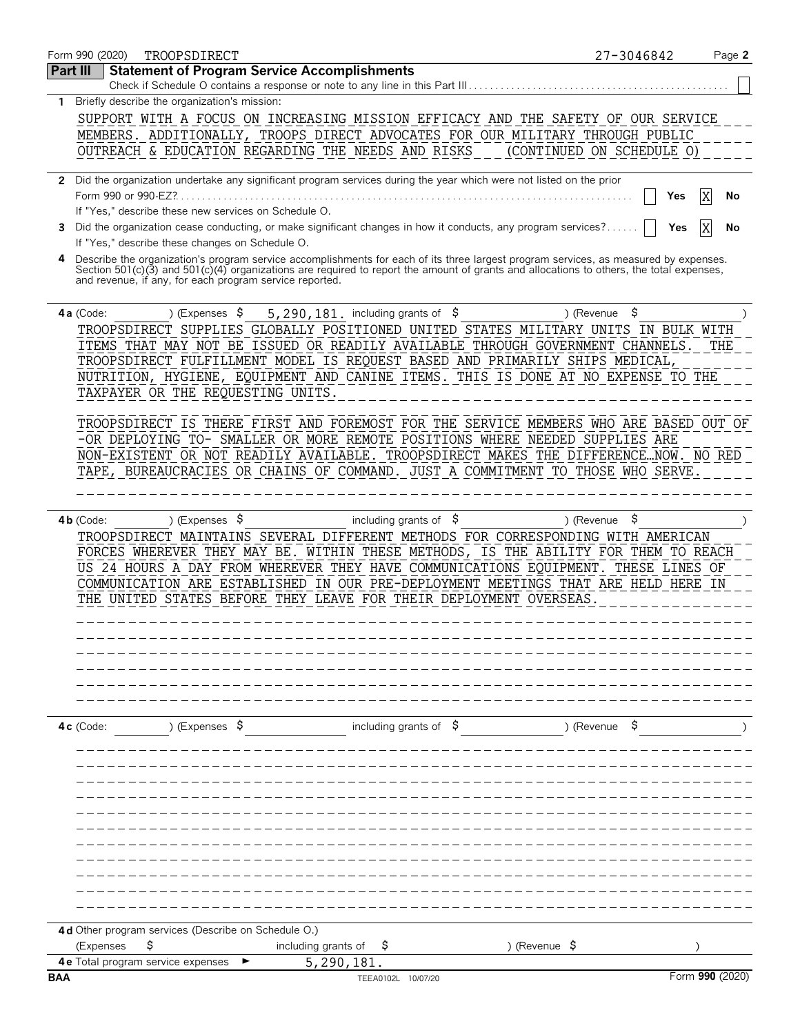Form 990 (2020) TROOPSDIRECT 27-3046842

## Part III Statement of Program Service Accomplishments

Check if Schedule O contains a response or note to any line in this Part III . . . . . ☐

**1** Briefly describe the organization's mission:

SUPPORT WITH A FOCUS ON INCREASING MISSION EFFICACY AND THE SAFETY OF OUR SERVICE MEMBERS. ADDITIONALLY, TROOPS DIRECT ADVOCATES FOR OUR MILITARY THROUGH PUBLIC OUTREACH & EDUCATION REGARDING THE NEEDS AND RISKS (CONTINUED ON SCHEDULE O)

**2** Did the organization undertake any significant program services during the year which were not listed on the prior Form 990 or 990-EZ? . . . . . ☐ Yes ☒ No

If "Yes," describe these new services on Schedule O.

**3** Did the organization cease conducting, or make significant changes in how it conducts, any program services? . . . . . ☐ Yes ☒ No

If "Yes," describe these changes on Schedule O.

**4** Describe the organization's program service accomplishments for each of its three largest program services, as measured by expenses. Section 501(c)(3) and 501(c)(4) organizations are required to report the amount of grants and allocations to others, the total expenses, and revenue, if any, for each program service reported.

**4a** (Code: ) (Expenses $ 5,290,181. including grants of $ ) (Revenue $ )

TROOPSDIRECT SUPPLIES GLOBALLY POSITIONED UNITED STATES MILITARY UNITS IN BULK WITH ITEMS THAT MAY NOT BE ISSUED OR READILY AVAILABLE THROUGH GOVERNMENT CHANNELS. THE TROOPSDIRECT FULFILLMENT MODEL IS REQUEST BASED AND PRIMARILY SHIPS MEDICAL, NUTRITION, HYGIENE, EQUIPMENT AND CANINE ITEMS. THIS IS DONE AT NO EXPENSE TO THE TAXPAYER OR THE REQUESTING UNITS.

TROOPSDIRECT IS THERE FIRST AND FOREMOST FOR THE SERVICE MEMBERS WHO ARE BASED OUT OF -OR DEPLOYING TO- SMALLER OR MORE REMOTE POSITIONS WHERE NEEDED SUPPLIES ARE NON-EXISTENT OR NOT READILY AVAILABLE. TROOPSDIRECT MAKES THE DIFFERENCE…NOW. NO RED TAPE, BUREAUCRACIES OR CHAINS OF COMMAND. JUST A COMMITMENT TO THOSE WHO SERVE.

**4b** (Code: ) (Expenses $ including grants of $ ) (Revenue $ )

TROOPSDIRECT MAINTAINS SEVERAL DIFFERENT METHODS FOR CORRESPONDING WITH AMERICAN FORCES WHEREVER THEY MAY BE. WITHIN THESE METHODS, IS THE ABILITY FOR THEM TO REACH US 24 HOURS A DAY FROM WHEREVER THEY HAVE COMMUNICATIONS EQUIPMENT. THESE LINES OF COMMUNICATION ARE ESTABLISHED IN OUR PRE-DEPLOYMENT MEETINGS THAT ARE HELD HERE IN THE UNITED STATES BEFORE THEY LEAVE FOR THEIR DEPLOYMENT OVERSEAS.

**4c** (Code: ) (Expenses $ including grants of $ ) (Revenue $ )

**4d** Other program services (Describe on Schedule O.)

(Expenses $ including grants of $ ) (Revenue $ )

**4e** Total program service expenses ► 5,290,181.

BAA TEEA0102L 10/07/20 Form **990** (2020)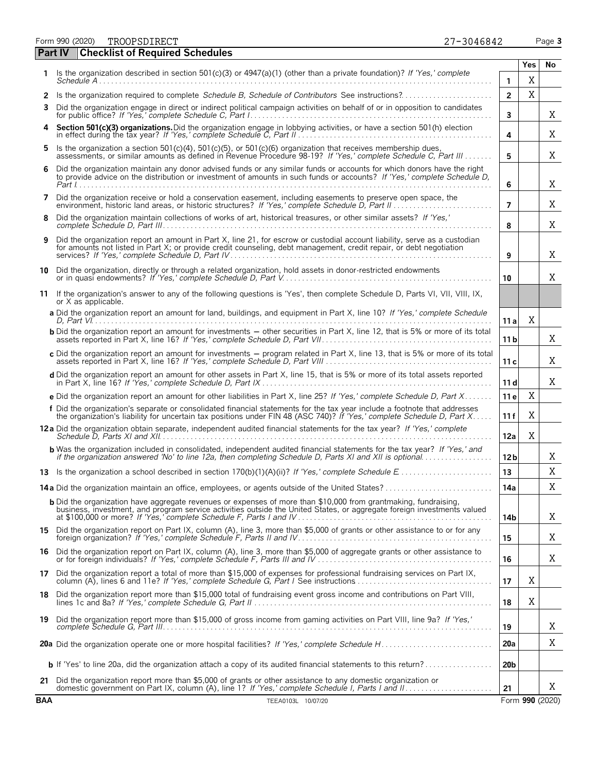Form 990 (2020) TROOPSDIRECT 27-3046842 Page **3**

## Part IV Checklist of Required Schedules

| | | | Yes | No |
|---|---|---|---|---|
| 1 | Is the organization described in section 501(c)(3) or 4947(a)(1) (other than a private foundation)? *If 'Yes,' complete Schedule A* | 1 | X | |
| 2 | Is the organization required to complete *Schedule B, Schedule of Contributors* See instructions? | 2 | X | |
| 3 | Did the organization engage in direct or indirect political campaign activities on behalf of or in opposition to candidates for public office? *If 'Yes,' complete Schedule C, Part I* | 3 | | X |
| 4 | **Section 501(c)(3) organizations.** Did the organization engage in lobbying activities, or have a section 501(h) election in effect during the tax year? *If 'Yes,' complete Schedule C, Part II* | 4 | | X |
| 5 | Is the organization a section 501(c)(4), 501(c)(5), or 501(c)(6) organization that receives membership dues, assessments, or similar amounts as defined in Revenue Procedure 98-19? *If 'Yes,' complete Schedule C, Part III* | 5 | | X |
| 6 | Did the organization maintain any donor advised funds or any similar funds or accounts for which donors have the right to provide advice on the distribution or investment of amounts in such funds or accounts? *If 'Yes,' complete Schedule D, Part I* | 6 | | X |
| 7 | Did the organization receive or hold a conservation easement, including easements to preserve open space, the environment, historic land areas, or historic structures? *If 'Yes,' complete Schedule D, Part II* | 7 | | X |
| 8 | Did the organization maintain collections of works of art, historical treasures, or other similar assets? *If 'Yes,' complete Schedule D, Part III* | 8 | | X |
| 9 | Did the organization report an amount in Part X, line 21, for escrow or custodial account liability, serve as a custodian for amounts not listed in Part X; or provide credit counseling, debt management, credit repair, or debt negotiation services? *If 'Yes,' complete Schedule D, Part IV* | 9 | | X |
| 10 | Did the organization, directly or through a related organization, hold assets in donor-restricted endowments or in quasi endowments? *If 'Yes,' complete Schedule D, Part V* | 10 | | X |
| 11 | If the organization's answer to any of the following questions is 'Yes', then complete Schedule D, Parts VI, VII, VIII, IX, or X as applicable. | | | |
| | **a** Did the organization report an amount for land, buildings, and equipment in Part X, line 10? *If 'Yes,' complete Schedule D, Part VI* | 11 a | X | |
| | **b** Did the organization report an amount for investments — other securities in Part X, line 12, that is 5% or more of its total assets reported in Part X, line 16? *If 'Yes,' complete Schedule D, Part VII* | 11 b | | X |
| | **c** Did the organization report an amount for investments — program related in Part X, line 13, that is 5% or more of its total assets reported in Part X, line 16? *If 'Yes,' complete Schedule D, Part VIII* | 11 c | | X |
| | **d** Did the organization report an amount for other assets in Part X, line 15, that is 5% or more of its total assets reported in Part X, line 16? *If 'Yes,' complete Schedule D, Part IX* | 11 d | | X |
| | **e** Did the organization report an amount for other liabilities in Part X, line 25? *If 'Yes,' complete Schedule D, Part X* | 11 e | X | |
| | **f** Did the organization's separate or consolidated financial statements for the tax year include a footnote that addresses the organization's liability for uncertain tax positions under FIN 48 (ASC 740)? *If 'Yes,' complete Schedule D, Part X* | 11 f | X | |
| 12 | **a** Did the organization obtain separate, independent audited financial statements for the tax year? *If 'Yes,' complete Schedule D, Parts XI and XII* | 12a | X | |
| | **b** Was the organization included in consolidated, independent audited financial statements for the tax year? *If 'Yes,' and if the organization answered 'No' to line 12a, then completing Schedule D, Parts XI and XII is optional* | 12b | | X |
| 13 | Is the organization a school described in section 170(b)(1)(A)(ii)? *If 'Yes,' complete Schedule E* | 13 | | X |
| 14 | **a** Did the organization maintain an office, employees, or agents outside of the United States? | 14a | | X |
| | **b** Did the organization have aggregate revenues or expenses of more than $10,000 from grantmaking, fundraising, business, investment, and program service activities outside the United States, or aggregate foreign investments valued at $100,000 or more? *If 'Yes,' complete Schedule F, Parts I and IV* | 14b | | X |
| 15 | Did the organization report on Part IX, column (A), line 3, more than $5,000 of grants or other assistance to or for any foreign organization? *If 'Yes,' complete Schedule F, Parts II and IV* | 15 | | X |
| 16 | Did the organization report on Part IX, column (A), line 3, more than $5,000 of aggregate grants or other assistance to or for foreign individuals? *If 'Yes,' complete Schedule F, Parts III and IV* | 16 | | X |
| 17 | Did the organization report a total of more than $15,000 of expenses for professional fundraising services on Part IX, column (A), lines 6 and 11e? *If 'Yes,' complete Schedule G, Part I* See instructions | 17 | X | |
| 18 | Did the organization report more than $15,000 total of fundraising event gross income and contributions on Part VIII, lines 1c and 8a? *If 'Yes,' complete Schedule G, Part II* | 18 | X | |
| 19 | Did the organization report more than $15,000 of gross income from gaming activities on Part VIII, line 9a? *If 'Yes,' complete Schedule G, Part III* | 19 | | X |
| 20 | **a** Did the organization operate one or more hospital facilities? *If 'Yes,' complete Schedule H* | 20a | | X |
| | **b** If 'Yes' to line 20a, did the organization attach a copy of its audited financial statements to this return? | 20b | | |
| 21 | Did the organization report more than $5,000 of grants or other assistance to any domestic organization or domestic government on Part IX, column (A), line 1? *If 'Yes,' complete Schedule I, Parts I and II* | 21 | | X |

BAA TEEA0103L 10/07/20 Form **990** (2020)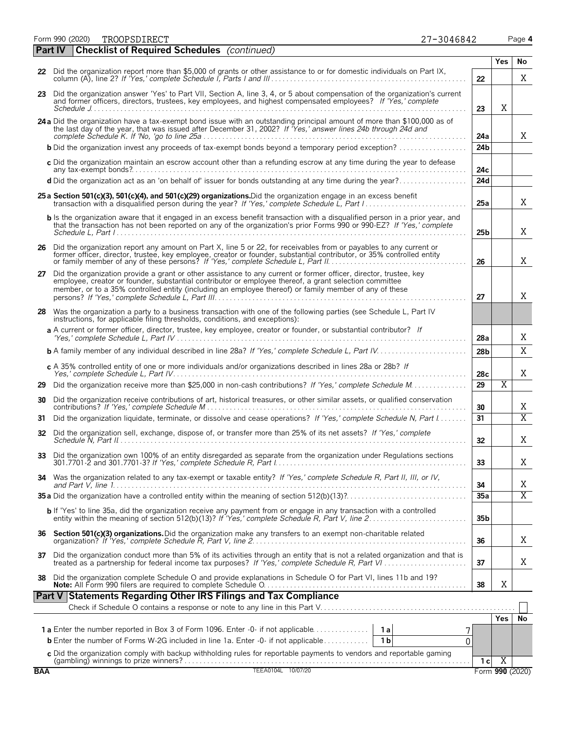Form 990 (2020) TROOPSDIRECT 27-3046842

## Part IV Checklist of Required Schedules *(continued)*

| | | | Yes | No |
|---|---|---|---|---|
| 22 | Did the organization report more than $5,000 of grants or other assistance to or for domestic individuals on Part IX, column (A), line 2? *If 'Yes,' complete Schedule I, Parts I and III* | 22 | | X |
| 23 | Did the organization answer 'Yes' to Part VII, Section A, line 3, 4, or 5 about compensation of the organization's current and former officers, directors, trustees, key employees, and highest compensated employees? *If 'Yes,' complete Schedule J* | 23 | X | |
| 24a | Did the organization have a tax-exempt bond issue with an outstanding principal amount of more than $100,000 as of the last day of the year, that was issued after December 31, 2002? *If 'Yes,' answer lines 24b through 24d and complete Schedule K. If 'No,' go to line 25a* | 24a | | X |
| b | Did the organization invest any proceeds of tax-exempt bonds beyond a temporary period exception? | 24b | | |
| c | Did the organization maintain an escrow account other than a refunding escrow at any time during the year to defease any tax-exempt bonds? | 24c | | |
| d | Did the organization act as an 'on behalf of' issuer for bonds outstanding at any time during the year? | 24d | | |
| 25a | **Section 501(c)(3), 501(c)(4), and 501(c)(29) organizations.** Did the organization engage in an excess benefit transaction with a disqualified person during the year? *If 'Yes,' complete Schedule L, Part I* | 25a | | X |
| b | Is the organization aware that it engaged in an excess benefit transaction with a disqualified person in a prior year, and that the transaction has not been reported on any of the organization's prior Forms 990 or 990-EZ? *If 'Yes,' complete Schedule L, Part I* | 25b | | X |
| 26 | Did the organization report any amount on Part X, line 5 or 22, for receivables from or payables to any current or former officer, director, trustee, key employee, creator or founder, substantial contributor, or 35% controlled entity or family member of any of these persons? *If 'Yes,' complete Schedule L, Part II* | 26 | | X |
| 27 | Did the organization provide a grant or other assistance to any current or former officer, director, trustee, key employee, creator or founder, substantial contributor or employee thereof, a grant selection committee member, or to a 35% controlled entity (including an employee thereof) or family member of any of these persons? *If 'Yes,' complete Schedule L, Part III* | 27 | | X |
| 28 | Was the organization a party to a business transaction with one of the following parties (see Schedule L, Part IV instructions, for applicable filing thresholds, conditions, and exceptions): | | | |
| a | A current or former officer, director, trustee, key employee, creator or founder, or substantial contributor? *If 'Yes,' complete Schedule L, Part IV* | 28a | | X |
| b | A family member of any individual described in line 28a? *If 'Yes,' complete Schedule L, Part IV* | 28b | | X |
| c | A 35% controlled entity of one or more individuals and/or organizations described in lines 28a or 28b? *If 'Yes,' complete Schedule L, Part IV* | 28c | | X |
| 29 | Did the organization receive more than $25,000 in non-cash contributions? *If 'Yes,' complete Schedule M* | 29 | X | |
| 30 | Did the organization receive contributions of art, historical treasures, or other similar assets, or qualified conservation contributions? *If 'Yes,' complete Schedule M* | 30 | | X |
| 31 | Did the organization liquidate, terminate, or dissolve and cease operations? *If 'Yes,' complete Schedule N, Part I* | 31 | | X |
| 32 | Did the organization sell, exchange, dispose of, or transfer more than 25% of its net assets? *If 'Yes,' complete Schedule N, Part II* | 32 | | X |
| 33 | Did the organization own 100% of an entity disregarded as separate from the organization under Regulations sections 301.7701-2 and 301.7701-3? *If 'Yes,' complete Schedule R, Part I* | 33 | | X |
| 34 | Was the organization related to any tax-exempt or taxable entity? *If 'Yes,' complete Schedule R, Part II, III, or IV, and Part V, line 1* | 34 | | X |
| 35a | Did the organization have a controlled entity within the meaning of section 512(b)(13)? | 35a | | X |
| b | If 'Yes' to line 35a, did the organization receive any payment from or engage in any transaction with a controlled entity within the meaning of section 512(b)(13)? *If 'Yes,' complete Schedule R, Part V, line 2* | 35b | | |
| 36 | **Section 501(c)(3) organizations.** Did the organization make any transfers to an exempt non-charitable related organization? *If 'Yes,' complete Schedule R, Part V, line 2* | 36 | | X |
| 37 | Did the organization conduct more than 5% of its activities through an entity that is not a related organization and that is treated as a partnership for federal income tax purposes? *If 'Yes,' complete Schedule R, Part VI* | 37 | | X |
| 38 | Did the organization complete Schedule O and provide explanations in Schedule O for Part VI, lines 11b and 19? **Note:** All Form 990 filers are required to complete Schedule O. | 38 | X | |

## Part V Statements Regarding Other IRS Filings and Tax Compliance

Check if Schedule O contains a response or note to any line in this Part V ☐

| | | | | | Yes | No |
|---|---|---|---|---|---|---|
| 1a | Enter the number reported in Box 3 of Form 1096. Enter -0- if not applicable | 1a | 7 | | | |
| b | Enter the number of Forms W-2G included in line 1a. Enter -0- if not applicable | 1b | 0 | | | |
| c | Did the organization comply with backup withholding rules for reportable payments to vendors and reportable gaming (gambling) winnings to prize winners? | | | 1c | X | |

BAA TEEA0104L 10/07/20 Form **990** (2020)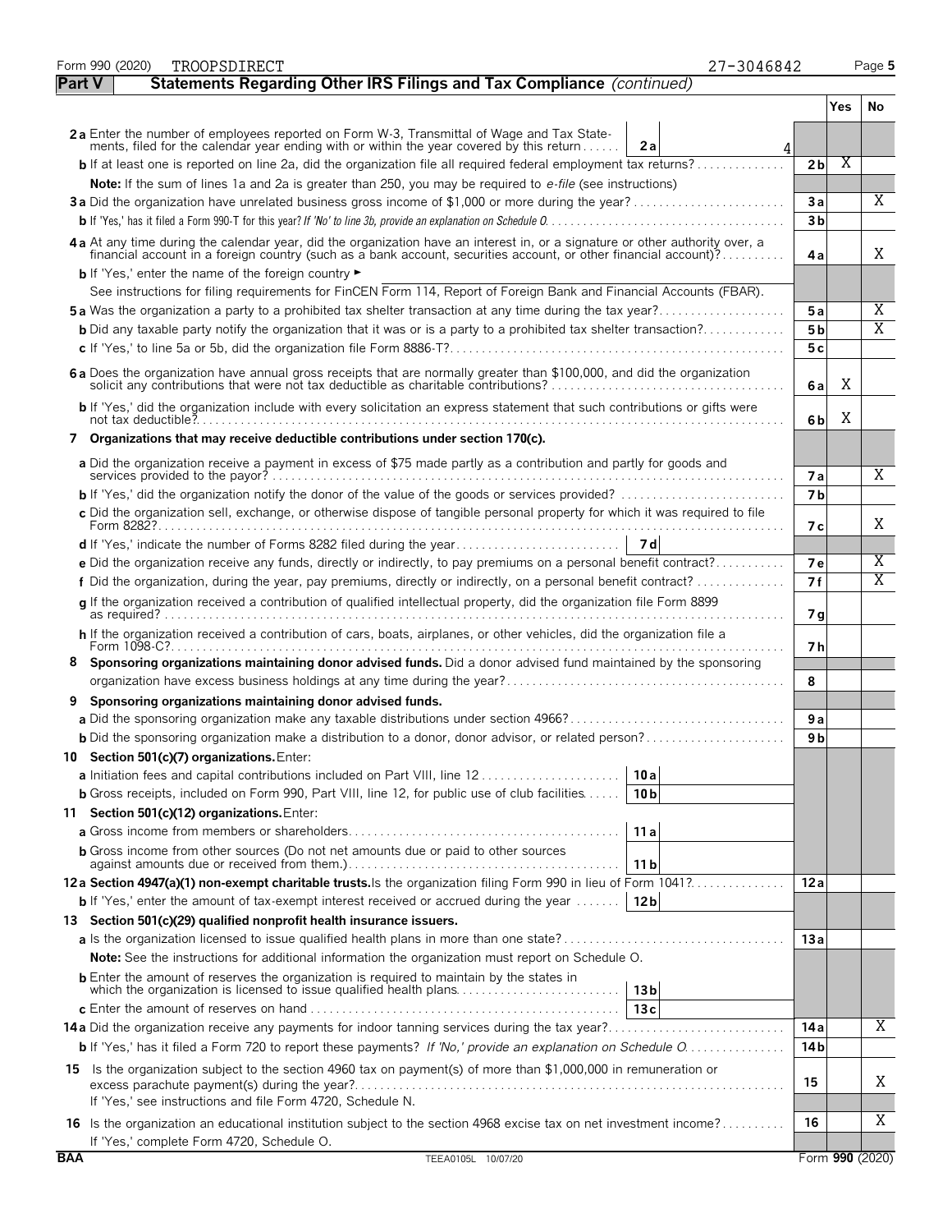Form 990 (2020) TROOPSDIRECT 27-3046842 Page 5

## Part V Statements Regarding Other IRS Filings and Tax Compliance *(continued)*

| | | | | Yes | No |
|---|---|---|---|---|---|
| **2a** Enter the number of employees reported on Form W-3, Transmittal of Wage and Tax Statements, filed for the calendar year ending with or within the year covered by this return | **2a** | 4 | | | |
| **b** If at least one is reported on line 2a, did the organization file all required federal employment tax returns? | | | **2b** | X | |
| **Note:** If the sum of lines 1a and 2a is greater than 250, you may be required to *e-file* (see instructions) | | | | | |
| **3a** Did the organization have unrelated business gross income of $1,000 or more during the year? | | | **3a** | | X |
| **b** If 'Yes,' has it filed a Form 990-T for this year? *If 'No' to line 3b, provide an explanation on Schedule O* | | | **3b** | | |
| **4a** At any time during the calendar year, did the organization have an interest in, or a signature or other authority over, a financial account in a foreign country (such as a bank account, securities account, or other financial account)? | | | **4a** | | X |
| **b** If 'Yes,' enter the name of the foreign country ► | | | | | |
| See instructions for filing requirements for FinCEN Form 114, Report of Foreign Bank and Financial Accounts (FBAR). | | | | | |
| **5a** Was the organization a party to a prohibited tax shelter transaction at any time during the tax year? | | | **5a** | | X |
| **b** Did any taxable party notify the organization that it was or is a party to a prohibited tax shelter transaction? | | | **5b** | | X |
| **c** If 'Yes,' to line 5a or 5b, did the organization file Form 8886-T? | | | **5c** | | |
| **6a** Does the organization have annual gross receipts that are normally greater than $100,000, and did the organization solicit any contributions that were not tax deductible as charitable contributions? | | | **6a** | X | |
| **b** If 'Yes,' did the organization include with every solicitation an express statement that such contributions or gifts were not tax deductible? | | | **6b** | X | |
| **7 Organizations that may receive deductible contributions under section 170(c).** | | | | | |
| **a** Did the organization receive a payment in excess of $75 made partly as a contribution and partly for goods and services provided to the payor? | | | **7a** | | X |
| **b** If 'Yes,' did the organization notify the donor of the value of the goods or services provided? | | | **7b** | | |
| **c** Did the organization sell, exchange, or otherwise dispose of tangible personal property for which it was required to file Form 8282? | | | **7c** | | X |
| **d** If 'Yes,' indicate the number of Forms 8282 filed during the year | **7d** | | | | |
| **e** Did the organization receive any funds, directly or indirectly, to pay premiums on a personal benefit contract? | | | **7e** | | X |
| **f** Did the organization, during the year, pay premiums, directly or indirectly, on a personal benefit contract? | | | **7f** | | X |
| **g** If the organization received a contribution of qualified intellectual property, did the organization file Form 8899 as required? | | | **7g** | | |
| **h** If the organization received a contribution of cars, boats, airplanes, or other vehicles, did the organization file a Form 1098-C? | | | **7h** | | |
| **8 Sponsoring organizations maintaining donor advised funds.** Did a donor advised fund maintained by the sponsoring organization have excess business holdings at any time during the year? | | | **8** | | |
| **9 Sponsoring organizations maintaining donor advised funds.** | | | | | |
| **a** Did the sponsoring organization make any taxable distributions under section 4966? | | | **9a** | | |
| **b** Did the sponsoring organization make a distribution to a donor, donor advisor, or related person? | | | **9b** | | |
| **10 Section 501(c)(7) organizations.** Enter: | | | | | |
| **a** Initiation fees and capital contributions included on Part VIII, line 12 | **10a** | | | | |
| **b** Gross receipts, included on Form 990, Part VIII, line 12, for public use of club facilities | **10b** | | | | |
| **11 Section 501(c)(12) organizations.** Enter: | | | | | |
| **a** Gross income from members or shareholders | **11a** | | | | |
| **b** Gross income from other sources (Do not net amounts due or paid to other sources against amounts due or received from them.) | **11b** | | | | |
| **12a Section 4947(a)(1) non-exempt charitable trusts.** Is the organization filing Form 990 in lieu of Form 1041? | | | **12a** | | |
| **b** If 'Yes,' enter the amount of tax-exempt interest received or accrued during the year | **12b** | | | | |
| **13 Section 501(c)(29) qualified nonprofit health insurance issuers.** | | | | | |
| **a** Is the organization licensed to issue qualified health plans in more than one state? | | | **13a** | | |
| **Note:** See the instructions for additional information the organization must report on Schedule O. | | | | | |
| **b** Enter the amount of reserves the organization is required to maintain by the states in which the organization is licensed to issue qualified health plans | **13b** | | | | |
| **c** Enter the amount of reserves on hand | **13c** | | | | |
| **14a** Did the organization receive any payments for indoor tanning services during the tax year? | | | **14a** | | X |
| **b** If 'Yes,' has it filed a Form 720 to report these payments? *If 'No,' provide an explanation on Schedule O* | | | **14b** | | |
| **15** Is the organization subject to the section 4960 tax on payment(s) of more than $1,000,000 in remuneration or excess parachute payment(s) during the year? | | | **15** | | X |
| If 'Yes,' see instructions and file Form 4720, Schedule N. | | | | | |
| **16** Is the organization an educational institution subject to the section 4968 excise tax on net investment income? | | | **16** | | X |
| If 'Yes,' complete Form 4720, Schedule O. | | | | | |

BAA TEEA0105L 10/07/20 Form **990** (2020)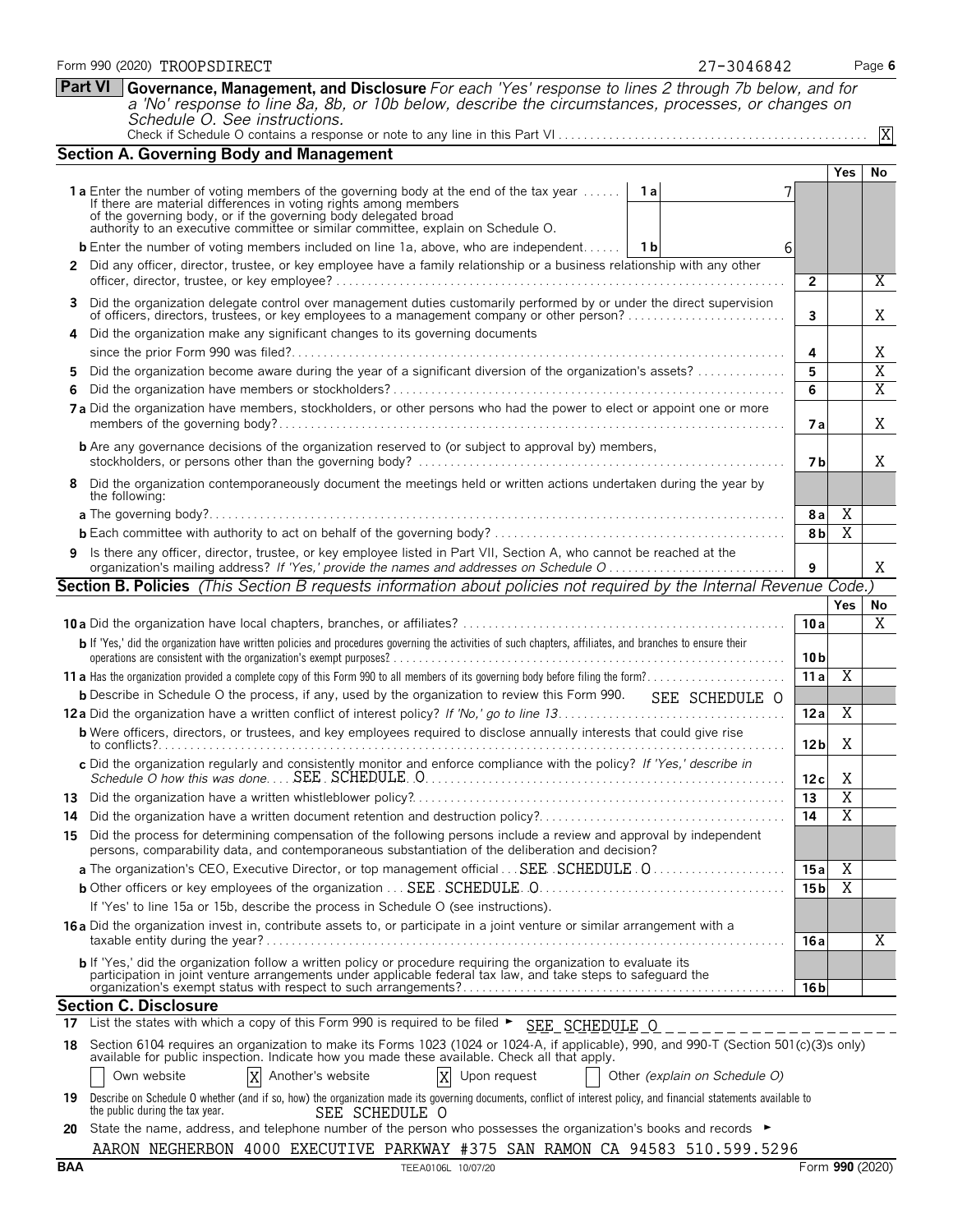Form 990 (2020) TROOPSDIRECT 27-3046842

## Part VI Governance, Management, and Disclosure

*For each 'Yes' response to lines 2 through 7b below, and for a 'No' response to line 8a, 8b, or 10b below, describe the circumstances, processes, or changes on Schedule O. See instructions.*

Check if Schedule O contains a response or note to any line in this Part VI . . . . . . . . . X

### Section A. Governing Body and Management

| | | | Yes | No |
|---|---|---|---|---|
| **1a** Enter the number of voting members of the governing body at the end of the tax year . . . . . . If there are material differences in voting rights among members of the governing body, or if the governing body delegated broad authority to an executive committee or similar committee, explain on Schedule O. | 1a 7 | | | |
| **b** Enter the number of voting members included on line 1a, above, who are independent . . . . . . | 1b 6 | | | |
| **2** Did any officer, director, trustee, or key employee have a family relationship or a business relationship with any other officer, director, trustee, or key employee? | | 2 | | X |
| **3** Did the organization delegate control over management duties customarily performed by or under the direct supervision of officers, directors, trustees, or key employees to a management company or other person? | | 3 | | X |
| **4** Did the organization make any significant changes to its governing documents since the prior Form 990 was filed? | | 4 | | X |
| **5** Did the organization become aware during the year of a significant diversion of the organization's assets? | | 5 | | X |
| **6** Did the organization have members or stockholders? | | 6 | | X |
| **7a** Did the organization have members, stockholders, or other persons who had the power to elect or appoint one or more members of the governing body? | | 7a | | X |
| **b** Are any governance decisions of the organization reserved to (or subject to approval by) members, stockholders, or persons other than the governing body? | | 7b | | X |
| **8** Did the organization contemporaneously document the meetings held or written actions undertaken during the year by the following: | | | | |
| **a** The governing body? | | 8a | X | |
| **b** Each committee with authority to act on behalf of the governing body? | | 8b | X | |
| **9** Is there any officer, director, trustee, or key employee listed in Part VII, Section A, who cannot be reached at the organization's mailing address? *If 'Yes,' provide the names and addresses on Schedule O* | | 9 | | X |

### Section B. Policies *(This Section B requests information about policies not required by the Internal Revenue Code.)*

| | | Yes | No |
|---|---|---|---|
| **10a** Did the organization have local chapters, branches, or affiliates? | 10a | | X |
| **b** If 'Yes,' did the organization have written policies and procedures governing the activities of such chapters, affiliates, and branches to ensure their operations are consistent with the organization's exempt purposes? | 10b | | |
| **11a** Has the organization provided a complete copy of this Form 990 to all members of its governing body before filing the form? | 11a | X | |
| **b** Describe in Schedule O the process, if any, used by the organization to review this Form 990. SEE SCHEDULE O | | | |
| **12a** Did the organization have a written conflict of interest policy? *If 'No,' go to line 13* | 12a | X | |
| **b** Were officers, directors, or trustees, and key employees required to disclose annually interests that could give rise to conflicts? | 12b | X | |
| **c** Did the organization regularly and consistently monitor and enforce compliance with the policy? *If 'Yes,' describe in Schedule O how this was done* SEE SCHEDULE O | 12c | X | |
| **13** Did the organization have a written whistleblower policy? | 13 | X | |
| **14** Did the organization have a written document retention and destruction policy? | 14 | X | |
| **15** Did the process for determining compensation of the following persons include a review and approval by independent persons, comparability data, and contemporaneous substantiation of the deliberation and decision? | | | |
| **a** The organization's CEO, Executive Director, or top management official SEE SCHEDULE O | 15a | X | |
| **b** Other officers or key employees of the organization SEE SCHEDULE O | 15b | X | |
| If 'Yes' to line 15a or 15b, describe the process in Schedule O (see instructions). | | | |
| **16a** Did the organization invest in, contribute assets to, or participate in a joint venture or similar arrangement with a taxable entity during the year? | 16a | | X |
| **b** If 'Yes,' did the organization follow a written policy or procedure requiring the organization to evaluate its participation in joint venture arrangements under applicable federal tax law, and take steps to safeguard the organization's exempt status with respect to such arrangements? | 16b | | |

### Section C. Disclosure

**17** List the states with which a copy of this Form 990 is required to be filed ► SEE SCHEDULE O

**18** Section 6104 requires an organization to make its Forms 1023 (1024 or 1024-A, if applicable), 990, and 990-T (Section 501(c)(3)s only) available for public inspection. Indicate how you made these available. Check all that apply.

☐ Own website ☒ Another's website ☒ Upon request ☐ Other *(explain on Schedule O)*

**19** Describe on Schedule O whether (and if so, how) the organization made its governing documents, conflict of interest policy, and financial statements available to the public during the tax year. SEE SCHEDULE O

**20** State the name, address, and telephone number of the person who possesses the organization's books and records ►

AARON NEGHERBON 4000 EXECUTIVE PARKWAY #375 SAN RAMON CA 94583 510.599.5296

BAA TEEA0106L 10/07/20 Form **990** (2020)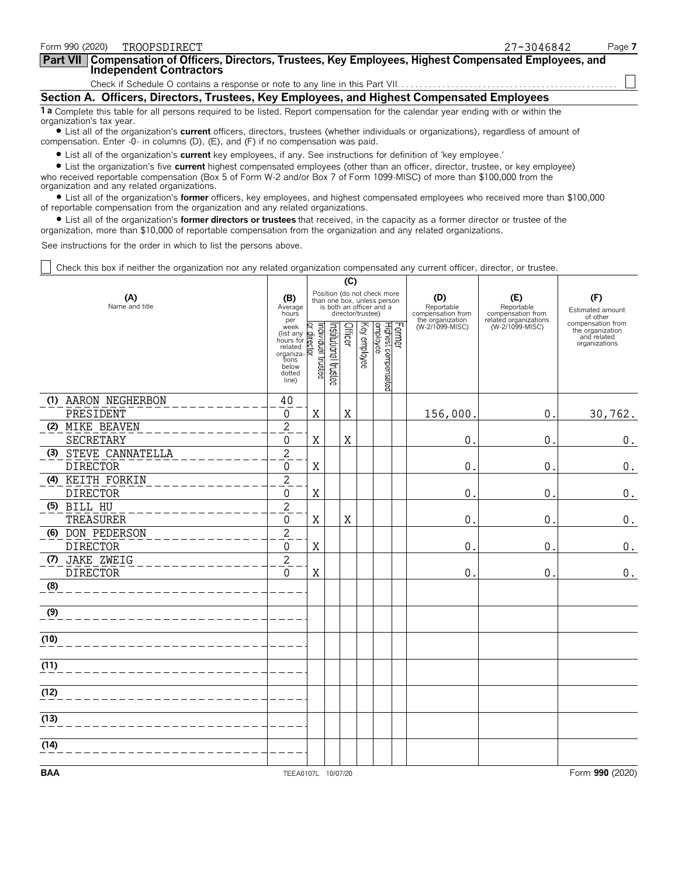Form 990 (2020) TROOPSDIRECT 27-3046842

**Part VII Compensation of Officers, Directors, Trustees, Key Employees, Highest Compensated Employees, and Independent Contractors**

Check if Schedule O contains a response or note to any line in this Part VII. ☐

## Section A. Officers, Directors, Trustees, Key Employees, and Highest Compensated Employees

**1 a** Complete this table for all persons required to be listed. Report compensation for the calendar year ending with or within the organization's tax year.

- List all of the organization's **current** officers, directors, trustees (whether individuals or organizations), regardless of amount of compensation. Enter -0- in columns (D), (E), and (F) if no compensation was paid.
- List all of the organization's **current** key employees, if any. See instructions for definition of 'key employee.'
- List the organization's five **current** highest compensated employees (other than an officer, director, trustee, or key employee) who received reportable compensation (Box 5 of Form W-2 and/or Box 7 of Form 1099-MISC) of more than $100,000 from the organization and any related organizations.
- List all of the organization's **former** officers, key employees, and highest compensated employees who received more than $100,000 of reportable compensation from the organization and any related organizations.
- List all of the organization's **former directors or trustees** that received, in the capacity as a former director or trustee of the organization, more than $10,000 of reportable compensation from the organization and any related organizations.

See instructions for the order in which to list the persons above.

☐ Check this box if neither the organization nor any related organization compensated any current officer, director, or trustee.

| (A) Name and title | (B) Average hours per week (list any hours for related organizations below dotted line) | (C) Position: Individual trustee or director | Institutional trustee | Officer | Key employee | Highest compensated employee | Former | (D) Reportable compensation from the organization (W-2/1099-MISC) | (E) Reportable compensation from related organizations (W-2/1099-MISC) | (F) Estimated amount of other compensation from the organization and related organizations |
|---|---|---|---|---|---|---|---|---|---|---|
| (1) AARON NEGHERBON<br>PRESIDENT | 40<br>0 | X | | X | | | | 156,000. | 0. | 30,762. |
| (2) MIKE BEAVEN<br>SECRETARY | 2<br>0 | X | | X | | | | 0. | 0. | 0. |
| (3) STEVE CANNATELLA<br>DIRECTOR | 2<br>0 | X | | | | | | 0. | 0. | 0. |
| (4) KEITH FORKIN<br>DIRECTOR | 2<br>0 | X | | | | | | 0. | 0. | 0. |
| (5) BILL HU<br>TREASURER | 2<br>0 | X | | X | | | | 0. | 0. | 0. |
| (6) DON PEDERSON<br>DIRECTOR | 2<br>0 | X | | | | | | 0. | 0. | 0. |
| (7) JAKE ZWEIG<br>DIRECTOR | 2<br>0 | X | | | | | | 0. | 0. | 0. |
| (8) | | | | | | | | | | |
| (9) | | | | | | | | | | |
| (10) | | | | | | | | | | |
| (11) | | | | | | | | | | |
| (12) | | | | | | | | | | |
| (13) | | | | | | | | | | |
| (14) | | | | | | | | | | |

BAA TEEA0107L 10/07/20 Form **990** (2020)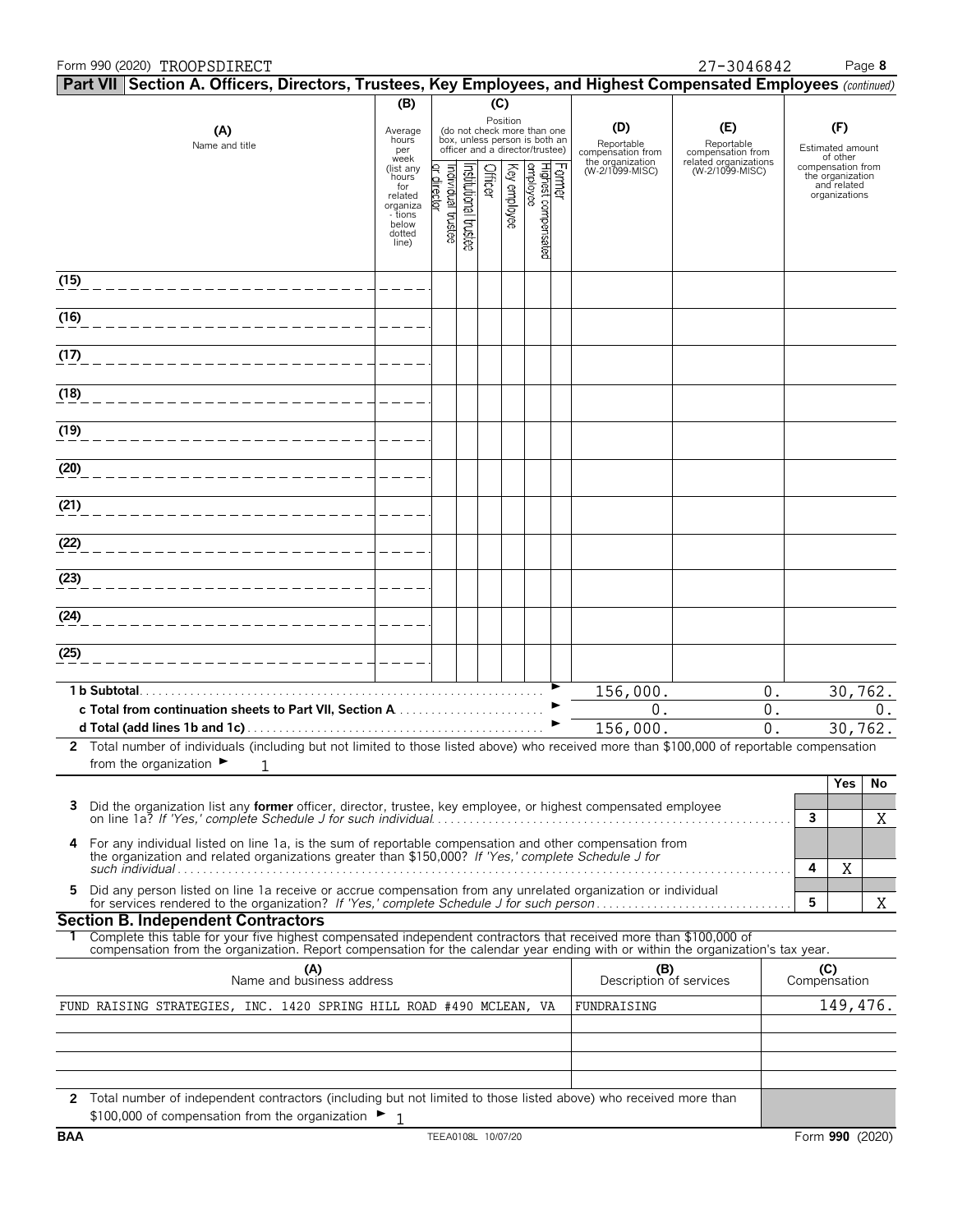Form 990 (2020) TROOPSDIRECT 27-3046842

## Part VII Section A. Officers, Directors, Trustees, Key Employees, and Highest Compensated Employees *(continued)*

| (A) Name and title | (B) Average hours per week (list any hours for related organizations below dotted line) | (C) Position (do not check more than one box, unless person is both an officer and a director/trustee): Individual trustee or director | Institutional trustee | Officer | Key employee | Highest compensated employee | Former | (D) Reportable compensation from the organization (W-2/1099-MISC) | (E) Reportable compensation from related organizations (W-2/1099-MISC) | (F) Estimated amount of other compensation from the organization and related organizations |
|---|---|---|---|---|---|---|---|---|---|---|
| (15) | | | | | | | | | | |
| (16) | | | | | | | | | | |
| (17) | | | | | | | | | | |
| (18) | | | | | | | | | | |
| (19) | | | | | | | | | | |
| (20) | | | | | | | | | | |
| (21) | | | | | | | | | | |
| (22) | | | | | | | | | | |
| (23) | | | | | | | | | | |
| (24) | | | | | | | | | | |
| (25) | | | | | | | | | | |
| **1 b Subtotal** | | | | | | | | 156,000. | 0. | 30,762. |
| **c Total from continuation sheets to Part VII, Section A** | | | | | | | | 0. | 0. | 0. |
| **d Total (add lines 1b and 1c)** | | | | | | | | 156,000. | 0. | 30,762. |

**2** Total number of individuals (including but not limited to those listed above) who received more than $100,000 of reportable compensation from the organization ► 1

| | | Yes | No |
|---|---|---|---|
| **3** Did the organization list any **former** officer, director, trustee, key employee, or highest compensated employee on line 1a? *If 'Yes,' complete Schedule J for such individual* | 3 | | X |
| **4** For any individual listed on line 1a, is the sum of reportable compensation and other compensation from the organization and related organizations greater than $150,000? *If 'Yes,' complete Schedule J for such individual* | 4 | X | |
| **5** Did any person listed on line 1a receive or accrue compensation from any unrelated organization or individual for services rendered to the organization? *If 'Yes,' complete Schedule J for such person* | 5 | | X |

### Section B. Independent Contractors

**1** Complete this table for your five highest compensated independent contractors that received more than $100,000 of compensation from the organization. Report compensation for the calendar year ending with or within the organization's tax year.

| (A) Name and business address | (B) Description of services | (C) Compensation |
|---|---|---|
| FUND RAISING STRATEGIES, INC. 1420 SPRING HILL ROAD #490 MCLEAN, VA | FUNDRAISING | 149,476. |
| | | |
| | | |
| | | |
| | | |

**2** Total number of independent contractors (including but not limited to those listed above) who received more than $100,000 of compensation from the organization ► 1

BAA TEEA0108L 10/07/20 Form **990** (2020)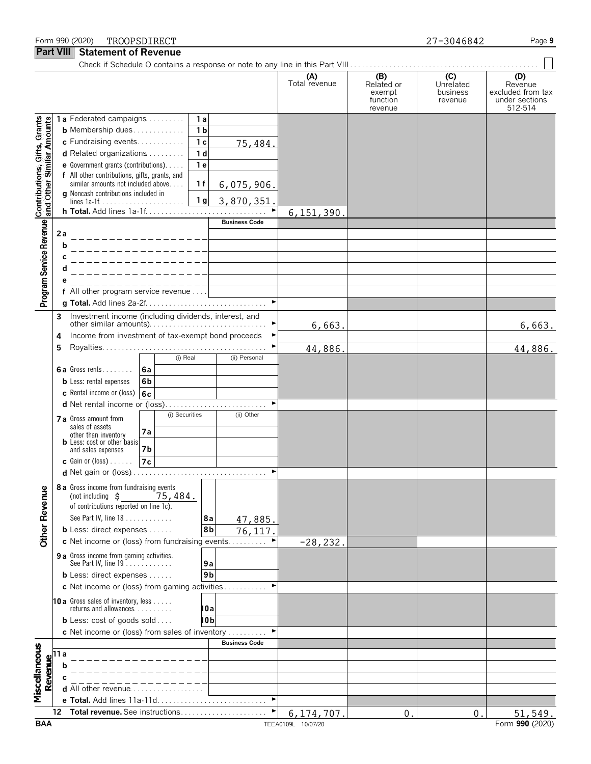Form 990 (2020) TROOPSDIRECT 27-3046842

## Part VIII Statement of Revenue

Check if Schedule O contains a response or note to any line in this Part VIII . . . . . ☐

| | | | (A) Total revenue | (B) Related or exempt function revenue | (C) Unrelated business revenue | (D) Revenue excluded from tax under sections 512-514 |
|---|---|---|---|---|---|---|
| **Contributions, Gifts, Grants and Other Similar Amounts** | | | | | | |
| 1a Federated campaigns | 1a | | | | | |
| b Membership dues | 1b | | | | | |
| c Fundraising events | 1c | 75,484. | | | | |
| d Related organizations | 1d | | | | | |
| e Government grants (contributions) | 1e | | | | | |
| f All other contributions, gifts, grants, and similar amounts not included above | 1f | 6,075,906. | | | | |
| g Noncash contributions included in lines 1a-1f | 1g | 3,870,351. | | | | |
| h **Total.** Add lines 1a-1f | | ► | 6,151,390. | | | |
| **Program Service Revenue** | | **Business Code** | | | | |
| 2a | | | | | | |
| b | | | | | | |
| c | | | | | | |
| d | | | | | | |
| e | | | | | | |
| f All other program service revenue | | | | | | |
| g **Total.** Add lines 2a-2f | | ► | | | | |
| **Other Revenue** | | | | | | |
| 3 Investment income (including dividends, interest, and other similar amounts) | | ► | 6,663. | | | 6,663. |
| 4 Income from investment of tax-exempt bond proceeds | | ► | | | | |
| 5 Royalties | | ► | 44,886. | | | 44,886. |
| | (i) Real | (ii) Personal | | | | |
| 6a Gross rents | 6a | | | | | |
| b Less: rental expenses | 6b | | | | | |
| c Rental income or (loss) | 6c | | | | | |
| d Net rental income or (loss) | | ► | | | | |
| | (i) Securities | (ii) Other | | | | |
| 7a Gross amount from sales of assets other than inventory | 7a | | | | | |
| b Less: cost or other basis and sales expenses | 7b | | | | | |
| c Gain or (loss) | 7c | | | | | |
| d Net gain or (loss) | | ► | | | | |
| 8a Gross income from fundraising events (not including $ 75,484. of contributions reported on line 1c). See Part IV, line 18 | 8a | 47,885. | | | | |
| b Less: direct expenses | 8b | 76,117. | | | | |
| c Net income or (loss) from fundraising events | | ► | -28,232. | | | |
| 9a Gross income from gaming activities. See Part IV, line 19 | 9a | | | | | |
| b Less: direct expenses | 9b | | | | | |
| c Net income or (loss) from gaming activities | | ► | | | | |
| 10a Gross sales of inventory, less returns and allowances | 10a | | | | | |
| b Less: cost of goods sold | 10b | | | | | |
| c Net income or (loss) from sales of inventory | | ► | | | | |
| **Miscellaneous Revenue** | | **Business Code** | | | | |
| 11a | | | | | | |
| b | | | | | | |
| c | | | | | | |
| d All other revenue | | | | | | |
| e **Total.** Add lines 11a-11d | | ► | | | | |
| 12 **Total revenue.** See instructions | | ► | 6,174,707. | 0. | 0. | 51,549. |

BAA TEEA0109L 10/07/20 Form **990** (2020)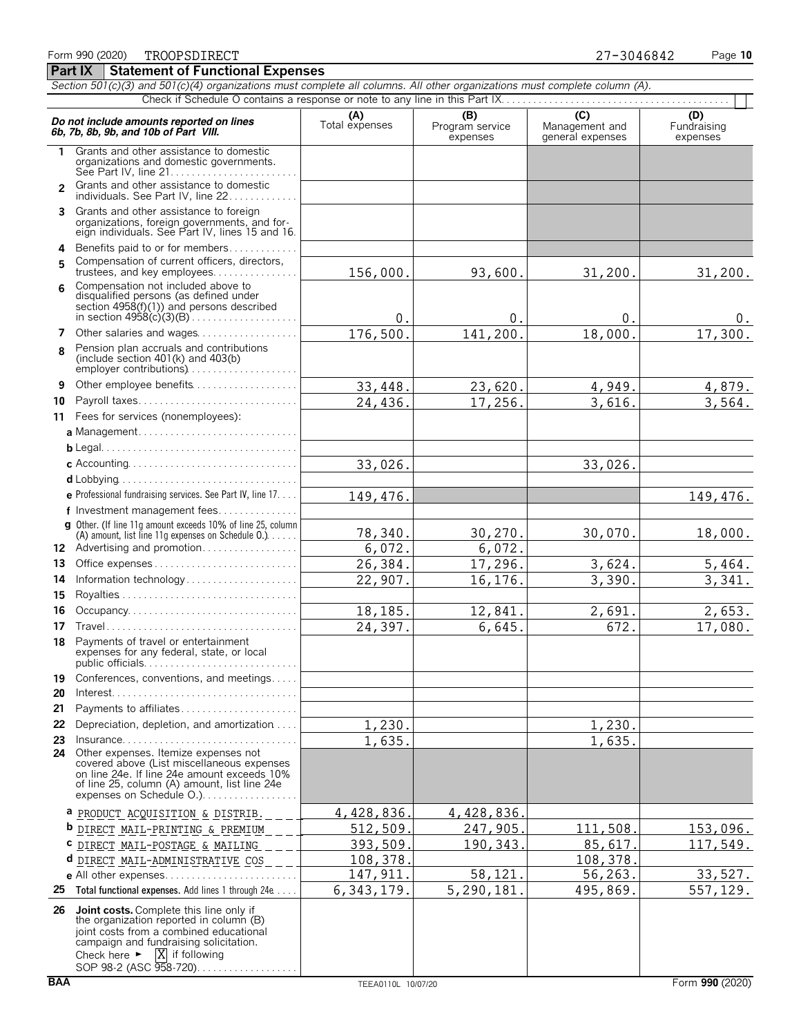Form 990 (2020) TROOPSDIRECT 27-3046842

## Part IX Statement of Functional Expenses

*Section 501(c)(3) and 501(c)(4) organizations must complete all columns. All other organizations must complete column (A).*

Check if Schedule O contains a response or note to any line in this Part IX . . . . . . . . . . ☐

| *Do not include amounts reported on lines 6b, 7b, 8b, 9b, and 10b of Part VIII.* | (A) Total expenses | (B) Program service expenses | (C) Management and general expenses | (D) Fundraising expenses |
|---|---|---|---|---|
| 1 Grants and other assistance to domestic organizations and domestic governments. See Part IV, line 21 | | | | |
| 2 Grants and other assistance to domestic individuals. See Part IV, line 22 | | | | |
| 3 Grants and other assistance to foreign organizations, foreign governments, and foreign individuals. See Part IV, lines 15 and 16 | | | | |
| 4 Benefits paid to or for members | | | | |
| 5 Compensation of current officers, directors, trustees, and key employees | 156,000. | 93,600. | 31,200. | 31,200. |
| 6 Compensation not included above to disqualified persons (as defined under section 4958(f)(1)) and persons described in section 4958(c)(3)(B) | 0. | 0. | 0. | 0. |
| 7 Other salaries and wages | 176,500. | 141,200. | 18,000. | 17,300. |
| 8 Pension plan accruals and contributions (include section 401(k) and 403(b) employer contributions) | | | | |
| 9 Other employee benefits | 33,448. | 23,620. | 4,949. | 4,879. |
| 10 Payroll taxes | 24,436. | 17,256. | 3,616. | 3,564. |
| 11 Fees for services (nonemployees): | | | | |
| a Management | | | | |
| b Legal | | | | |
| c Accounting | 33,026. | | 33,026. | |
| d Lobbying | | | | |
| e Professional fundraising services. See Part IV, line 17 | 149,476. | | | 149,476. |
| f Investment management fees | | | | |
| g Other. (If line 11g amount exceeds 10% of line 25, column (A) amount, list line 11g expenses on Schedule O.) | 78,340. | 30,270. | 30,070. | 18,000. |
| 12 Advertising and promotion | 6,072. | 6,072. | | |
| 13 Office expenses | 26,384. | 17,296. | 3,624. | 5,464. |
| 14 Information technology | 22,907. | 16,176. | 3,390. | 3,341. |
| 15 Royalties | | | | |
| 16 Occupancy | 18,185. | 12,841. | 2,691. | 2,653. |
| 17 Travel | 24,397. | 6,645. | 672. | 17,080. |
| 18 Payments of travel or entertainment expenses for any federal, state, or local public officials | | | | |
| 19 Conferences, conventions, and meetings | | | | |
| 20 Interest | | | | |
| 21 Payments to affiliates | | | | |
| 22 Depreciation, depletion, and amortization | 1,230. | | 1,230. | |
| 23 Insurance | 1,635. | | 1,635. | |
| 24 Other expenses. Itemize expenses not covered above (List miscellaneous expenses on line 24e. If line 24e amount exceeds 10% of line 25, column (A) amount, list line 24e expenses on Schedule O.) | | | | |
| a PRODUCT ACQUISITION & DISTRIB. | 4,428,836. | 4,428,836. | | |
| b DIRECT MAIL-PRINTING & PREMIUM | 512,509. | 247,905. | 111,508. | 153,096. |
| c DIRECT MAIL-POSTAGE & MAILING | 393,509. | 190,343. | 85,617. | 117,549. |
| d DIRECT MAIL-ADMINISTRATIVE COS | 108,378. | | 108,378. | |
| e All other expenses | 147,911. | 58,121. | 56,263. | 33,527. |
| 25 **Total functional expenses.** Add lines 1 through 24e | 6,343,179. | 5,290,181. | 495,869. | 557,129. |
| 26 **Joint costs.** Complete this line only if the organization reported in column (B) joint costs from a combined educational campaign and fundraising solicitation. Check here ► [X] if following SOP 98-2 (ASC 958-720) | | | | |

BAA TEEA0110L 10/07/20 Form **990** (2020)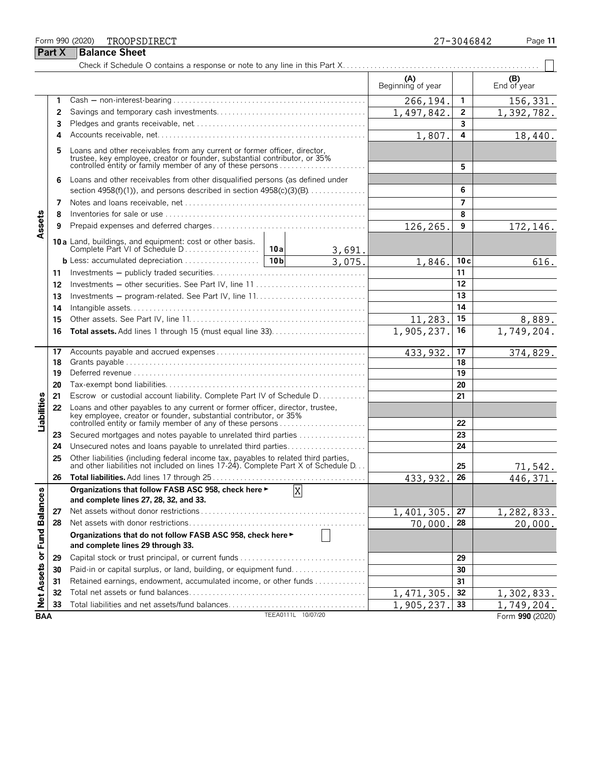Form 990 (2020) TROOPSDIRECT 27-3046842

## Part X Balance Sheet

Check if Schedule O contains a response or note to any line in this Part X. . . . . . . . . . . . . . . . . . . . . . . . . . . . . . . . . . . . . . . . . . . . . . . . . . ☐

| | | | (A) Beginning of year | | (B) End of year |
|---|---|---|---|---|---|
| **Assets** | 1 | Cash — non-interest-bearing | 266,194. | 1 | 156,331. |
| | 2 | Savings and temporary cash investments | 1,497,842. | 2 | 1,392,782. |
| | 3 | Pledges and grants receivable, net | | 3 | |
| | 4 | Accounts receivable, net | 1,807. | 4 | 18,440. |
| | 5 | Loans and other receivables from any current or former officer, director, trustee, key employee, creator or founder, substantial contributor, or 35% controlled entity or family member of any of these persons | | 5 | |
| | 6 | Loans and other receivables from other disqualified persons (as defined under section 4958(f)(1)), and persons described in section 4958(c)(3)(B) | | 6 | |
| | 7 | Notes and loans receivable, net | | 7 | |
| | 8 | Inventories for sale or use | | 8 | |
| | 9 | Prepaid expenses and deferred charges | 126,265. | 9 | 172,146. |
| | 10a | Land, buildings, and equipment: cost or other basis. Complete Part VI of Schedule D . . . 10a 3,691. | | | |
| | b | Less: accumulated depreciation . . . 10b 3,075. | 1,846. | 10c | 616. |
| | 11 | Investments — publicly traded securities | | 11 | |
| | 12 | Investments — other securities. See Part IV, line 11 | | 12 | |
| | 13 | Investments — program-related. See Part IV, line 11 | | 13 | |
| | 14 | Intangible assets | | 14 | |
| | 15 | Other assets. See Part IV, line 11 | 11,283. | 15 | 8,889. |
| | 16 | **Total assets.** Add lines 1 through 15 (must equal line 33) | 1,905,237. | 16 | 1,749,204. |
| **Liabilities** | 17 | Accounts payable and accrued expenses | 433,932. | 17 | 374,829. |
| | 18 | Grants payable | | 18 | |
| | 19 | Deferred revenue | | 19 | |
| | 20 | Tax-exempt bond liabilities | | 20 | |
| | 21 | Escrow or custodial account liability. Complete Part IV of Schedule D | | 21 | |
| | 22 | Loans and other payables to any current or former officer, director, trustee, key employee, creator or founder, substantial contributor, or 35% controlled entity or family member of any of these persons | | 22 | |
| | 23 | Secured mortgages and notes payable to unrelated third parties | | 23 | |
| | 24 | Unsecured notes and loans payable to unrelated third parties | | 24 | |
| | 25 | Other liabilities (including federal income tax, payables to related third parties, and other liabilities not included on lines 17-24). Complete Part X of Schedule D | | 25 | 71,542. |
| | 26 | **Total liabilities.** Add lines 17 through 25 | 433,932. | 26 | 446,371. |
| **Net Assets or Fund Balances** | | **Organizations that follow FASB ASC 958, check here ► [X] and complete lines 27, 28, 32, and 33.** | | | |
| | 27 | Net assets without donor restrictions | 1,401,305. | 27 | 1,282,833. |
| | 28 | Net assets with donor restrictions | 70,000. | 28 | 20,000. |
| | | **Organizations that do not follow FASB ASC 958, check here ► [ ] and complete lines 29 through 33.** | | | |
| | 29 | Capital stock or trust principal, or current funds | | 29 | |
| | 30 | Paid-in or capital surplus, or land, building, or equipment fund | | 30 | |
| | 31 | Retained earnings, endowment, accumulated income, or other funds | | 31 | |
| | 32 | Total net assets or fund balances | 1,471,305. | 32 | 1,302,833. |
| | 33 | Total liabilities and net assets/fund balances | 1,905,237. | 33 | 1,749,204. |

BAA TEEA0111L 10/07/20 Form **990** (2020)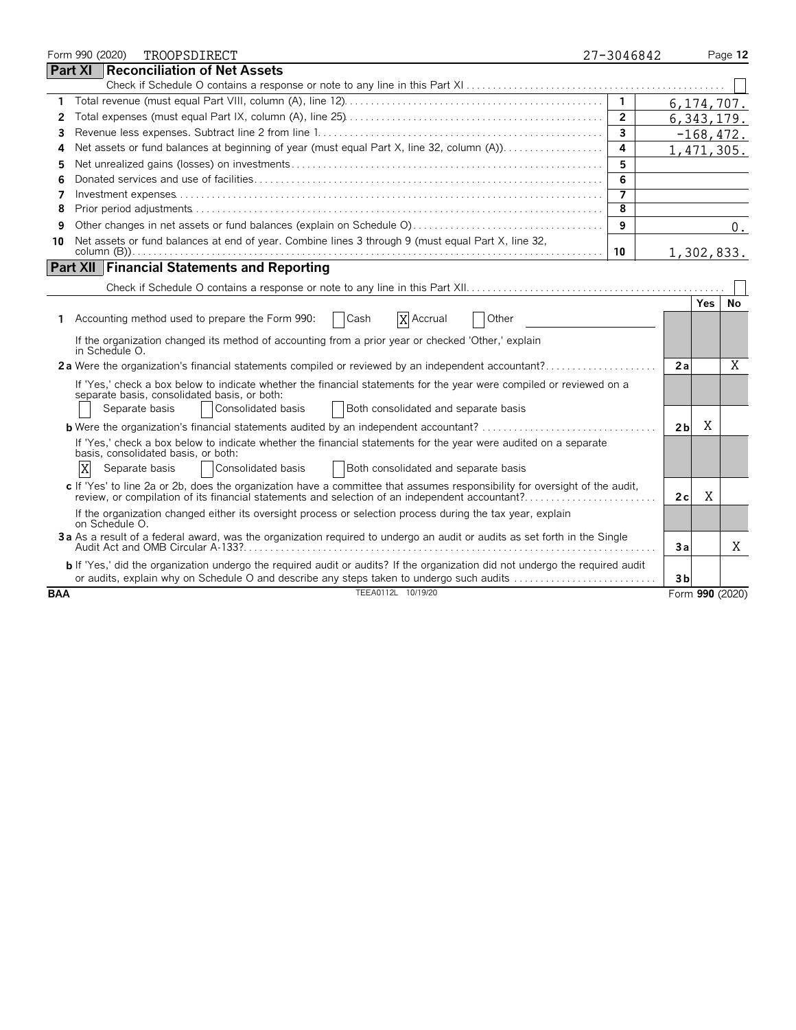Form 990 (2020) TROOPSDIRECT 27-3046842

## Part XI Reconciliation of Net Assets

Check if Schedule O contains a response or note to any line in this Part XI ☐

| | | | |
|---|---|---|---|
| 1 | Total revenue (must equal Part VIII, column (A), line 12) | 1 | 6,174,707. |
| 2 | Total expenses (must equal Part IX, column (A), line 25) | 2 | 6,343,179. |
| 3 | Revenue less expenses. Subtract line 2 from line 1 | 3 | -168,472. |
| 4 | Net assets or fund balances at beginning of year (must equal Part X, line 32, column (A)) | 4 | 1,471,305. |
| 5 | Net unrealized gains (losses) on investments | 5 | |
| 6 | Donated services and use of facilities | 6 | |
| 7 | Investment expenses | 7 | |
| 8 | Prior period adjustments | 8 | |
| 9 | Other changes in net assets or fund balances (explain on Schedule O) | 9 | 0. |
| 10 | Net assets or fund balances at end of year. Combine lines 3 through 9 (must equal Part X, line 32, column (B)) | 10 | 1,302,833. |

## Part XII Financial Statements and Reporting

Check if Schedule O contains a response or note to any line in this Part XII ☐

| | | | Yes | No |
|---|---|---|---|---|
| 1 | Accounting method used to prepare the Form 990: ☐ Cash ☒ Accrual ☐ Other | | | |
| | If the organization changed its method of accounting from a prior year or checked 'Other,' explain in Schedule O. | | | |
| 2a | Were the organization's financial statements compiled or reviewed by an independent accountant? | 2a | | X |
| | If 'Yes,' check a box below to indicate whether the financial statements for the year were compiled or reviewed on a separate basis, consolidated basis, or both: ☐ Separate basis ☐ Consolidated basis ☐ Both consolidated and separate basis | | | |
| b | Were the organization's financial statements audited by an independent accountant? | 2b | X | |
| | If 'Yes,' check a box below to indicate whether the financial statements for the year were audited on a separate basis, consolidated basis, or both: ☒ Separate basis ☐ Consolidated basis ☐ Both consolidated and separate basis | | | |
| c | If 'Yes' to line 2a or 2b, does the organization have a committee that assumes responsibility for oversight of the audit, review, or compilation of its financial statements and selection of an independent accountant? | 2c | X | |
| | If the organization changed either its oversight process or selection process during the tax year, explain on Schedule O. | | | |
| 3a | As a result of a federal award, was the organization required to undergo an audit or audits as set forth in the Single Audit Act and OMB Circular A-133? | 3a | | X |
| b | If 'Yes,' did the organization undergo the required audit or audits? If the organization did not undergo the required audit or audits, explain why on Schedule O and describe any steps taken to undergo such audits | 3b | | |

BAA TEEA0112L 10/19/20 Form 990 (2020)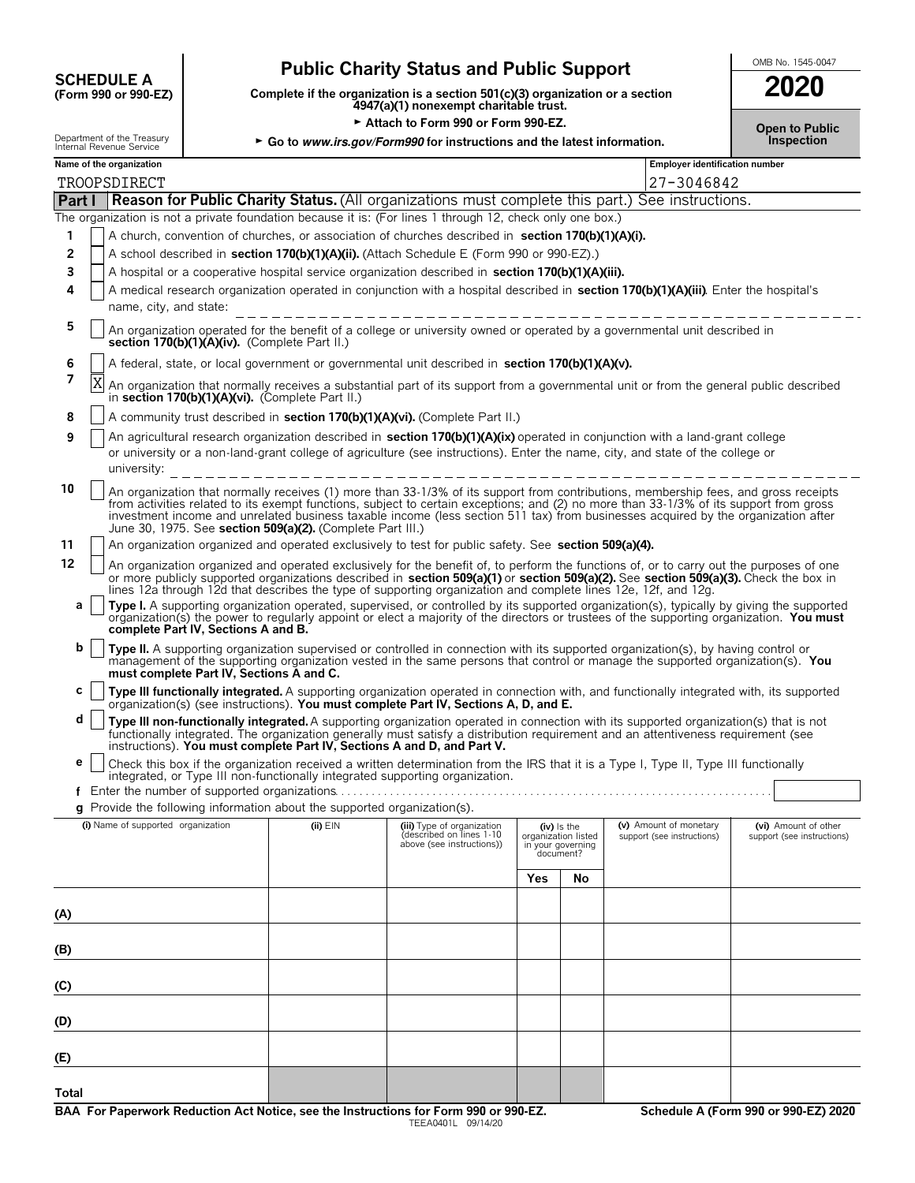**SCHEDULE A (Form 990 or 990-EZ)**

Department of the Treasury Internal Revenue Service

# Public Charity Status and Public Support

**Complete if the organization is a section 501(c)(3) organization or a section 4947(a)(1) nonexempt charitable trust.**

► Attach to Form 990 or Form 990-EZ.

► Go to *www.irs.gov/Form990* for instructions and the latest information.

OMB No. 1545-0047

**2020**

**Open to Public Inspection**

**Name of the organization:** TROOPSDIRECT

**Employer identification number:** 27-3046842

## Part I — Reason for Public Charity Status. (All organizations must complete this part.) See instructions.

The organization is not a private foundation because it is: (For lines 1 through 12, check only one box.)

1. [ ] A church, convention of churches, or association of churches described in **section 170(b)(1)(A)(i).**
2. [ ] A school described in **section 170(b)(1)(A)(ii).** (Attach Schedule E (Form 990 or 990-EZ).)
3. [ ] A hospital or a cooperative hospital service organization described in **section 170(b)(1)(A)(iii).**
4. [ ] A medical research organization operated in conjunction with a hospital described in **section 170(b)(1)(A)(iii)**. Enter the hospital's name, city, and state:
5. [ ] An organization operated for the benefit of a college or university owned or operated by a governmental unit described in **section 170(b)(1)(A)(iv).** (Complete Part II.)
6. [ ] A federal, state, or local government or governmental unit described in **section 170(b)(1)(A)(v).**
7. [X] An organization that normally receives a substantial part of its support from a governmental unit or from the general public described in **section 170(b)(1)(A)(vi).** (Complete Part II.)
8. [ ] A community trust described in **section 170(b)(1)(A)(vi).** (Complete Part II.)
9. [ ] An agricultural research organization described in **section 170(b)(1)(A)(ix)** operated in conjunction with a land-grant college or university or a non-land-grant college of agriculture (see instructions). Enter the name, city, and state of the college or university:
10. [ ] An organization that normally receives (1) more than 33-1/3% of its support from contributions, membership fees, and gross receipts from activities related to its exempt functions, subject to certain exceptions; and (2) no more than 33-1/3% of its support from gross investment income and unrelated business taxable income (less section 511 tax) from businesses acquired by the organization after June 30, 1975. See **section 509(a)(2).** (Complete Part III.)
11. [ ] An organization organized and operated exclusively to test for public safety. See **section 509(a)(4).**
12. [ ] An organization organized and operated exclusively for the benefit of, to perform the functions of, or to carry out the purposes of one or more publicly supported organizations described in **section 509(a)(1)** or **section 509(a)(2).** See **section 509(a)(3).** Check the box in lines 12a through 12d that describes the type of supporting organization and complete lines 12e, 12f, and 12g.
   - **a** [ ] **Type I.** A supporting organization operated, supervised, or controlled by its supported organization(s), typically by giving the supported organization(s) the power to regularly appoint or elect a majority of the directors or trustees of the supporting organization. **You must complete Part IV, Sections A and B.**
   - **b** [ ] **Type II.** A supporting organization supervised or controlled in connection with its supported organization(s), by having control or management of the supporting organization vested in the same persons that control or manage the supported organization(s). **You must complete Part IV, Sections A and C.**
   - **c** [ ] **Type III functionally integrated.** A supporting organization operated in connection with, and functionally integrated with, its supported organization(s) (see instructions). **You must complete Part IV, Sections A, D, and E.**
   - **d** [ ] **Type III non-functionally integrated.** A supporting organization operated in connection with its supported organization(s) that is not functionally integrated. The organization generally must satisfy a distribution requirement and an attentiveness requirement (see instructions). **You must complete Part IV, Sections A and D, and Part V.**
   - **e** [ ] Check this box if the organization received a written determination from the IRS that it is a Type I, Type II, Type III functionally integrated, or Type III non-functionally integrated supporting organization.
   - **f** Enter the number of supported organizations
   - **g** Provide the following information about the supported organization(s).

| (i) Name of supported organization | (ii) EIN | (iii) Type of organization (described on lines 1-10 above (see instructions)) | (iv) Is the organization listed in your governing document? | | (v) Amount of monetary support (see instructions) | (vi) Amount of other support (see instructions) |
|---|---|---|---|---|---|---|
| | | | Yes | No | | |
| (A) | | | | | | |
| (B) | | | | | | |
| (C) | | | | | | |
| (D) | | | | | | |
| (E) | | | | | | |
| Total | | | | | | |

**BAA For Paperwork Reduction Act Notice, see the Instructions for Form 990 or 990-EZ.** TEEA0401L 09/14/20 **Schedule A (Form 990 or 990-EZ) 2020**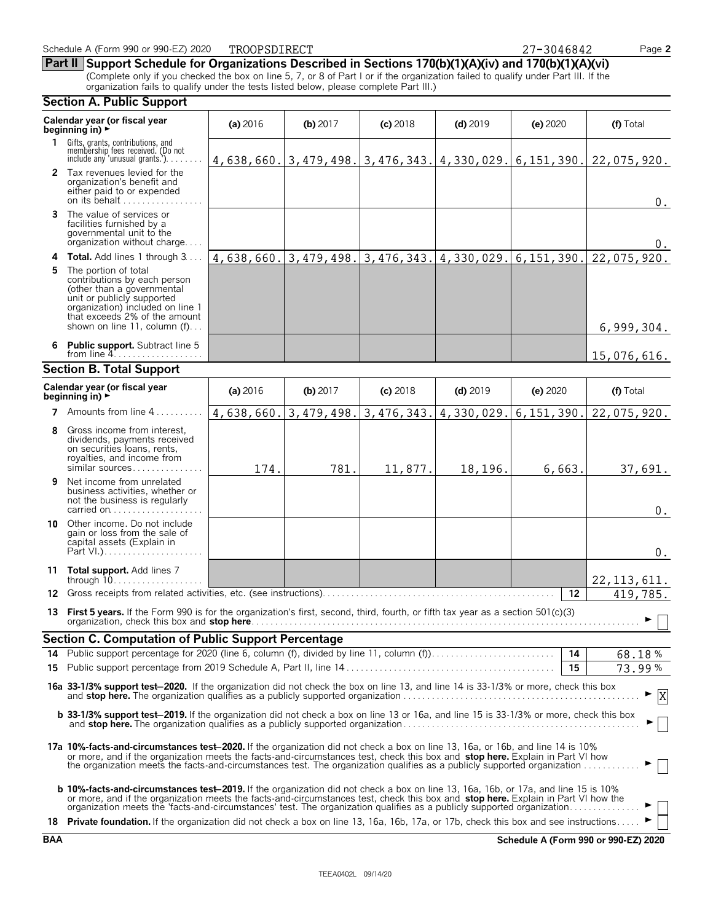Schedule A (Form 990 or 990-EZ) 2020 TROOPSDIRECT 27-3046842

## Part II Support Schedule for Organizations Described in Sections 170(b)(1)(A)(iv) and 170(b)(1)(A)(vi)

(Complete only if you checked the box on line 5, 7, or 8 of Part I or if the organization failed to qualify under Part III. If the organization fails to qualify under the tests listed below, please complete Part III.)

### Section A. Public Support

| Calendar year (or fiscal year beginning in) ► | (a) 2016 | (b) 2017 | (c) 2018 | (d) 2019 | (e) 2020 | (f) Total |
|---|---|---|---|---|---|---|
| 1 Gifts, grants, contributions, and membership fees received. (Do not include any 'unusual grants.') | 4,638,660. | 3,479,498. | 3,476,343. | 4,330,029. | 6,151,390. | 22,075,920. |
| 2 Tax revenues levied for the organization's benefit and either paid to or expended on its behalf | | | | | | 0. |
| 3 The value of services or facilities furnished by a governmental unit to the organization without charge | | | | | | 0. |
| 4 Total. Add lines 1 through 3 | 4,638,660. | 3,479,498. | 3,476,343. | 4,330,029. | 6,151,390. | 22,075,920. |
| 5 The portion of total contributions by each person (other than a governmental unit or publicly supported organization) included on line 1 that exceeds 2% of the amount shown on line 11, column (f) | | | | | | 6,999,304. |
| 6 Public support. Subtract line 5 from line 4 | | | | | | 15,076,616. |

### Section B. Total Support

| Calendar year (or fiscal year beginning in) ► | (a) 2016 | (b) 2017 | (c) 2018 | (d) 2019 | (e) 2020 | (f) Total |
|---|---|---|---|---|---|---|
| 7 Amounts from line 4 | 4,638,660. | 3,479,498. | 3,476,343. | 4,330,029. | 6,151,390. | 22,075,920. |
| 8 Gross income from interest, dividends, payments received on securities loans, rents, royalties, and income from similar sources | 174. | 781. | 11,877. | 18,196. | 6,663. | 37,691. |
| 9 Net income from unrelated business activities, whether or not the business is regularly carried on | | | | | | 0. |
| 10 Other income. Do not include gain or loss from the sale of capital assets (Explain in Part VI.) | | | | | | 0. |
| 11 Total support. Add lines 7 through 10 | | | | | | 22,113,611. |

**12** Gross receipts from related activities, etc. (see instructions) — 12 — 419,785.

**13** **First 5 years.** If the Form 990 is for the organization's first, second, third, fourth, or fifth tax year as a section 501(c)(3) organization, check this box and **stop here** ► ☐

### Section C. Computation of Public Support Percentage

**14** Public support percentage for 2020 (line 6, column (f), divided by line 11, column (f)) — 14 — 68.18 %

**15** Public support percentage from 2019 Schedule A, Part II, line 14 — 15 — 73.99 %

**16a 33-1/3% support test–2020.** If the organization did not check the box on line 13, and line 14 is 33-1/3% or more, check this box and **stop here.** The organization qualifies as a publicly supported organization ► ☒

**b 33-1/3% support test–2019.** If the organization did not check a box on line 13 or 16a, and line 15 is 33-1/3% or more, check this box and **stop here.** The organization qualifies as a publicly supported organization ► ☐

**17a 10%-facts-and-circumstances test–2020.** If the organization did not check a box on line 13, 16a, or 16b, and line 14 is 10% or more, and if the organization meets the facts-and-circumstances test, check this box and **stop here.** Explain in Part VI how the organization meets the facts-and-circumstances test. The organization qualifies as a publicly supported organization ► ☐

**b 10%-facts-and-circumstances test–2019.** If the organization did not check a box on line 13, 16a, 16b, or 17a, and line 15 is 10% or more, and if the organization meets the facts-and-circumstances test, check this box and **stop here.** Explain in Part VI how the organization meets the 'facts-and-circumstances' test. The organization qualifies as a publicly supported organization ► ☐

**18** **Private foundation.** If the organization did not check a box on line 13, 16a, 16b, 17a, or 17b, check this box and see instructions ► ☐

BAA — Schedule A (Form 990 or 990-EZ) 2020

TEEA0402L 09/14/20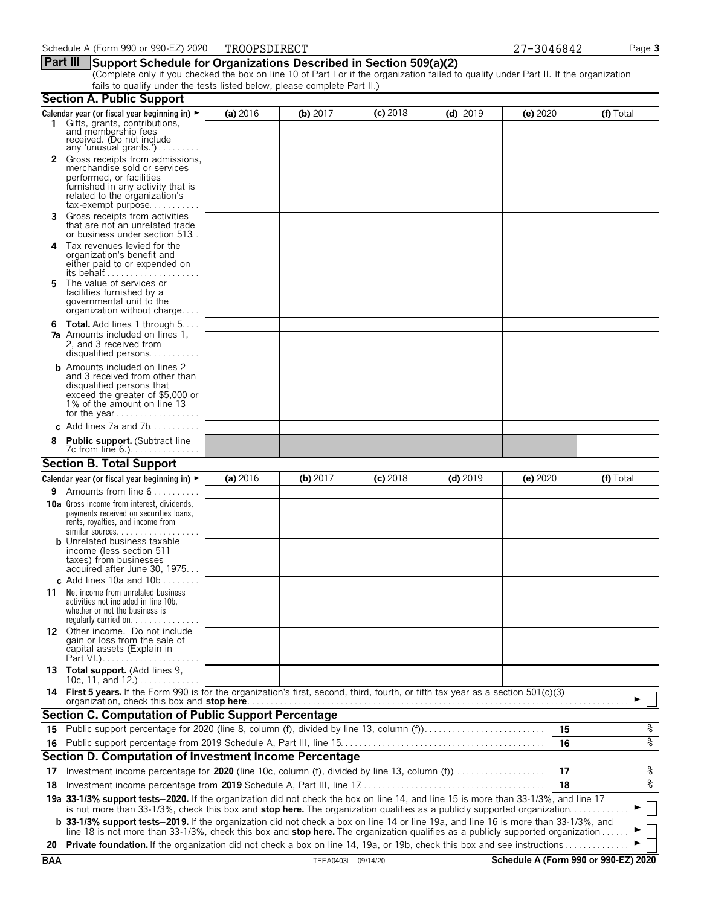Schedule A (Form 990 or 990-EZ) 2020 TROOPSDIRECT 27-3046842

## Part III Support Schedule for Organizations Described in Section 509(a)(2)

(Complete only if you checked the box on line 10 of Part I or if the organization failed to qualify under Part II. If the organization fails to qualify under the tests listed below, please complete Part II.)

### Section A. Public Support

| Calendar year (or fiscal year beginning in) ► | (a) 2016 | (b) 2017 | (c) 2018 | (d) 2019 | (e) 2020 | (f) Total |
|---|---|---|---|---|---|---|
| **1** Gifts, grants, contributions, and membership fees received. (Do not include any 'unusual grants.') | | | | | | |
| **2** Gross receipts from admissions, merchandise sold or services performed, or facilities furnished in any activity that is related to the organization's tax-exempt purpose | | | | | | |
| **3** Gross receipts from activities that are not an unrelated trade or business under section 513 | | | | | | |
| **4** Tax revenues levied for the organization's benefit and either paid to or expended on its behalf | | | | | | |
| **5** The value of services or facilities furnished by a governmental unit to the organization without charge | | | | | | |
| **6 Total.** Add lines 1 through 5 | | | | | | |
| **7a** Amounts included on lines 1, 2, and 3 received from disqualified persons | | | | | | |
| **b** Amounts included on lines 2 and 3 received from other than disqualified persons that exceed the greater of $5,000 or 1% of the amount on line 13 for the year | | | | | | |
| **c** Add lines 7a and 7b | | | | | | |
| **8 Public support.** (Subtract line 7c from line 6.) | | | | | | |

### Section B. Total Support

| Calendar year (or fiscal year beginning in) ► | (a) 2016 | (b) 2017 | (c) 2018 | (d) 2019 | (e) 2020 | (f) Total |
|---|---|---|---|---|---|---|
| **9** Amounts from line 6 | | | | | | |
| **10a** Gross income from interest, dividends, payments received on securities loans, rents, royalties, and income from similar sources | | | | | | |
| **b** Unrelated business taxable income (less section 511 taxes) from businesses acquired after June 30, 1975 | | | | | | |
| **c** Add lines 10a and 10b | | | | | | |
| **11** Net income from unrelated business activities not included in line 10b, whether or not the business is regularly carried on | | | | | | |
| **12** Other income. Do not include gain or loss from the sale of capital assets (Explain in Part VI.) | | | | | | |
| **13 Total support.** (Add lines 9, 10c, 11, and 12.) | | | | | | |

**14 First 5 years.** If the Form 990 is for the organization's first, second, third, fourth, or fifth tax year as a section 501(c)(3) organization, check this box and **stop here** ► ☐

### Section C. Computation of Public Support Percentage

| | | | |
|---|---|---|---|
| **15** | Public support percentage for 2020 (line 8, column (f), divided by line 13, column (f)) | 15 | % |
| **16** | Public support percentage from 2019 Schedule A, Part III, line 15 | 16 | % |

### Section D. Computation of Investment Income Percentage

| | | | |
|---|---|---|---|
| **17** | Investment income percentage for **2020** (line 10c, column (f), divided by line 13, column (f)) | 17 | % |
| **18** | Investment income percentage from **2019** Schedule A, Part III, line 17 | 18 | % |

**19a 33-1/3% support tests–2020.** If the organization did not check the box on line 14, and line 15 is more than 33-1/3%, and line 17 is not more than 33-1/3%, check this box and **stop here.** The organization qualifies as a publicly supported organization ► ☐

**b 33-1/3% support tests–2019.** If the organization did not check a box on line 14 or line 19a, and line 16 is more than 33-1/3%, and line 18 is not more than 33-1/3%, check this box and **stop here.** The organization qualifies as a publicly supported organization ► ☐

**20 Private foundation.** If the organization did not check a box on line 14, 19a, or 19b, check this box and see instructions ► ☐

BAA TEEA0403L 09/14/20 Schedule A (Form 990 or 990-EZ) 2020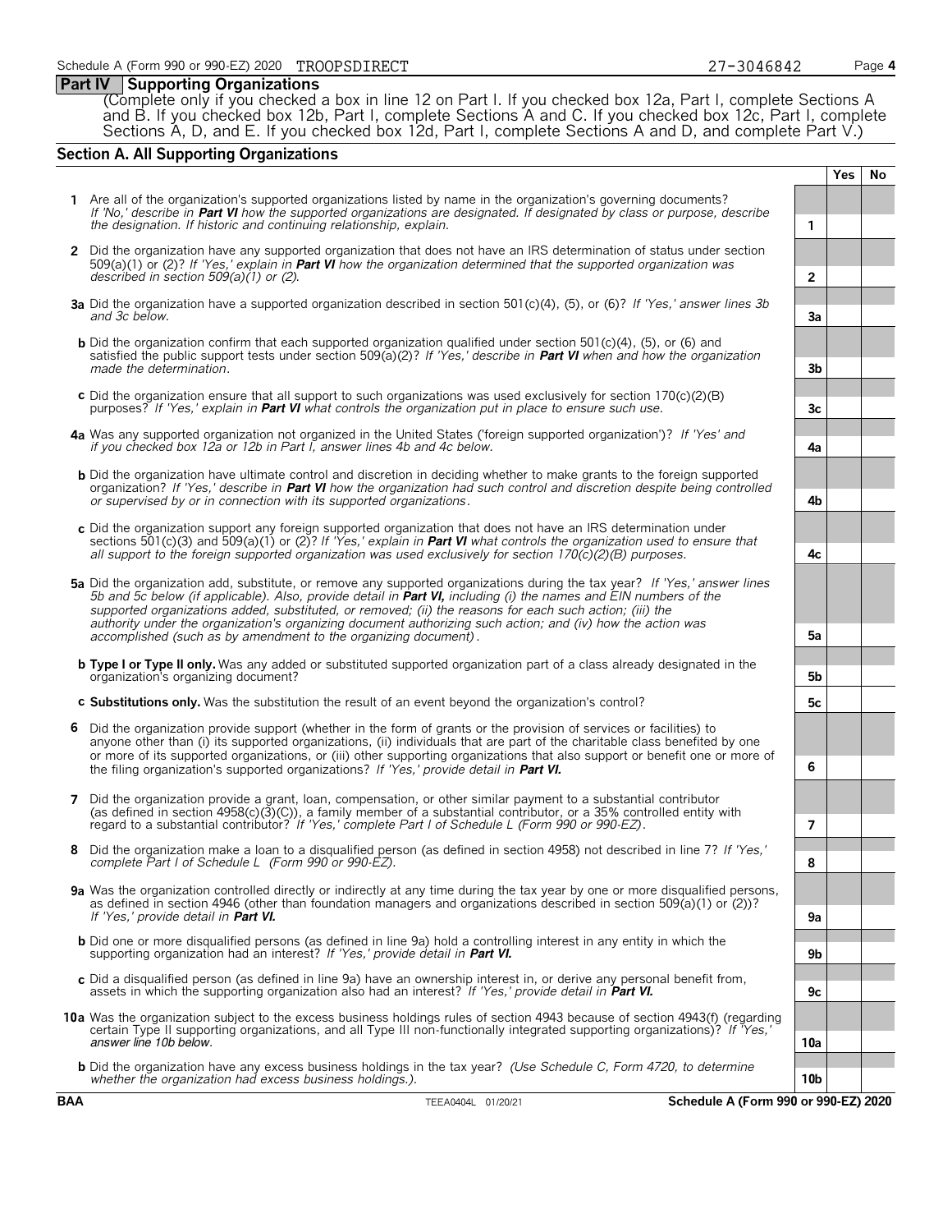## Part IV Supporting Organizations

(Complete only if you checked a box in line 12 on Part I. If you checked box 12a, Part I, complete Sections A and B. If you checked box 12b, Part I, complete Sections A and C. If you checked box 12c, Part I, complete Sections A, D, and E. If you checked box 12d, Part I, complete Sections A and D, and complete Part V.)

### Section A. All Supporting Organizations

| | | | Yes | No |
|---|---|---|---|---|
| **1** | Are all of the organization's supported organizations listed by name in the organization's governing documents? *If 'No,' describe in **Part VI** how the supported organizations are designated. If designated by class or purpose, describe the designation. If historic and continuing relationship, explain.* | 1 | | |
| **2** | Did the organization have any supported organization that does not have an IRS determination of status under section 509(a)(1) or (2)? *If 'Yes,' explain in **Part VI** how the organization determined that the supported organization was described in section 509(a)(1) or (2).* | 2 | | |
| **3a** | Did the organization have a supported organization described in section 501(c)(4), (5), or (6)? *If 'Yes,' answer lines 3b and 3c below.* | 3a | | |
| **b** | Did the organization confirm that each supported organization qualified under section 501(c)(4), (5), or (6) and satisfied the public support tests under section 509(a)(2)? *If 'Yes,' describe in **Part VI** when and how the organization made the determination.* | 3b | | |
| **c** | Did the organization ensure that all support to such organizations was used exclusively for section 170(c)(2)(B) purposes? *If 'Yes,' explain in **Part VI** what controls the organization put in place to ensure such use.* | 3c | | |
| **4a** | Was any supported organization not organized in the United States ('foreign supported organization')? *If 'Yes' and if you checked box 12a or 12b in Part I, answer lines 4b and 4c below.* | 4a | | |
| **b** | Did the organization have ultimate control and discretion in deciding whether to make grants to the foreign supported organization? *If 'Yes,' describe in **Part VI** how the organization had such control and discretion despite being controlled or supervised by or in connection with its supported organizations.* | 4b | | |
| **c** | Did the organization support any foreign supported organization that does not have an IRS determination under sections 501(c)(3) and 509(a)(1) or (2)? *If 'Yes,' explain in **Part VI** what controls the organization used to ensure that all support to the foreign supported organization was used exclusively for section 170(c)(2)(B) purposes.* | 4c | | |
| **5a** | Did the organization add, substitute, or remove any supported organizations during the tax year? *If 'Yes,' answer lines 5b and 5c below (if applicable). Also, provide detail in **Part VI,** including (i) the names and EIN numbers of the supported organizations added, substituted, or removed; (ii) the reasons for each such action; (iii) the authority under the organization's organizing document authorizing such action; and (iv) how the action was accomplished (such as by amendment to the organizing document).* | 5a | | |
| **b** | **Type I or Type II only.** Was any added or substituted supported organization part of a class already designated in the organization's organizing document? | 5b | | |
| **c** | **Substitutions only.** Was the substitution the result of an event beyond the organization's control? | 5c | | |
| **6** | Did the organization provide support (whether in the form of grants or the provision of services or facilities) to anyone other than (i) its supported organizations, (ii) individuals that are part of the charitable class benefited by one or more of its supported organizations, or (iii) other supporting organizations that also support or benefit one or more of the filing organization's supported organizations? *If 'Yes,' provide detail in **Part VI.*** | 6 | | |
| **7** | Did the organization provide a grant, loan, compensation, or other similar payment to a substantial contributor (as defined in section 4958(c)(3)(C)), a family member of a substantial contributor, or a 35% controlled entity with regard to a substantial contributor? *If 'Yes,' complete Part I of Schedule L (Form 990 or 990-EZ).* | 7 | | |
| **8** | Did the organization make a loan to a disqualified person (as defined in section 4958) not described in line 7? *If 'Yes,' complete Part I of Schedule L (Form 990 or 990-EZ).* | 8 | | |
| **9a** | Was the organization controlled directly or indirectly at any time during the tax year by one or more disqualified persons, as defined in section 4946 (other than foundation managers and organizations described in section 509(a)(1) or (2))? *If 'Yes,' provide detail in **Part VI.*** | 9a | | |
| **b** | Did one or more disqualified persons (as defined in line 9a) hold a controlling interest in any entity in which the supporting organization had an interest? *If 'Yes,' provide detail in **Part VI.*** | 9b | | |
| **c** | Did a disqualified person (as defined in line 9a) have an ownership interest in, or derive any personal benefit from, assets in which the supporting organization also had an interest? *If 'Yes,' provide detail in **Part VI.*** | 9c | | |
| **10a** | Was the organization subject to the excess business holdings rules of section 4943 because of section 4943(f) (regarding certain Type II supporting organizations, and all Type III non-functionally integrated supporting organizations)? *If 'Yes,' answer line 10b below.* | 10a | | |
| **b** | Did the organization have any excess business holdings in the tax year? *(Use Schedule C, Form 4720, to determine whether the organization had excess business holdings.).* | 10b | | |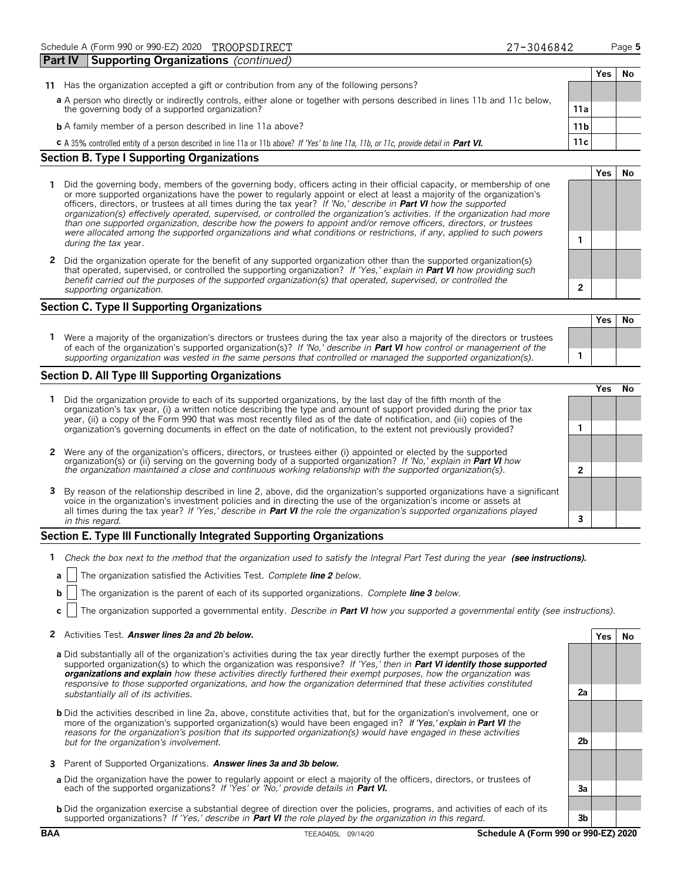Schedule A (Form 990 or 990-EZ) 2020 TROOPSDIRECT 27-3046842

## Part IV Supporting Organizations *(continued)*

| | | Yes | No |
|---|---|---|---|
| **11** Has the organization accepted a gift or contribution from any of the following persons? | | | |
| **a** A person who directly or indirectly controls, either alone or together with persons described in lines 11b and 11c below, the governing body of a supported organization? | **11a** | | |
| **b** A family member of a person described in line 11a above? | **11b** | | |
| **c** A 35% controlled entity of a person described in line 11a or 11b above? *If 'Yes' to line 11a, 11b, or 11c, provide detail in* ***Part VI.*** | **11c** | | |

### Section B. Type I Supporting Organizations

| | | Yes | No |
|---|---|---|---|
| **1** Did the governing body, members of the governing body, officers acting in their official capacity, or membership of one or more supported organizations have the power to regularly appoint or elect at least a majority of the organization's officers, directors, or trustees at all times during the tax year? *If 'No,' describe in* ***Part VI*** *how the supported organization(s) effectively operated, supervised, or controlled the organization's activities. If the organization had more than one supported organization, describe how the powers to appoint and/or remove officers, directors, or trustees were allocated among the supported organizations and what conditions or restrictions, if any, applied to such powers during the tax* year. | **1** | | |
| **2** Did the organization operate for the benefit of any supported organization other than the supported organization(s) that operated, supervised, or controlled the supporting organization? *If 'Yes,' explain in* ***Part VI*** *how providing such benefit carried out the purposes of the supported organization(s) that operated, supervised, or controlled the supporting organization.* | **2** | | |

### Section C. Type II Supporting Organizations

| | | Yes | No |
|---|---|---|---|
| **1** Were a majority of the organization's directors or trustees during the tax year also a majority of the directors or trustees of each of the organization's supported organization(s)? *If 'No,' describe in* ***Part VI*** *how control or management of the supporting organization was vested in the same persons that controlled or managed the supported organization(s).* | **1** | | |

### Section D. All Type III Supporting Organizations

| | | Yes | No |
|---|---|---|---|
| **1** Did the organization provide to each of its supported organizations, by the last day of the fifth month of the organization's tax year, (i) a written notice describing the type and amount of support provided during the prior tax year, (ii) a copy of the Form 990 that was most recently filed as of the date of notification, and (iii) copies of the organization's governing documents in effect on the date of notification, to the extent not previously provided? | **1** | | |
| **2** Were any of the organization's officers, directors, or trustees either (i) appointed or elected by the supported organization(s) or (ii) serving on the governing body of a supported organization? *If 'No,' explain in* ***Part VI*** *how the organization maintained a close and continuous working relationship with the supported organization(s).* | **2** | | |
| **3** By reason of the relationship described in line 2, above, did the organization's supported organizations have a significant voice in the organization's investment policies and in directing the use of the organization's income or assets at all times during the tax year? *If 'Yes,' describe in* ***Part VI*** *the role the organization's supported organizations played in this regard.* | **3** | | |

### Section E. Type III Functionally Integrated Supporting Organizations

**1** *Check the box next to the method that the organization used to satisfy the Integral Part Test during the year* ***(see instructions).***

**a** ☐ The organization satisfied the Activities Test. *Complete* ***line 2*** *below.*

**b** ☐ The organization is the parent of each of its supported organizations. *Complete* ***line 3*** *below.*

**c** ☐ The organization supported a governmental entity. *Describe in* ***Part VI*** *how you supported a governmental entity (see instructions).*

| | | Yes | No |
|---|---|---|---|
| **2** Activities Test. ***Answer lines 2a and 2b below.*** | | | |
| **a** Did substantially all of the organization's activities during the tax year directly further the exempt purposes of the supported organization(s) to which the organization was responsive? *If 'Yes,' then in* ***Part VI identify those supported organizations and explain*** *how these activities directly furthered their exempt purposes, how the organization was responsive to those supported organizations, and how the organization determined that these activities constituted substantially all of its activities.* | **2a** | | |
| **b** Did the activities described in line 2a, above, constitute activities that, but for the organization's involvement, one or more of the organization's supported organization(s) would have been engaged in? *If 'Yes,' explain in* ***Part VI*** *the reasons for the organization's position that its supported organization(s) would have engaged in these activities but for the organization's involvement.* | **2b** | | |
| **3** Parent of Supported Organizations. ***Answer lines 3a and 3b below.*** | | | |
| **a** Did the organization have the power to regularly appoint or elect a majority of the officers, directors, or trustees of each of the supported organizations? *If 'Yes' or 'No,' provide details in* ***Part VI.*** | **3a** | | |
| **b** Did the organization exercise a substantial degree of direction over the policies, programs, and activities of each of its supported organizations? *If 'Yes,' describe in* ***Part VI*** *the role played by the organization in this regard.* | **3b** | | |

BAA TEEA0405L 09/14/20 **Schedule A (Form 990 or 990-EZ) 2020**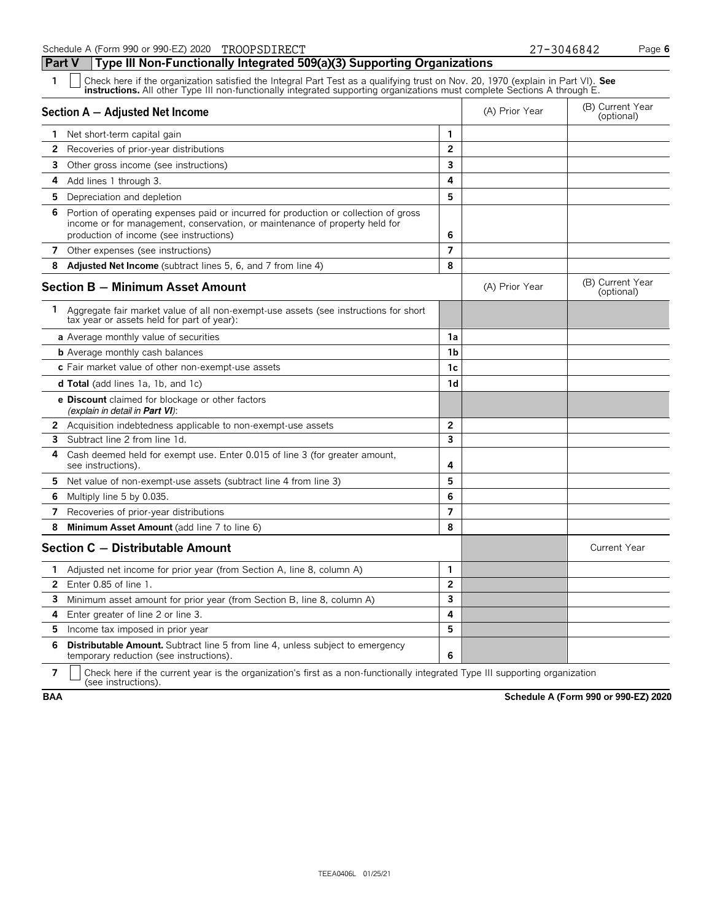## Part V Type III Non-Functionally Integrated 509(a)(3) Supporting Organizations

**1** ☐ Check here if the organization satisfied the Integral Part Test as a qualifying trust on Nov. 20, 1970 (explain in Part VI). **See instructions.** All other Type III non-functionally integrated supporting organizations must complete Sections A through E.

| Section A — Adjusted Net Income | | (A) Prior Year | (B) Current Year (optional) |
|---|---|---|---|
| **1** Net short-term capital gain | 1 | | |
| **2** Recoveries of prior-year distributions | 2 | | |
| **3** Other gross income (see instructions) | 3 | | |
| **4** Add lines 1 through 3. | 4 | | |
| **5** Depreciation and depletion | 5 | | |
| **6** Portion of operating expenses paid or incurred for production or collection of gross income or for management, conservation, or maintenance of property held for production of income (see instructions) | 6 | | |
| **7** Other expenses (see instructions) | 7 | | |
| **8** **Adjusted Net Income** (subtract lines 5, 6, and 7 from line 4) | 8 | | |

| Section B — Minimum Asset Amount | | (A) Prior Year | (B) Current Year (optional) |
|---|---|---|---|
| **1** Aggregate fair market value of all non-exempt-use assets (see instructions for short tax year or assets held for part of year): | | | |
| **a** Average monthly value of securities | 1a | | |
| **b** Average monthly cash balances | 1b | | |
| **c** Fair market value of other non-exempt-use assets | 1c | | |
| **d Total** (add lines 1a, 1b, and 1c) | 1d | | |
| **e Discount** claimed for blockage or other factors *(explain in detail in* ***Part VI****)*: | | | |
| **2** Acquisition indebtedness applicable to non-exempt-use assets | 2 | | |
| **3** Subtract line 2 from line 1d. | 3 | | |
| **4** Cash deemed held for exempt use. Enter 0.015 of line 3 (for greater amount, see instructions). | 4 | | |
| **5** Net value of non-exempt-use assets (subtract line 4 from line 3) | 5 | | |
| **6** Multiply line 5 by 0.035. | 6 | | |
| **7** Recoveries of prior-year distributions | 7 | | |
| **8** **Minimum Asset Amount** (add line 7 to line 6) | 8 | | |

| Section C — Distributable Amount | | | Current Year |
|---|---|---|---|
| **1** Adjusted net income for prior year (from Section A, line 8, column A) | 1 | | |
| **2** Enter 0.85 of line 1. | 2 | | |
| **3** Minimum asset amount for prior year (from Section B, line 8, column A) | 3 | | |
| **4** Enter greater of line 2 or line 3. | 4 | | |
| **5** Income tax imposed in prior year | 5 | | |
| **6** **Distributable Amount.** Subtract line 5 from line 4, unless subject to emergency temporary reduction (see instructions). | 6 | | |

**7** ☐ Check here if the current year is the organization's first as a non-functionally integrated Type III supporting organization (see instructions).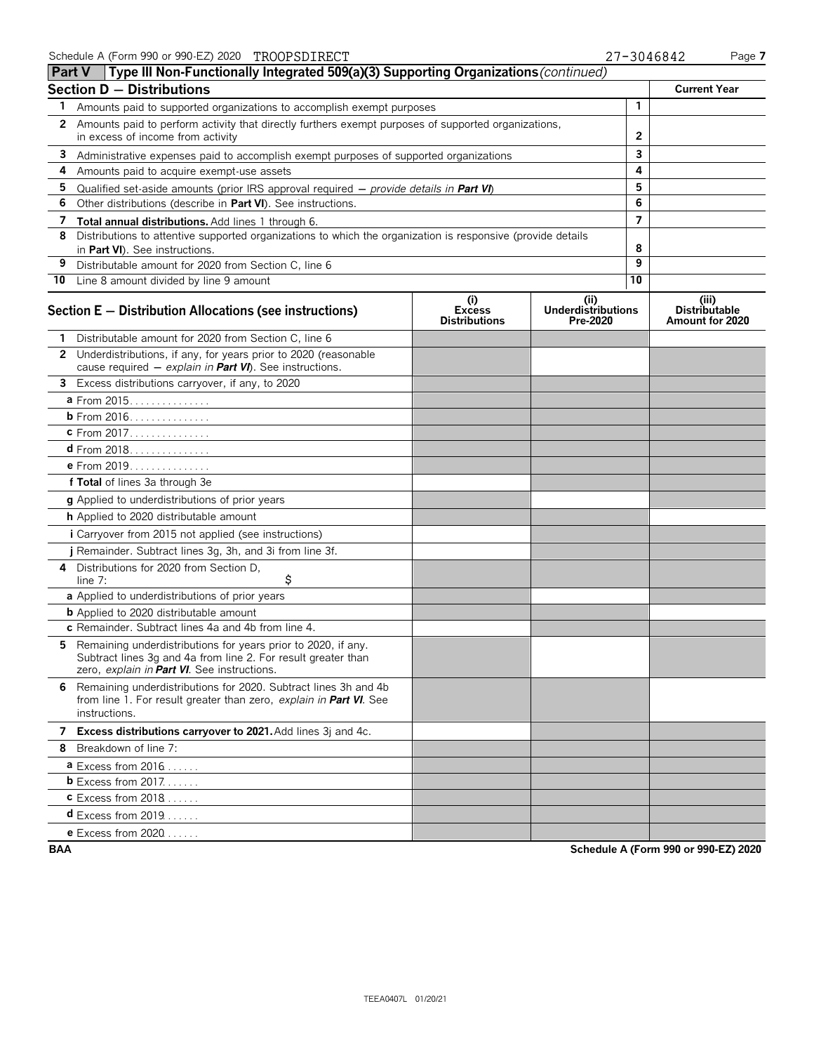## Part V — Type III Non-Functionally Integrated 509(a)(3) Supporting Organizations *(continued)*

### Section D — Distributions

| | | | Current Year |
|---|---|---|---|
| 1 | Amounts paid to supported organizations to accomplish exempt purposes | 1 | |
| 2 | Amounts paid to perform activity that directly furthers exempt purposes of supported organizations, in excess of income from activity | 2 | |
| 3 | Administrative expenses paid to accomplish exempt purposes of supported organizations | 3 | |
| 4 | Amounts paid to acquire exempt-use assets | 4 | |
| 5 | Qualified set-aside amounts (prior IRS approval required — *provide details in **Part VI***) | 5 | |
| 6 | Other distributions (describe in **Part VI**). See instructions. | 6 | |
| 7 | **Total annual distributions.** Add lines 1 through 6. | 7 | |
| 8 | Distributions to attentive supported organizations to which the organization is responsive (provide details in **Part VI**). See instructions. | 8 | |
| 9 | Distributable amount for 2020 from Section C, line 6 | 9 | |
| 10 | Line 8 amount divided by line 9 amount | 10 | |

### Section E — Distribution Allocations (see instructions)

| | (i) Excess Distributions | (ii) Underdistributions Pre-2020 | (iii) Distributable Amount for 2020 |
|---|---|---|---|
| **1** Distributable amount for 2020 from Section C, line 6 | | | |
| **2** Underdistributions, if any, for years prior to 2020 (reasonable cause required — *explain in **Part VI***). See instructions. | | | |
| **3** Excess distributions carryover, if any, to 2020 | | | |
| **a** From 2015 | | | |
| **b** From 2016 | | | |
| **c** From 2017 | | | |
| **d** From 2018 | | | |
| **e** From 2019 | | | |
| **f Total** of lines 3a through 3e | | | |
| **g** Applied to underdistributions of prior years | | | |
| **h** Applied to 2020 distributable amount | | | |
| **i** Carryover from 2015 not applied (see instructions) | | | |
| **j** Remainder. Subtract lines 3g, 3h, and 3i from line 3f. | | | |
| **4** Distributions for 2020 from Section D, line 7: $ | | | |
| **a** Applied to underdistributions of prior years | | | |
| **b** Applied to 2020 distributable amount | | | |
| **c** Remainder. Subtract lines 4a and 4b from line 4. | | | |
| **5** Remaining underdistributions for years prior to 2020, if any. Subtract lines 3g and 4a from line 2. For result greater than zero, *explain in **Part VI***. See instructions. | | | |
| **6** Remaining underdistributions for 2020. Subtract lines 3h and 4b from line 1. For result greater than zero, *explain in **Part VI***. See instructions. | | | |
| **7 Excess distributions carryover to 2021.** Add lines 3j and 4c. | | | |
| **8** Breakdown of line 7: | | | |
| **a** Excess from 2016 | | | |
| **b** Excess from 2017 | | | |
| **c** Excess from 2018 | | | |
| **d** Excess from 2019 | | | |
| **e** Excess from 2020 | | | |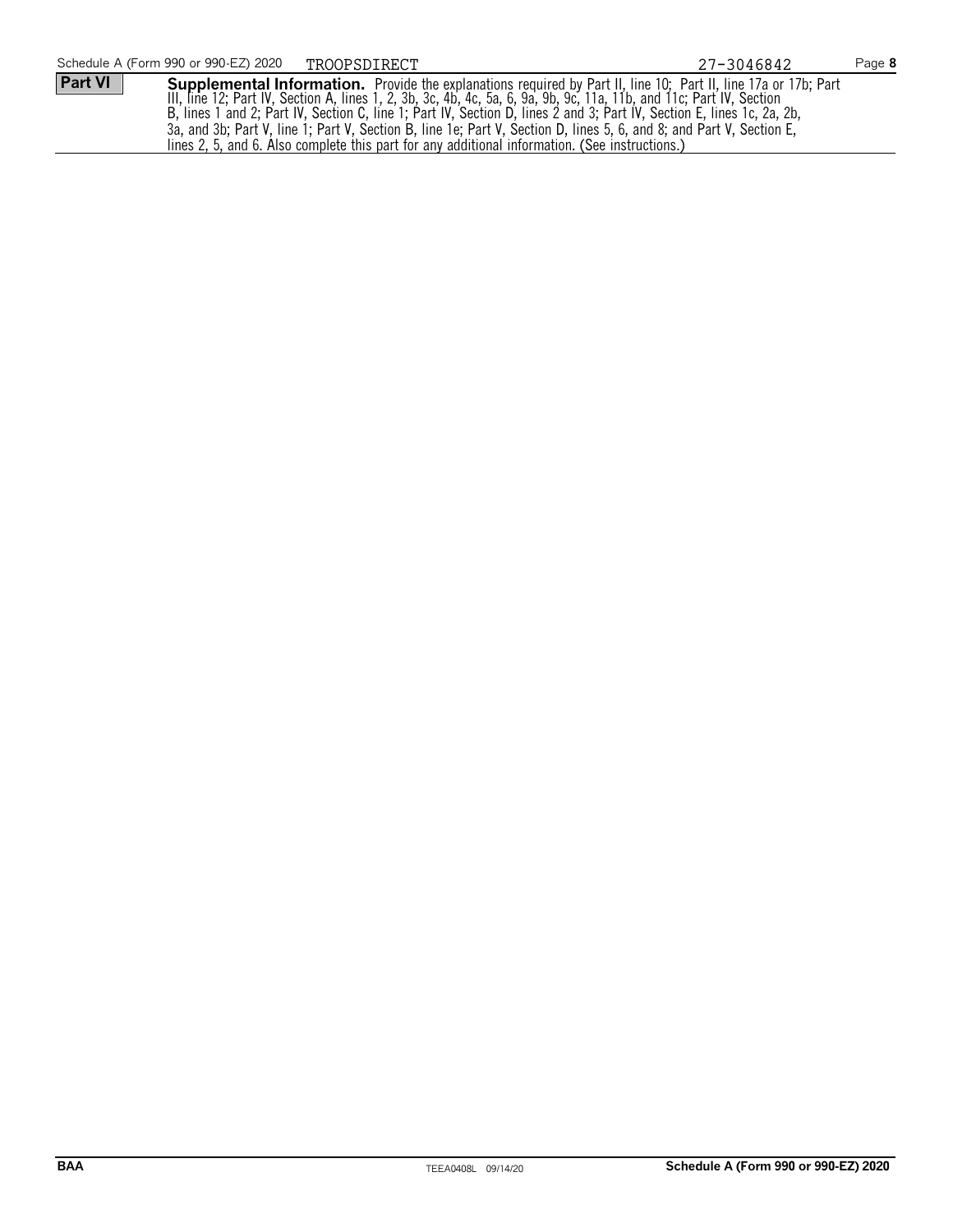Schedule A (Form 990 or 990-EZ) 2020 TROOPSDIRECT 27-3046842

**Part VI** **Supplemental Information.** Provide the explanations required by Part II, line 10; Part II, line 17a or 17b; Part III, line 12; Part IV, Section A, lines 1, 2, 3b, 3c, 4b, 4c, 5a, 6, 9a, 9b, 9c, 11a, 11b, and 11c; Part IV, Section B, lines 1 and 2; Part IV, Section C, line 1; Part IV, Section D, lines 2 and 3; Part IV, Section E, lines 1c, 2a, 2b, 3a, and 3b; Part V, line 1; Part V, Section B, line 1e; Part V, Section D, lines 5, 6, and 8; and Part V, Section E, lines 2, 5, and 6. Also complete this part for any additional information. (See instructions.)

BAA TEEA0408L 09/14/20 **Schedule A (Form 990 or 990-EZ) 2020**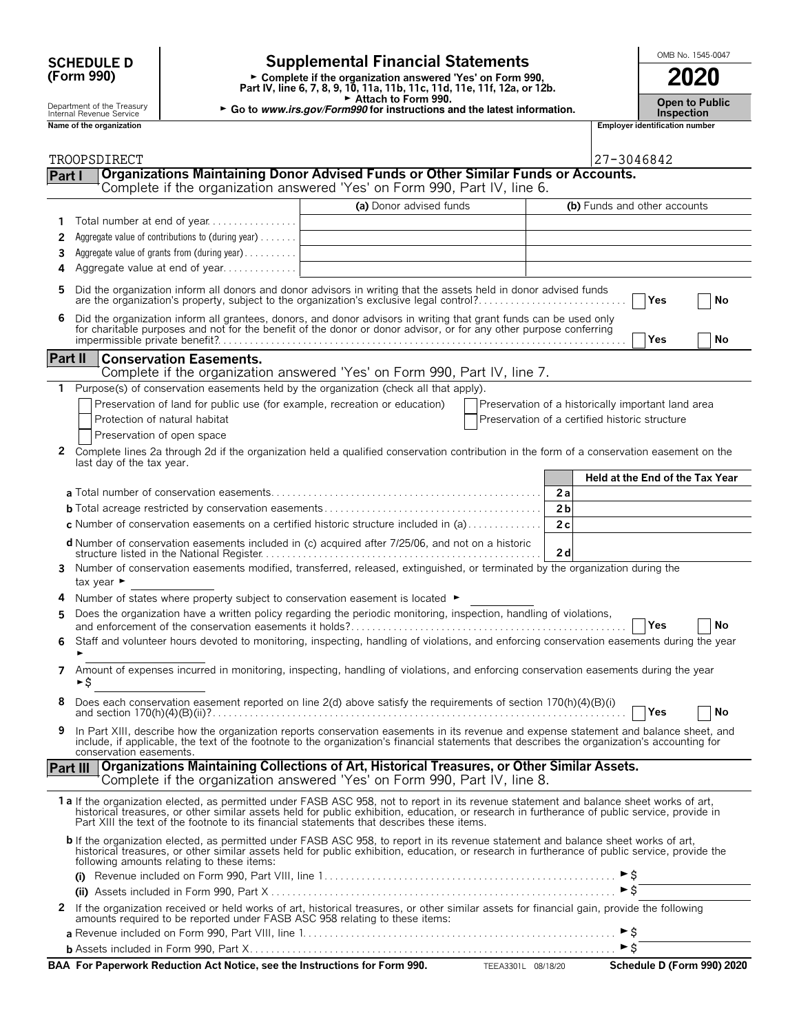# SCHEDULE D (Form 990)

Department of the Treasury
Internal Revenue Service

## Supplemental Financial Statements

► Complete if the organization answered 'Yes' on Form 990, Part IV, line 6, 7, 8, 9, 10, 11a, 11b, 11c, 11d, 11e, 11f, 12a, or 12b.
► Attach to Form 990.
► Go to *www.irs.gov/Form990* for instructions and the latest information.

OMB No. 1545-0047

**2020**

**Open to Public Inspection**

**Name of the organization**: TROOPSDIRECT

**Employer identification number**: 27-3046842

## Part I — Organizations Maintaining Donor Advised Funds or Other Similar Funds or Accounts.

Complete if the organization answered 'Yes' on Form 990, Part IV, line 6.

| | | (a) Donor advised funds | (b) Funds and other accounts |
|---|---|---|---|
| 1 | Total number at end of year | | |
| 2 | Aggregate value of contributions to (during year) | | |
| 3 | Aggregate value of grants from (during year) | | |
| 4 | Aggregate value at end of year | | |

5 Did the organization inform all donors and donor advisors in writing that the assets held in donor advised funds are the organization's property, subject to the organization's exclusive legal control? ☐ Yes ☐ No

6 Did the organization inform all grantees, donors, and donor advisors in writing that grant funds can be used only for charitable purposes and not for the benefit of the donor or donor advisor, or for any other purpose conferring impermissible private benefit? ☐ Yes ☐ No

## Part II — Conservation Easements.

Complete if the organization answered 'Yes' on Form 990, Part IV, line 7.

1 Purpose(s) of conservation easements held by the organization (check all that apply).

- ☐ Preservation of land for public use (for example, recreation or education)
- ☐ Protection of natural habitat
- ☐ Preservation of open space
- ☐ Preservation of a historically important land area
- ☐ Preservation of a certified historic structure

2 Complete lines 2a through 2d if the organization held a qualified conservation contribution in the form of a conservation easement on the last day of the tax year.

| | | Held at the End of the Tax Year |
|---|---|---|
| **a** Total number of conservation easements | 2a | |
| **b** Total acreage restricted by conservation easements | 2b | |
| **c** Number of conservation easements on a certified historic structure included in (a) | 2c | |
| **d** Number of conservation easements included in (c) acquired after 7/25/06, and not on a historic structure listed in the National Register | 2d | |

3 Number of conservation easements modified, transferred, released, extinguished, or terminated by the organization during the tax year ►

4 Number of states where property subject to conservation easement is located ►

5 Does the organization have a written policy regarding the periodic monitoring, inspection, handling of violations, and enforcement of the conservation easements it holds? ☐ Yes ☐ No

6 Staff and volunteer hours devoted to monitoring, inspecting, handling of violations, and enforcing conservation easements during the year ►

7 Amount of expenses incurred in monitoring, inspecting, handling of violations, and enforcing conservation easements during the year ►$

8 Does each conservation easement reported on line 2(d) above satisfy the requirements of section 170(h)(4)(B)(i) and section 170(h)(4)(B)(ii)? ☐ Yes ☐ No

9 In Part XIII, describe how the organization reports conservation easements in its revenue and expense statement and balance sheet, and include, if applicable, the text of the footnote to the organization's financial statements that describes the organization's accounting for conservation easements.

## Part III — Organizations Maintaining Collections of Art, Historical Treasures, or Other Similar Assets.

Complete if the organization answered 'Yes' on Form 990, Part IV, line 8.

**1a** If the organization elected, as permitted under FASB ASC 958, not to report in its revenue statement and balance sheet works of art, historical treasures, or other similar assets held for public exhibition, education, or research in furtherance of public service, provide in Part XIII the text of the footnote to its financial statements that describes these items.

**b** If the organization elected, as permitted under FASB ASC 958, to report in its revenue statement and balance sheet works of art, historical treasures, or other similar assets held for public exhibition, education, or research in furtherance of public service, provide the following amounts relating to these items:

(i) Revenue included on Form 990, Part VIII, line 1 ►$

(ii) Assets included in Form 990, Part X ►$

2 If the organization received or held works of art, historical treasures, or other similar assets for financial gain, provide the following amounts required to be reported under FASB ASC 958 relating to these items:

**a** Revenue included on Form 990, Part VIII, line 1 ►$

**b** Assets included in Form 990, Part X ►$

**BAA For Paperwork Reduction Act Notice, see the Instructions for Form 990.** TEEA3301L 08/18/20 **Schedule D (Form 990) 2020**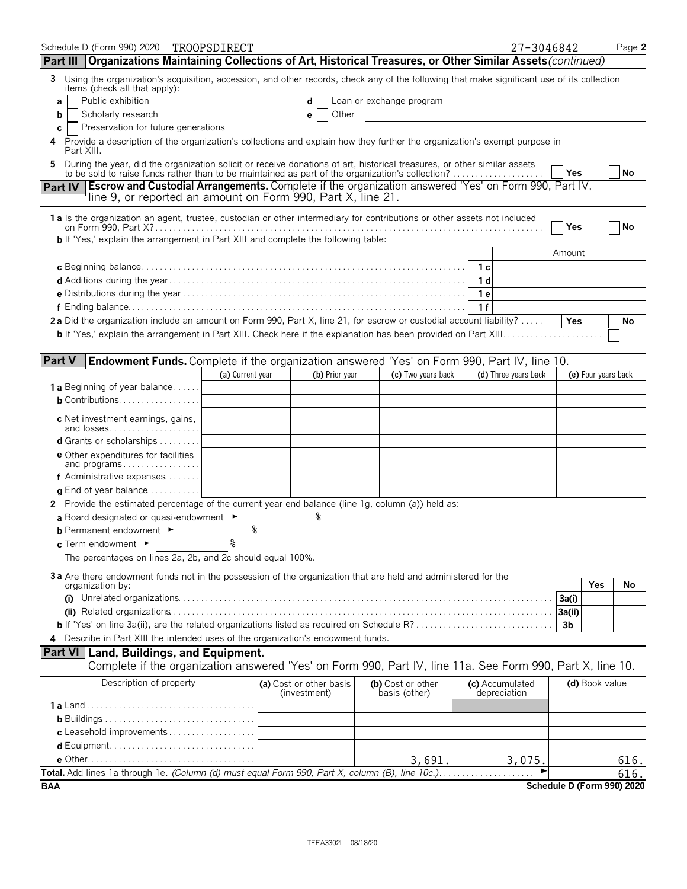Schedule D (Form 990) 2020 TROOPSDIRECT 27-3046842

## Part III Organizations Maintaining Collections of Art, Historical Treasures, or Other Similar Assets *(continued)*

**3** Using the organization's acquisition, accession, and other records, check any of the following that make significant use of its collection items (check all that apply):

- **a** ☐ Public exhibition
- **b** ☐ Scholarly research
- **c** ☐ Preservation for future generations
- **d** ☐ Loan or exchange program
- **e** ☐ Other

**4** Provide a description of the organization's collections and explain how they further the organization's exempt purpose in Part XIII.

**5** During the year, did the organization solicit or receive donations of art, historical treasures, or other similar assets to be sold to raise funds rather than to be maintained as part of the organization's collection? ☐ Yes ☐ No

## Part IV Escrow and Custodial Arrangements.

Complete if the organization answered 'Yes' on Form 990, Part IV, line 9, or reported an amount on Form 990, Part X, line 21.

**1a** Is the organization an agent, trustee, custodian or other intermediary for contributions or other assets not included on Form 990, Part X? ☐ Yes ☐ No

**b** If 'Yes,' explain the arrangement in Part XIII and complete the following table:

| | | Amount |
|---|---|---|
| **c** Beginning balance | 1c | |
| **d** Additions during the year | 1d | |
| **e** Distributions during the year | 1e | |
| **f** Ending balance | 1f | |

**2a** Did the organization include an amount on Form 990, Part X, line 21, for escrow or custodial account liability? ☐ Yes ☐ No

**b** If 'Yes,' explain the arrangement in Part XIII. Check here if the explanation has been provided on Part XIII ☐

## Part V Endowment Funds.

Complete if the organization answered 'Yes' on Form 990, Part IV, line 10.

| | (a) Current year | (b) Prior year | (c) Two years back | (d) Three years back | (e) Four years back |
|---|---|---|---|---|---|
| **1a** Beginning of year balance | | | | | |
| **b** Contributions | | | | | |
| **c** Net investment earnings, gains, and losses | | | | | |
| **d** Grants or scholarships | | | | | |
| **e** Other expenditures for facilities and programs | | | | | |
| **f** Administrative expenses | | | | | |
| **g** End of year balance | | | | | |

**2** Provide the estimated percentage of the current year end balance (line 1g, column (a)) held as:

- **a** Board designated or quasi-endowment ► %
- **b** Permanent endowment ► %
- **c** Term endowment ► %

The percentages on lines 2a, 2b, and 2c should equal 100%.

**3a** Are there endowment funds not in the possession of the organization that are held and administered for the organization by:

| | | Yes | No |
|---|---|---|---|
| **(i)** Unrelated organizations | 3a(i) | | |
| **(ii)** Related organizations | 3a(ii) | | |
| **b** If 'Yes' on line 3a(ii), are the related organizations listed as required on Schedule R? | 3b | | |

**4** Describe in Part XIII the intended uses of the organization's endowment funds.

## Part VI Land, Buildings, and Equipment.

Complete if the organization answered 'Yes' on Form 990, Part IV, line 11a. See Form 990, Part X, line 10.

| Description of property | (a) Cost or other basis (investment) | (b) Cost or other basis (other) | (c) Accumulated depreciation | (d) Book value |
|---|---|---|---|---|
| **1a** Land | | | | |
| **b** Buildings | | | | |
| **c** Leasehold improvements | | | | |
| **d** Equipment | | | | |
| **e** Other | | 3,691. | 3,075. | 616. |
| **Total.** Add lines 1a through 1e. *(Column (d) must equal Form 990, Part X, column (B), line 10c.)* ► | | | | 616. |

BAA Schedule D (Form 990) 2020

TEEA3302L 08/18/20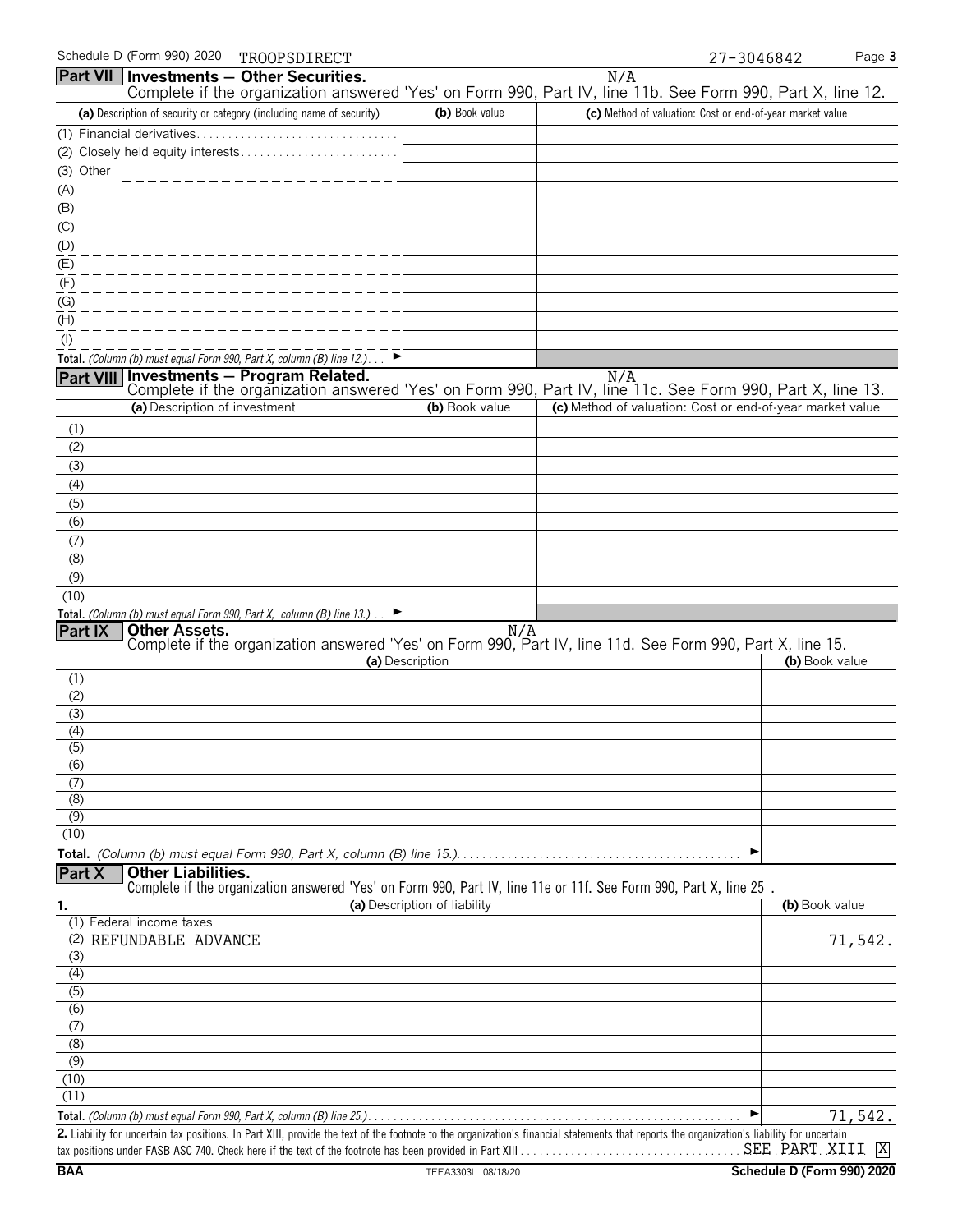Schedule D (Form 990) 2020 TROOPSDIRECT 27-3046842

## Part VII Investments — Other Securities.

N/A

Complete if the organization answered 'Yes' on Form 990, Part IV, line 11b. See Form 990, Part X, line 12.

| (a) Description of security or category (including name of security) | (b) Book value | (c) Method of valuation: Cost or end-of-year market value |
|---|---|---|
| (1) Financial derivatives | | |
| (2) Closely held equity interests | | |
| (3) Other | | |
| (A) | | |
| (B) | | |
| (C) | | |
| (D) | | |
| (E) | | |
| (F) | | |
| (G) | | |
| (H) | | |
| (I) | | |
| **Total.** *(Column (b) must equal Form 990, Part X, column (B) line 12.)* ► | | |

## Part VIII Investments — Program Related.

N/A

Complete if the organization answered 'Yes' on Form 990, Part IV, line 11c. See Form 990, Part X, line 13.

| (a) Description of investment | (b) Book value | (c) Method of valuation: Cost or end-of-year market value |
|---|---|---|
| (1) | | |
| (2) | | |
| (3) | | |
| (4) | | |
| (5) | | |
| (6) | | |
| (7) | | |
| (8) | | |
| (9) | | |
| (10) | | |
| **Total.** *(Column (b) must equal Form 990, Part X, column (B) line 13.)* ► | | |

## Part IX Other Assets.

N/A

Complete if the organization answered 'Yes' on Form 990, Part IV, line 11d. See Form 990, Part X, line 15.

| (a) Description | (b) Book value |
|---|---|
| (1) | |
| (2) | |
| (3) | |
| (4) | |
| (5) | |
| (6) | |
| (7) | |
| (8) | |
| (9) | |
| (10) | |
| **Total.** *(Column (b) must equal Form 990, Part X, column (B) line 15.)* ► | |

## Part X Other Liabilities.

Complete if the organization answered 'Yes' on Form 990, Part IV, line 11e or 11f. See Form 990, Part X, line 25 .

| 1. (a) Description of liability | (b) Book value |
|---|---|
| (1) Federal income taxes | |
| (2) REFUNDABLE ADVANCE | 71,542. |
| (3) | |
| (4) | |
| (5) | |
| (6) | |
| (7) | |
| (8) | |
| (9) | |
| (10) | |
| (11) | |
| **Total.** *(Column (b) must equal Form 990, Part X, column (B) line 25.)* ► | 71,542. |

**2.** Liability for uncertain tax positions. In Part XIII, provide the text of the footnote to the organization's financial statements that reports the organization's liability for uncertain tax positions under FASB ASC 740. Check here if the text of the footnote has been provided in Part XIII SEE PART XIII [X]

BAA TEEA3303L 08/18/20 Schedule D (Form 990) 2020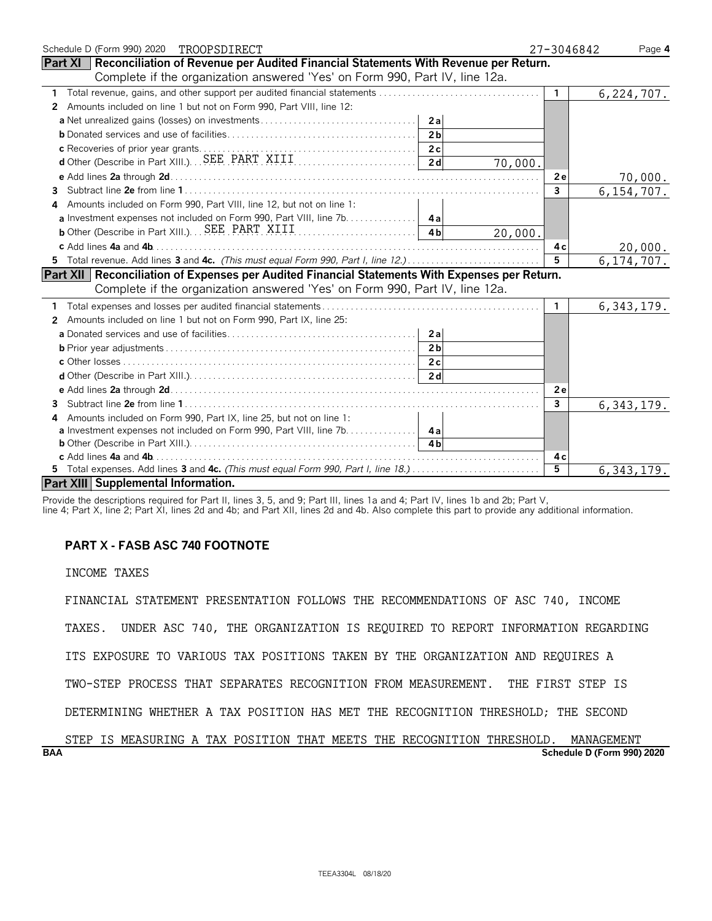Schedule D (Form 990) 2020 TROOPSDIRECT 27-3046842 Page 4

## Part XI Reconciliation of Revenue per Audited Financial Statements With Revenue per Return.

Complete if the organization answered 'Yes' on Form 990, Part IV, line 12a.

| | | | | |
|---|---|---|---|---|
| **1** Total revenue, gains, and other support per audited financial statements | | | 1 | 6,224,707. |
| **2** Amounts included on line 1 but not on Form 990, Part VIII, line 12: | | | | |
| **a** Net unrealized gains (losses) on investments | 2a | | | |
| **b** Donated services and use of facilities | 2b | | | |
| **c** Recoveries of prior year grants | 2c | | | |
| **d** Other (Describe in Part XIII.) SEE PART XIII | 2d | 70,000. | | |
| **e** Add lines **2a** through **2d** | | | 2e | 70,000. |
| **3** Subtract line **2e** from line **1** | | | 3 | 6,154,707. |
| **4** Amounts included on Form 990, Part VIII, line 12, but not on line 1: | | | | |
| **a** Investment expenses not included on Form 990, Part VIII, line 7b | 4a | | | |
| **b** Other (Describe in Part XIII.) SEE PART XIII | 4b | 20,000. | | |
| **c** Add lines **4a** and **4b** | | | 4c | 20,000. |
| **5** Total revenue. Add lines **3** and **4c.** *(This must equal Form 990, Part I, line 12.)* | | | 5 | 6,174,707. |

## Part XII Reconciliation of Expenses per Audited Financial Statements With Expenses per Return.

Complete if the organization answered 'Yes' on Form 990, Part IV, line 12a.

| | | | | |
|---|---|---|---|---|
| **1** Total expenses and losses per audited financial statements | | | 1 | 6,343,179. |
| **2** Amounts included on line 1 but not on Form 990, Part IX, line 25: | | | | |
| **a** Donated services and use of facilities | 2a | | | |
| **b** Prior year adjustments | 2b | | | |
| **c** Other losses | 2c | | | |
| **d** Other (Describe in Part XIII.) | 2d | | | |
| **e** Add lines **2a** through **2d** | | | 2e | |
| **3** Subtract line **2e** from line **1** | | | 3 | 6,343,179. |
| **4** Amounts included on Form 990, Part IX, line 25, but not on line 1: | | | | |
| **a** Investment expenses not included on Form 990, Part VIII, line 7b | 4a | | | |
| **b** Other (Describe in Part XIII.) | 4b | | | |
| **c** Add lines **4a** and **4b** | | | 4c | |
| **5** Total expenses. Add lines **3** and **4c.** *(This must equal Form 990, Part I, line 18.)* | | | 5 | 6,343,179. |

## Part XIII Supplemental Information.

Provide the descriptions required for Part II, lines 3, 5, and 9; Part III, lines 1a and 4; Part IV, lines 1b and 2b; Part V, line 4; Part X, line 2; Part XI, lines 2d and 4b; and Part XII, lines 2d and 4b. Also complete this part to provide any additional information.

**PART X - FASB ASC 740 FOOTNOTE**

INCOME TAXES

FINANCIAL STATEMENT PRESENTATION FOLLOWS THE RECOMMENDATIONS OF ASC 740, INCOME TAXES. UNDER ASC 740, THE ORGANIZATION IS REQUIRED TO REPORT INFORMATION REGARDING ITS EXPOSURE TO VARIOUS TAX POSITIONS TAKEN BY THE ORGANIZATION AND REQUIRES A TWO-STEP PROCESS THAT SEPARATES RECOGNITION FROM MEASUREMENT. THE FIRST STEP IS DETERMINING WHETHER A TAX POSITION HAS MET THE RECOGNITION THRESHOLD; THE SECOND STEP IS MEASURING A TAX POSITION THAT MEETS THE RECOGNITION THRESHOLD. MANAGEMENT

BAA Schedule D (Form 990) 2020

TEEA3304L 08/18/20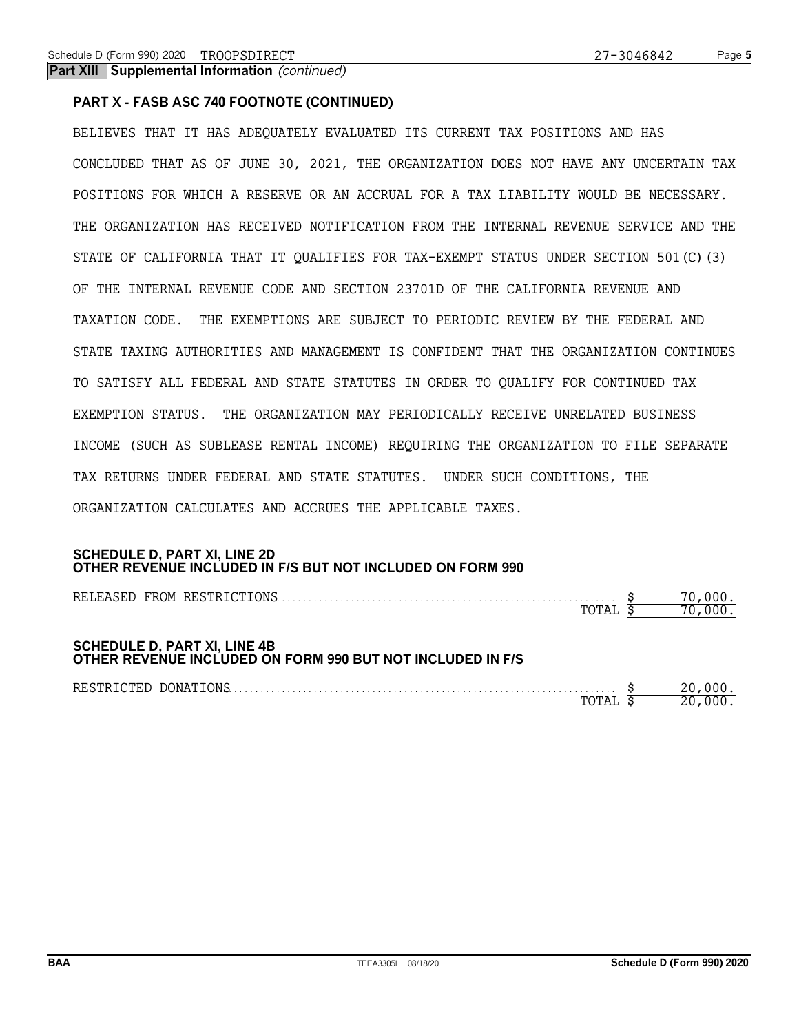**Part XIII Supplemental Information** *(continued)*

**PART X - FASB ASC 740 FOOTNOTE (CONTINUED)**

BELIEVES THAT IT HAS ADEQUATELY EVALUATED ITS CURRENT TAX POSITIONS AND HAS CONCLUDED THAT AS OF JUNE 30, 2021, THE ORGANIZATION DOES NOT HAVE ANY UNCERTAIN TAX POSITIONS FOR WHICH A RESERVE OR AN ACCRUAL FOR A TAX LIABILITY WOULD BE NECESSARY. THE ORGANIZATION HAS RECEIVED NOTIFICATION FROM THE INTERNAL REVENUE SERVICE AND THE STATE OF CALIFORNIA THAT IT QUALIFIES FOR TAX-EXEMPT STATUS UNDER SECTION 501(C)(3) OF THE INTERNAL REVENUE CODE AND SECTION 23701D OF THE CALIFORNIA REVENUE AND TAXATION CODE. THE EXEMPTIONS ARE SUBJECT TO PERIODIC REVIEW BY THE FEDERAL AND STATE TAXING AUTHORITIES AND MANAGEMENT IS CONFIDENT THAT THE ORGANIZATION CONTINUES TO SATISFY ALL FEDERAL AND STATE STATUTES IN ORDER TO QUALIFY FOR CONTINUED TAX EXEMPTION STATUS. THE ORGANIZATION MAY PERIODICALLY RECEIVE UNRELATED BUSINESS INCOME (SUCH AS SUBLEASE RENTAL INCOME) REQUIRING THE ORGANIZATION TO FILE SEPARATE TAX RETURNS UNDER FEDERAL AND STATE STATUTES. UNDER SUCH CONDITIONS, THE ORGANIZATION CALCULATES AND ACCRUES THE APPLICABLE TAXES.

**SCHEDULE D, PART XI, LINE 2D**
**OTHER REVENUE INCLUDED IN F/S BUT NOT INCLUDED ON FORM 990**

| | |
|---|---|
| RELEASED FROM RESTRICTIONS | $ 70,000. |
| TOTAL | $ 70,000. |

**SCHEDULE D, PART XI, LINE 4B**
**OTHER REVENUE INCLUDED ON FORM 990 BUT NOT INCLUDED IN F/S**

| | |
|---|---|
| RESTRICTED DONATIONS | $ 20,000. |
| TOTAL | $ 20,000. |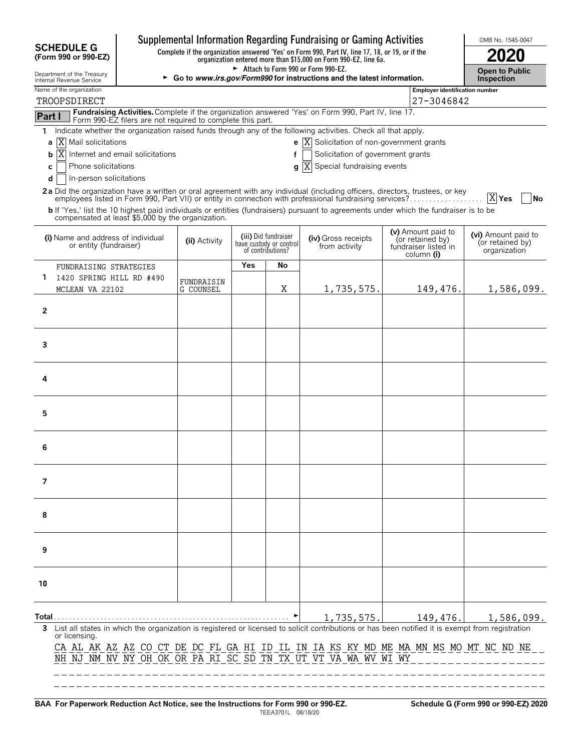**SCHEDULE G (Form 990 or 990-EZ)**

Department of the Treasury
Internal Revenue Service

# Supplemental Information Regarding Fundraising or Gaming Activities

**Complete if the organization answered 'Yes' on Form 990, Part IV, line 17, 18, or 19, or if the organization entered more than $15,000 on Form 990-EZ, line 6a.**

► Attach to Form 990 or Form 990-EZ.

► **Go to *www.irs.gov/Form990* for instructions and the latest information.**

OMB No. 1545-0047

**2020**

**Open to Public Inspection**

Name of the organization: TROOPSDIRECT

Employer identification number: 27-3046842

**Part I** **Fundraising Activities.** Complete if the organization answered 'Yes' on Form 990, Part IV, line 17. Form 990-EZ filers are not required to complete this part.

1 Indicate whether the organization raised funds through any of the following activities. Check all that apply.

- a [X] Mail solicitations
- b [X] Internet and email solicitations
- c [ ] Phone solicitations
- d [ ] In-person solicitations
- e [X] Solicitation of non-government grants
- f [ ] Solicitation of government grants
- g [X] Special fundraising events

**2a** Did the organization have a written or oral agreement with any individual (including officers, directors, trustees, or key employees listed in Form 990, Part VII) or entity in connection with professional fundraising services? [X] **Yes** [ ] **No**

**b** If 'Yes,' list the 10 highest paid individuals or entities (fundraisers) pursuant to agreements under which the fundraiser is to be compensated at least $5,000 by the organization.

| | (i) Name and address of individual or entity (fundraiser) | (ii) Activity | (iii) Did fundraiser have custody or control of contributions? Yes | No | (iv) Gross receipts from activity | (v) Amount paid to (or retained by) fundraiser listed in column (i) | (vi) Amount paid to (or retained by) organization |
|---|---|---|---|---|---|---|---|
| 1 | FUNDRAISING STRATEGIES 1420 SPRING HILL RD #490 MCLEAN VA 22102 | FUNDRAISING COUNSEL | | X | 1,735,575. | 149,476. | 1,586,099. |
| 2 | | | | | | | |
| 3 | | | | | | | |
| 4 | | | | | | | |
| 5 | | | | | | | |
| 6 | | | | | | | |
| 7 | | | | | | | |
| 8 | | | | | | | |
| 9 | | | | | | | |
| 10 | | | | | | | |
| **Total** | | | | | 1,735,575. | 149,476. | 1,586,099. |

**3** List all states in which the organization is registered or licensed to solicit contributions or has been notified it is exempt from registration or licensing.

CA AL AK AZ AZ CO CT DE DC FL GA HI ID IL IN IA KS KY MD ME MA MN MS MO MT NC ND NE NH NJ NM NV NY OH OK OR PA RI SC SD TN TX UT VT VA WA WV WI WY

**BAA For Paperwork Reduction Act Notice, see the Instructions for Form 990 or 990-EZ.** TEEA3701L 08/18/20 **Schedule G (Form 990 or 990-EZ) 2020**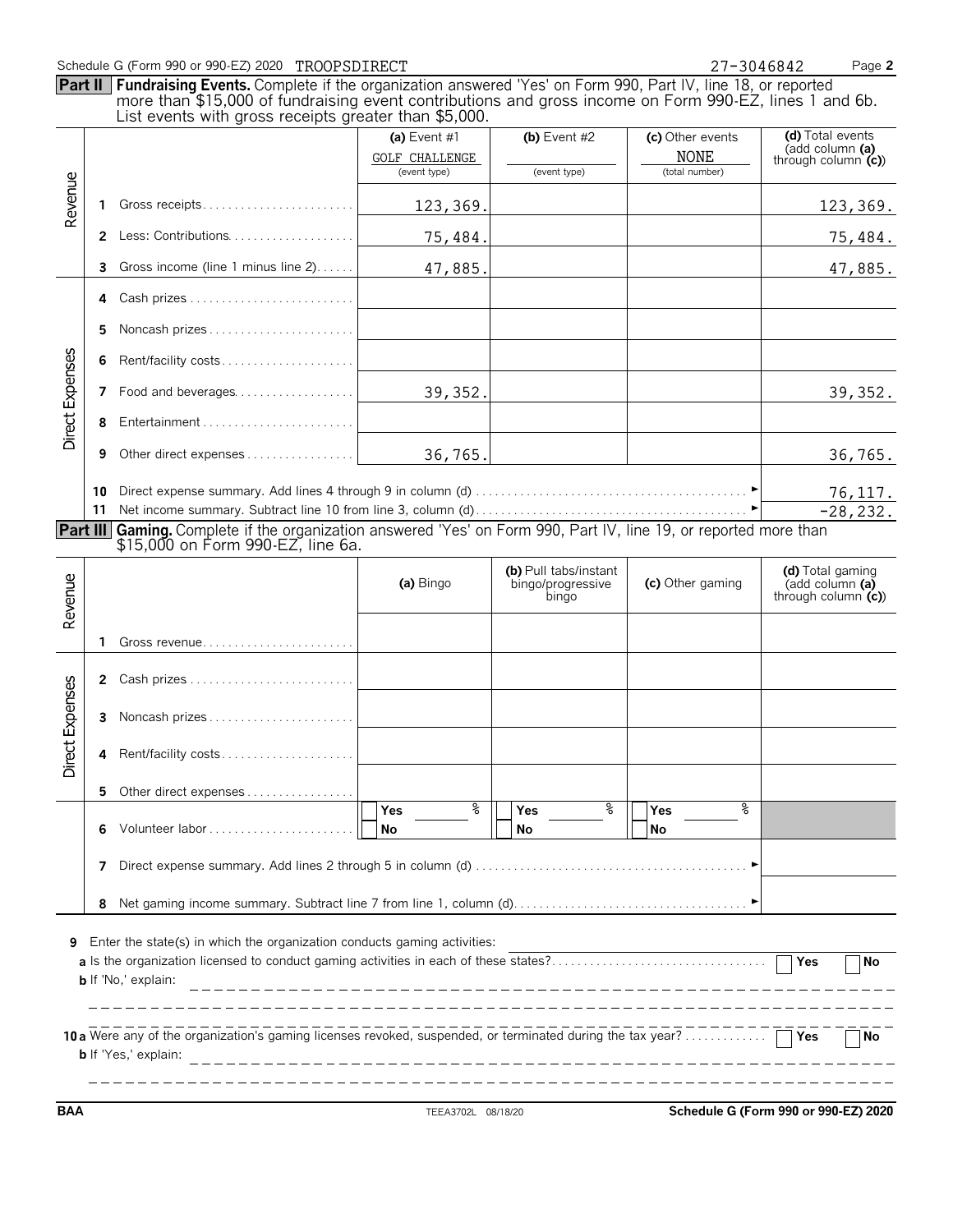Schedule G (Form 990 or 990-EZ) 2020 TROOPSDIRECT 27-3046842

**Part II** **Fundraising Events.** Complete if the organization answered 'Yes' on Form 990, Part IV, line 18, or reported more than $15,000 of fundraising event contributions and gross income on Form 990-EZ, lines 1 and 6b. List events with gross receipts greater than $5,000.

| | | | (a) Event #1 GOLF CHALLENGE (event type) | (b) Event #2 (event type) | (c) Other events NONE (total number) | (d) Total events (add column (a) through column (c)) |
|---|---|---|---|---|---|---|
| Revenue | 1 | Gross receipts | 123,369. | | | 123,369. |
| | 2 | Less: Contributions | 75,484. | | | 75,484. |
| | 3 | Gross income (line 1 minus line 2) | 47,885. | | | 47,885. |
| Direct Expenses | 4 | Cash prizes | | | | |
| | 5 | Noncash prizes | | | | |
| | 6 | Rent/facility costs | | | | |
| | 7 | Food and beverages | 39,352. | | | 39,352. |
| | 8 | Entertainment | | | | |
| | 9 | Other direct expenses | 36,765. | | | 36,765. |
| | 10 | Direct expense summary. Add lines 4 through 9 in column (d) | | | | 76,117. |
| | 11 | Net income summary. Subtract line 10 from line 3, column (d) | | | | -28,232. |

**Part III** **Gaming.** Complete if the organization answered 'Yes' on Form 990, Part IV, line 19, or reported more than $15,000 on Form 990-EZ, line 6a.

| | | | (a) Bingo | (b) Pull tabs/instant bingo/progressive bingo | (c) Other gaming | (d) Total gaming (add column (a) through column (c)) |
|---|---|---|---|---|---|---|
| Revenue | 1 | Gross revenue | | | | |
| Direct Expenses | 2 | Cash prizes | | | | |
| | 3 | Noncash prizes | | | | |
| | 4 | Rent/facility costs | | | | |
| | 5 | Other direct expenses | | | | |
| | 6 | Volunteer labor | Yes ___ % No | Yes ___ % No | Yes ___ % No | |
| | 7 | Direct expense summary. Add lines 2 through 5 in column (d) | | | | |
| | 8 | Net gaming income summary. Subtract line 7 from line 1, column (d) | | | | |

**9** Enter the state(s) in which the organization conducts gaming activities:

**a** Is the organization licensed to conduct gaming activities in each of these states? ☐ Yes ☐ No

**b** If 'No,' explain:

**10a** Were any of the organization's gaming licenses revoked, suspended, or terminated during the tax year? ☐ Yes ☐ No

**b** If 'Yes,' explain:

BAA TEEA3702L 08/18/20 Schedule G (Form 990 or 990-EZ) 2020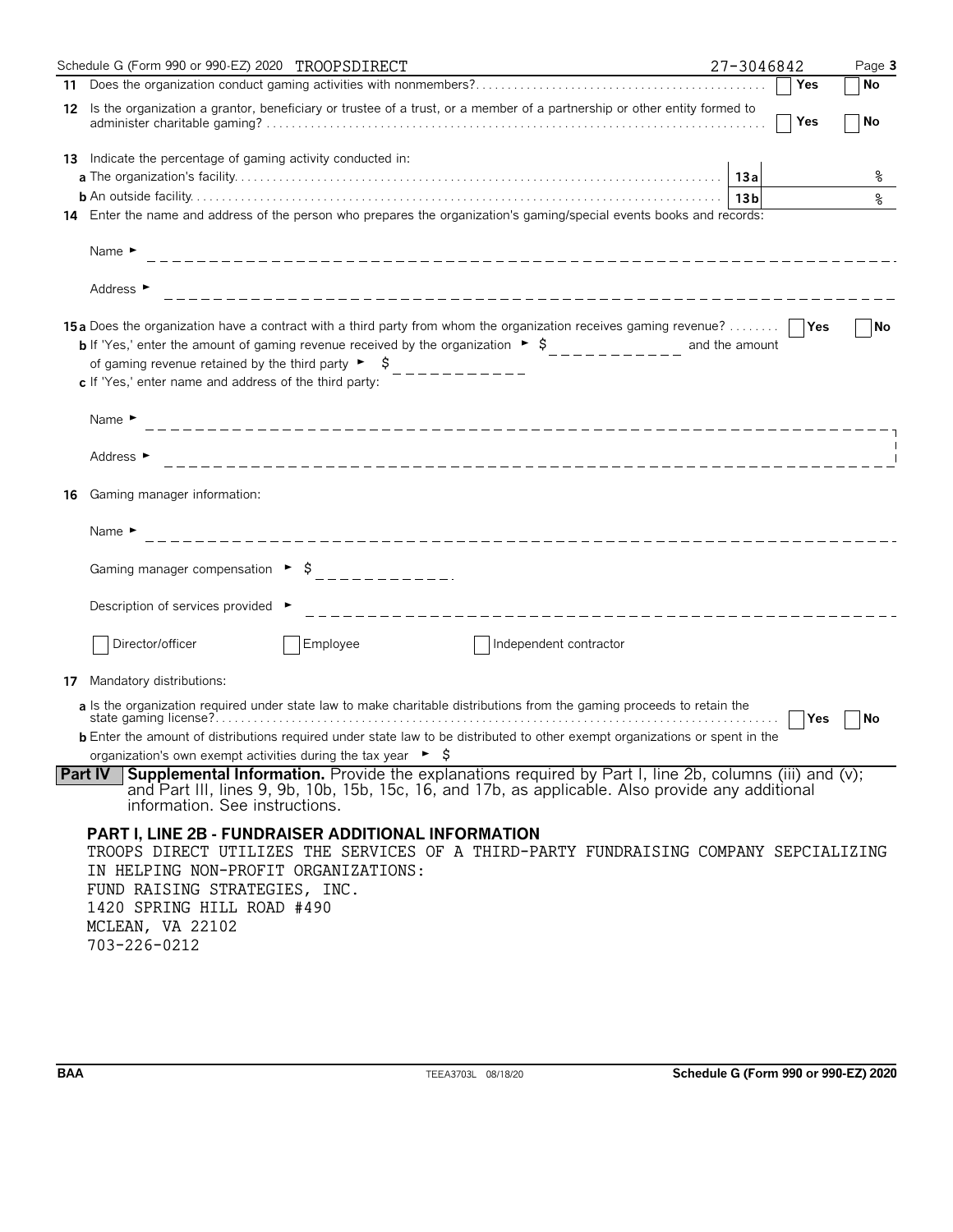Schedule G (Form 990 or 990-EZ) 2020 TROOPSDIRECT 27-3046842

**11** Does the organization conduct gaming activities with nonmembers? ☐ Yes ☐ No

**12** Is the organization a grantor, beneficiary or trustee of a trust, or a member of a partnership or other entity formed to administer charitable gaming? ☐ Yes ☐ No

**13** Indicate the percentage of gaming activity conducted in:

**a** The organization's facility. **13a** %

**b** An outside facility. **13b** %

**14** Enter the name and address of the person who prepares the organization's gaming/special events books and records:

Name ►

Address ►

**15a** Does the organization have a contract with a third party from whom the organization receives gaming revenue? ☐ Yes ☐ No

**b** If 'Yes,' enter the amount of gaming revenue received by the organization ► $ and the amount of gaming revenue retained by the third party ► $

**c** If 'Yes,' enter name and address of the third party:

Name ►

Address ►

**16** Gaming manager information:

Name ►

Gaming manager compensation ► $

Description of services provided ►

☐ Director/officer ☐ Employee ☐ Independent contractor

**17** Mandatory distributions:

**a** Is the organization required under state law to make charitable distributions from the gaming proceeds to retain the state gaming license? ☐ Yes ☐ No

**b** Enter the amount of distributions required under state law to be distributed to other exempt organizations or spent in the organization's own exempt activities during the tax year ► $

**Part IV** **Supplemental Information.** Provide the explanations required by Part I, line 2b, columns (iii) and (v); and Part III, lines 9, 9b, 10b, 15b, 15c, 16, and 17b, as applicable. Also provide any additional information. See instructions.

**PART I, LINE 2B - FUNDRAISER ADDITIONAL INFORMATION**

TROOPS DIRECT UTILIZES THE SERVICES OF A THIRD-PARTY FUNDRAISING COMPANY SEPCIALIZING IN HELPING NON-PROFIT ORGANIZATIONS:
FUND RAISING STRATEGIES, INC.
1420 SPRING HILL ROAD #490
MCLEAN, VA 22102
703-226-0212

BAA TEEA3703L 08/18/20 Schedule G (Form 990 or 990-EZ) 2020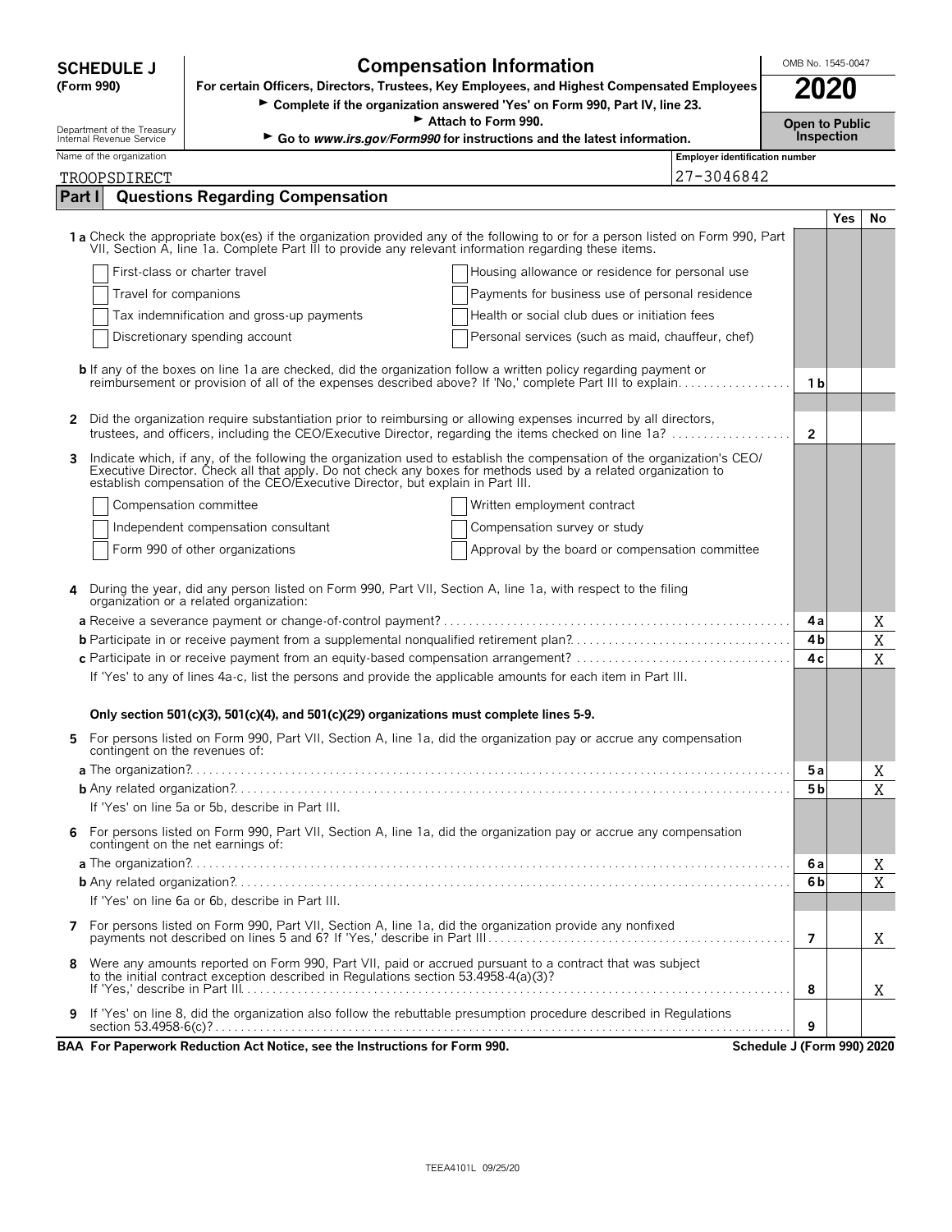**SCHEDULE J (Form 990)**

Department of the Treasury
Internal Revenue Service

# Compensation Information

**For certain Officers, Directors, Trustees, Key Employees, and Highest Compensated Employees**

► **Complete if the organization answered 'Yes' on Form 990, Part IV, line 23.**

► **Attach to Form 990.**

► **Go to *www.irs.gov/Form990* for instructions and the latest information.**

OMB No. 1545-0047

**2020**

**Open to Public Inspection**

Name of the organization: TROOPSDIRECT

Employer identification number: 27-3046842

## Part I — Questions Regarding Compensation

| | | | Yes | No |
|---|---|---|---|---|
| **1 a** | Check the appropriate box(es) if the organization provided any of the following to or for a person listed on Form 990, Part VII, Section A, line 1a. Complete Part III to provide any relevant information regarding these items. | | | |
| | ☐ First-class or charter travel ☐ Housing allowance or residence for personal use | | | |
| | ☐ Travel for companions ☐ Payments for business use of personal residence | | | |
| | ☐ Tax indemnification and gross-up payments ☐ Health or social club dues or initiation fees | | | |
| | ☐ Discretionary spending account ☐ Personal services (such as maid, chauffeur, chef) | | | |
| **b** | If any of the boxes on line 1a are checked, did the organization follow a written policy regarding payment or reimbursement or provision of all of the expenses described above? If 'No,' complete Part III to explain | 1b | | |
| **2** | Did the organization require substantiation prior to reimbursing or allowing expenses incurred by all directors, trustees, and officers, including the CEO/Executive Director, regarding the items checked on line 1a? | 2 | | |
| **3** | Indicate which, if any, of the following the organization used to establish the compensation of the organization's CEO/Executive Director. Check all that apply. Do not check any boxes for methods used by a related organization to establish compensation of the CEO/Executive Director, but explain in Part III. | | | |
| | ☐ Compensation committee ☐ Written employment contract | | | |
| | ☐ Independent compensation consultant ☐ Compensation survey or study | | | |
| | ☐ Form 990 of other organizations ☐ Approval by the board or compensation committee | | | |
| **4** | During the year, did any person listed on Form 990, Part VII, Section A, line 1a, with respect to the filing organization or a related organization: | | | |
| **a** | Receive a severance payment or change-of-control payment? | 4a | | X |
| **b** | Participate in or receive payment from a supplemental nonqualified retirement plan? | 4b | | X |
| **c** | Participate in or receive payment from an equity-based compensation arrangement? | 4c | | X |
| | If 'Yes' to any of lines 4a-c, list the persons and provide the applicable amounts for each item in Part III. | | | |
| | **Only section 501(c)(3), 501(c)(4), and 501(c)(29) organizations must complete lines 5-9.** | | | |
| **5** | For persons listed on Form 990, Part VII, Section A, line 1a, did the organization pay or accrue any compensation contingent on the revenues of: | | | |
| **a** | The organization? | 5a | | X |
| **b** | Any related organization? | 5b | | X |
| | If 'Yes' on line 5a or 5b, describe in Part III. | | | |
| **6** | For persons listed on Form 990, Part VII, Section A, line 1a, did the organization pay or accrue any compensation contingent on the net earnings of: | | | |
| **a** | The organization? | 6a | | X |
| **b** | Any related organization? | 6b | | X |
| | If 'Yes' on line 6a or 6b, describe in Part III. | | | |
| **7** | For persons listed on Form 990, Part VII, Section A, line 1a, did the organization provide any nonfixed payments not described on lines 5 and 6? If 'Yes,' describe in Part III | 7 | | X |
| **8** | Were any amounts reported on Form 990, Part VII, paid or accrued pursuant to a contract that was subject to the initial contract exception described in Regulations section 53.4958-4(a)(3)? If 'Yes,' describe in Part III | 8 | | X |
| **9** | If 'Yes' on line 8, did the organization also follow the rebuttable presumption procedure described in Regulations section 53.4958-6(c)? | 9 | | |

**BAA For Paperwork Reduction Act Notice, see the Instructions for Form 990.** **Schedule J (Form 990) 2020**

TEEA4101L 09/25/20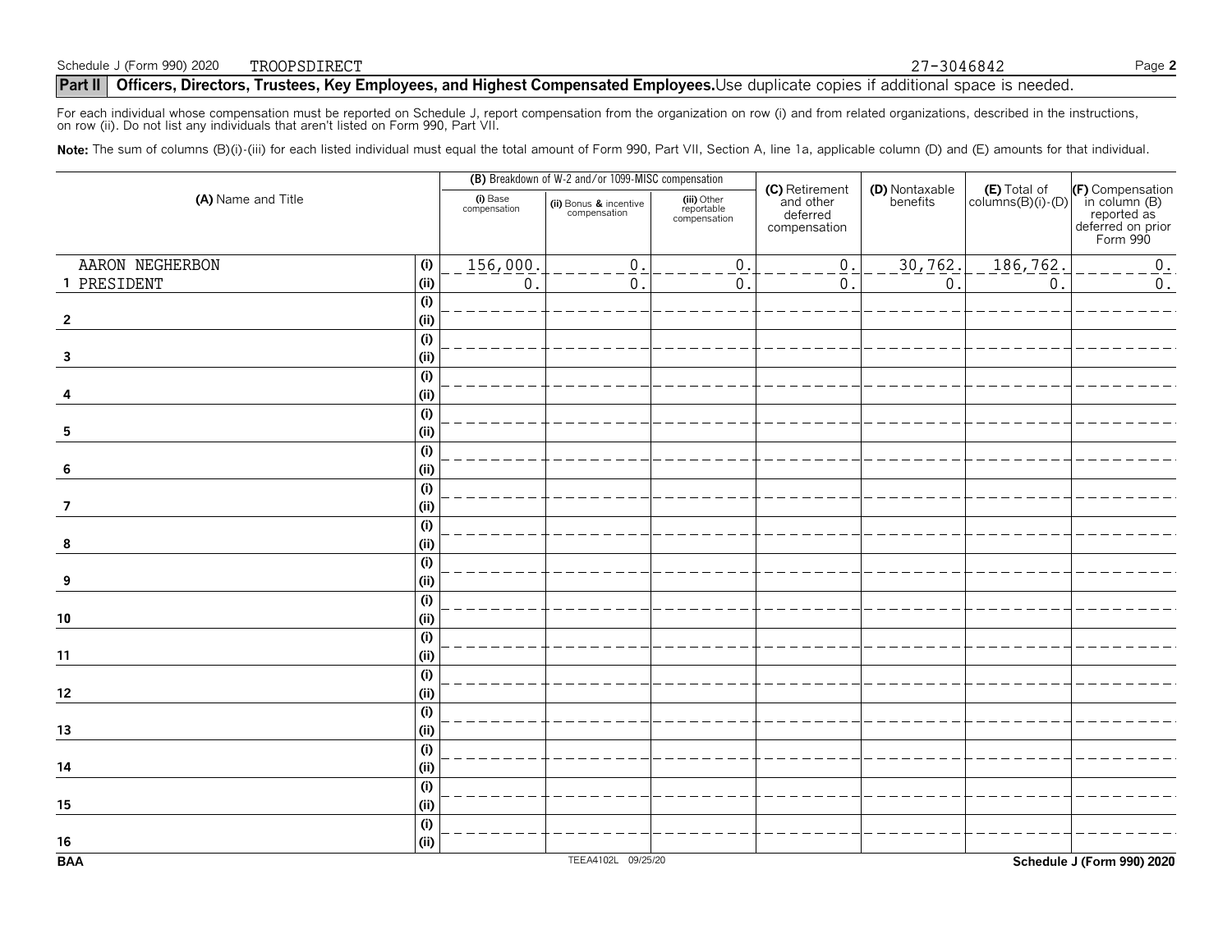Schedule J (Form 990) 2020 TROOPSDIRECT 27-3046842

## Part II Officers, Directors, Trustees, Key Employees, and Highest Compensated Employees. Use duplicate copies if additional space is needed.

For each individual whose compensation must be reported on Schedule J, report compensation from the organization on row (i) and from related organizations, described in the instructions, on row (ii). Do not list any individuals that aren't listed on Form 990, Part VII.

**Note:** The sum of columns (B)(i)-(iii) for each listed individual must equal the total amount of Form 990, Part VII, Section A, line 1a, applicable column (D) and (E) amounts for that individual.

| (A) Name and Title | | (B) Breakdown of W-2 and/or 1099-MISC compensation | | | (C) Retirement and other deferred compensation | (D) Nontaxable benefits | (E) Total of columns(B)(i)-(D) | (F) Compensation in column (B) reported as deferred on prior Form 990 |
|---|---|---|---|---|---|---|---|---|
| | | (i) Base compensation | (ii) Bonus & incentive compensation | (iii) Other reportable compensation | | | | |
| 1 AARON NEGHERBON PRESIDENT | (i) | 156,000. | 0. | 0. | 0. | 30,762. | 186,762. | 0. |
| | (ii) | 0. | 0. | 0. | 0. | 0. | 0. | 0. |
| 2 | (i) | | | | | | | |
| | (ii) | | | | | | | |
| 3 | (i) | | | | | | | |
| | (ii) | | | | | | | |
| 4 | (i) | | | | | | | |
| | (ii) | | | | | | | |
| 5 | (i) | | | | | | | |
| | (ii) | | | | | | | |
| 6 | (i) | | | | | | | |
| | (ii) | | | | | | | |
| 7 | (i) | | | | | | | |
| | (ii) | | | | | | | |
| 8 | (i) | | | | | | | |
| | (ii) | | | | | | | |
| 9 | (i) | | | | | | | |
| | (ii) | | | | | | | |
| 10 | (i) | | | | | | | |
| | (ii) | | | | | | | |
| 11 | (i) | | | | | | | |
| | (ii) | | | | | | | |
| 12 | (i) | | | | | | | |
| | (ii) | | | | | | | |
| 13 | (i) | | | | | | | |
| | (ii) | | | | | | | |
| 14 | (i) | | | | | | | |
| | (ii) | | | | | | | |
| 15 | (i) | | | | | | | |
| | (ii) | | | | | | | |
| 16 | (i) | | | | | | | |
| | (ii) | | | | | | | |

BAA TEEA4102L 09/25/20 Schedule J (Form 990) 2020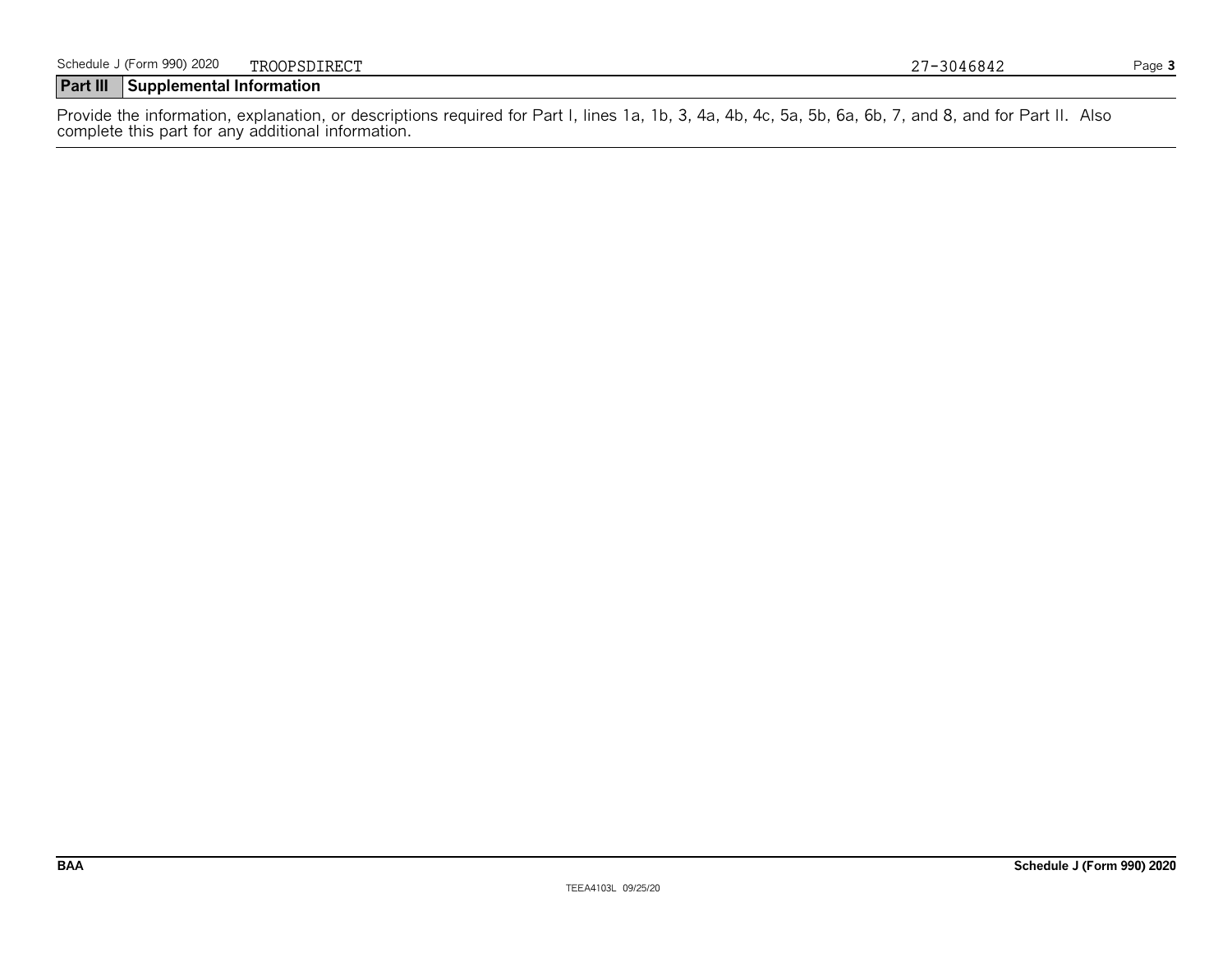## Part III Supplemental Information

Provide the information, explanation, or descriptions required for Part I, lines 1a, 1b, 3, 4a, 4b, 4c, 5a, 5b, 6a, 6b, 7, and 8, and for Part II. Also complete this part for any additional information.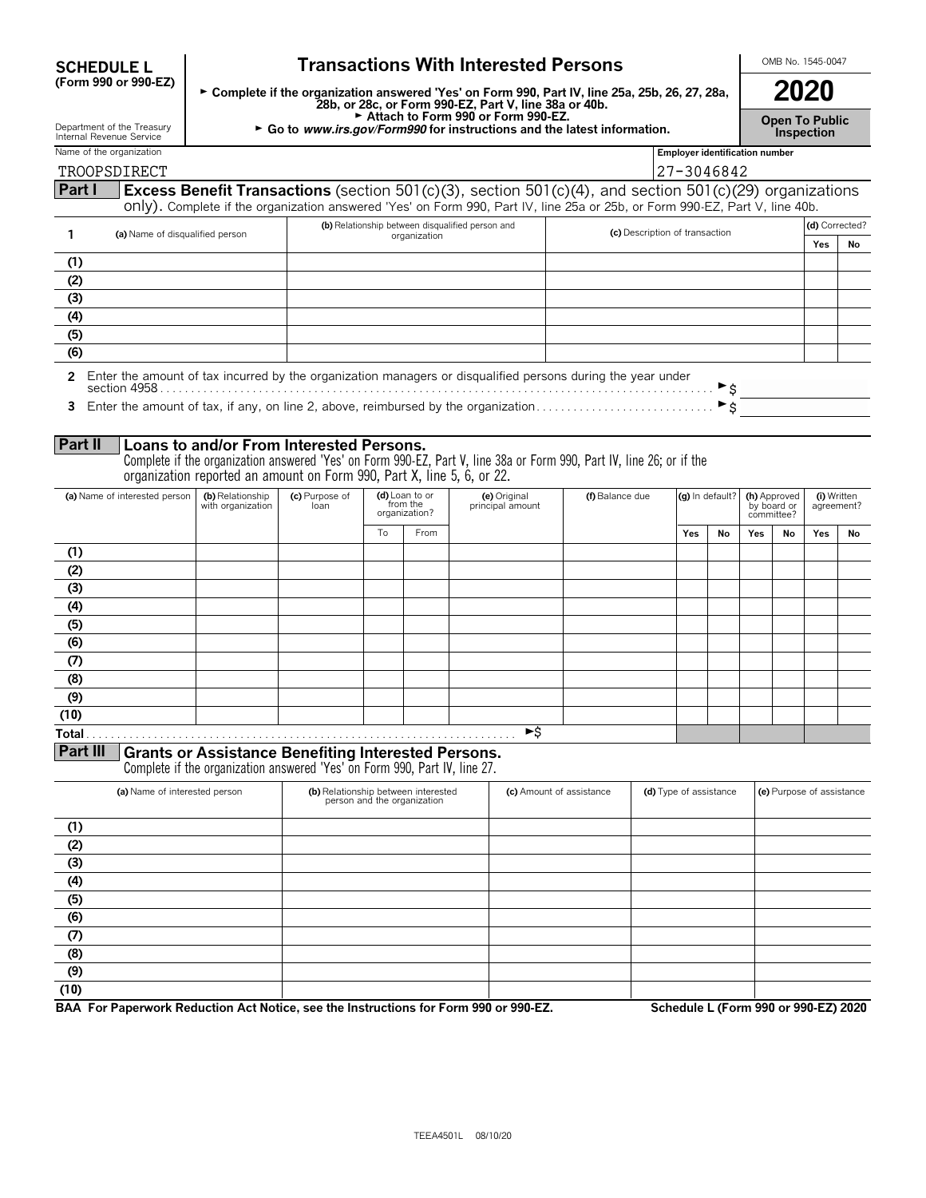**SCHEDULE L** **(Form 990 or 990-EZ)**

Department of the Treasury Internal Revenue Service

# Transactions With Interested Persons

► Complete if the organization answered 'Yes' on Form 990, Part IV, line 25a, 25b, 26, 27, 28a, 28b, or 28c, or Form 990-EZ, Part V, line 38a or 40b.
► Attach to Form 990 or Form 990-EZ.
► Go to *www.irs.gov/Form990* for instructions and the latest information.

OMB No. 1545-0047

**2020**

**Open To Public Inspection**

Name of the organization: TROOPSDIRECT

Employer identification number: 27-3046842

**Part I** **Excess Benefit Transactions** (section 501(c)(3), section 501(c)(4), and section 501(c)(29) organizations only). Complete if the organization answered 'Yes' on Form 990, Part IV, line 25a or 25b, or Form 990-EZ, Part V, line 40b.

| 1 | (a) Name of disqualified person | (b) Relationship between disqualified person and organization | (c) Description of transaction | (d) Corrected? | |
|---|---|---|---|---|---|
| | | | | Yes | No |
| (1) | | | | | |
| (2) | | | | | |
| (3) | | | | | |
| (4) | | | | | |
| (5) | | | | | |
| (6) | | | | | |

2 Enter the amount of tax incurred by the organization managers or disqualified persons during the year under section 4958 ► $

3 Enter the amount of tax, if any, on line 2, above, reimbursed by the organization ► $

**Part II** **Loans to and/or From Interested Persons.**
Complete if the organization answered 'Yes' on Form 990-EZ, Part V, line 38a or Form 990, Part IV, line 26; or if the organization reported an amount on Form 990, Part X, line 5, 6, or 22.

| (a) Name of interested person | (b) Relationship with organization | (c) Purpose of loan | (d) Loan to or from the organization? | | (e) Original principal amount | (f) Balance due | (g) In default? | | (h) Approved by board or committee? | | (i) Written agreement? | |
|---|---|---|---|---|---|---|---|---|---|---|---|---|
| | | | To | From | | | Yes | No | Yes | No | Yes | No |
| (1) | | | | | | | | | | | | |
| (2) | | | | | | | | | | | | |
| (3) | | | | | | | | | | | | |
| (4) | | | | | | | | | | | | |
| (5) | | | | | | | | | | | | |
| (6) | | | | | | | | | | | | |
| (7) | | | | | | | | | | | | |
| (8) | | | | | | | | | | | | |
| (9) | | | | | | | | | | | | |
| (10) | | | | | | | | | | | | |
| Total | | | | | ►$ | | | | | | | |

**Part III** **Grants or Assistance Benefiting Interested Persons.**
Complete if the organization answered 'Yes' on Form 990, Part IV, line 27.

| (a) Name of interested person | (b) Relationship between interested person and the organization | (c) Amount of assistance | (d) Type of assistance | (e) Purpose of assistance |
|---|---|---|---|---|
| (1) | | | | |
| (2) | | | | |
| (3) | | | | |
| (4) | | | | |
| (5) | | | | |
| (6) | | | | |
| (7) | | | | |
| (8) | | | | |
| (9) | | | | |
| (10) | | | | |

**BAA For Paperwork Reduction Act Notice, see the Instructions for Form 990 or 990-EZ.** **Schedule L (Form 990 or 990-EZ) 2020**

TEEA4501L 08/10/20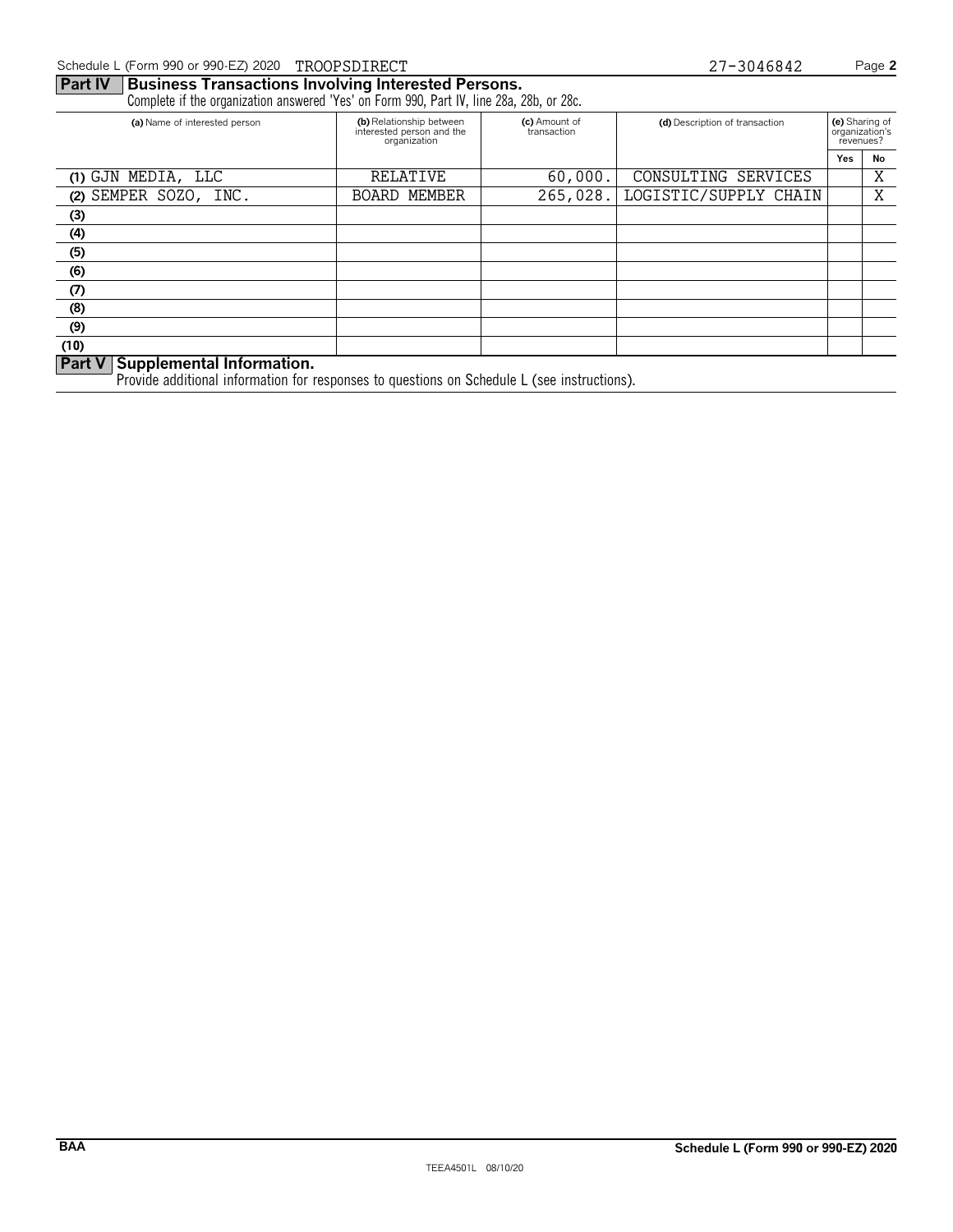## Part IV Business Transactions Involving Interested Persons.

Complete if the organization answered 'Yes' on Form 990, Part IV, line 28a, 28b, or 28c.

| (a) Name of interested person | (b) Relationship between interested person and the organization | (c) Amount of transaction | (d) Description of transaction | (e) Sharing of organization's revenues? | |
|---|---|---|---|---|---|
| | | | | Yes | No |
| (1) GJN MEDIA, LLC | RELATIVE | 60,000. | CONSULTING SERVICES | | X |
| (2) SEMPER SOZO, INC. | BOARD MEMBER | 265,028. | LOGISTIC/SUPPLY CHAIN | | X |
| (3) | | | | | |
| (4) | | | | | |
| (5) | | | | | |
| (6) | | | | | |
| (7) | | | | | |
| (8) | | | | | |
| (9) | | | | | |
| (10) | | | | | |

## Part V Supplemental Information.

Provide additional information for responses to questions on Schedule L (see instructions).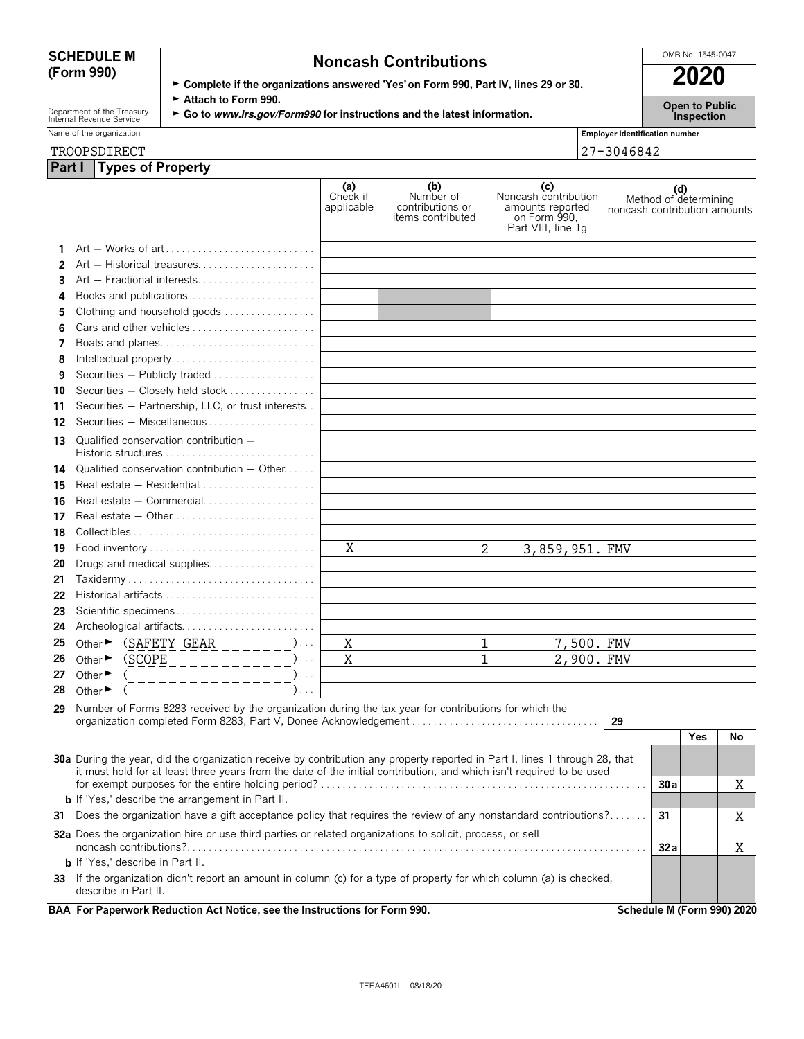**SCHEDULE M (Form 990)**

Department of the Treasury
Internal Revenue Service

# Noncash Contributions

► Complete if the organizations answered 'Yes' on Form 990, Part IV, lines 29 or 30.
► Attach to Form 990.
► Go to *www.irs.gov/Form990* for instructions and the latest information.

OMB No. 1545-0047

**2020**

**Open to Public Inspection**

Name of the organization: TROOPSDIRECT

Employer identification number: 27-3046842

## Part I Types of Property

| | | (a) Check if applicable | (b) Number of contributions or items contributed | (c) Noncash contribution amounts reported on Form 990, Part VIII, line 1g | (d) Method of determining noncash contribution amounts |
|---|---|---|---|---|---|
| 1 | Art — Works of art | | | | |
| 2 | Art — Historical treasures | | | | |
| 3 | Art — Fractional interests | | | | |
| 4 | Books and publications | | | | |
| 5 | Clothing and household goods | | | | |
| 6 | Cars and other vehicles | | | | |
| 7 | Boats and planes | | | | |
| 8 | Intellectual property | | | | |
| 9 | Securities — Publicly traded | | | | |
| 10 | Securities — Closely held stock | | | | |
| 11 | Securities — Partnership, LLC, or trust interests | | | | |
| 12 | Securities — Miscellaneous | | | | |
| 13 | Qualified conservation contribution — Historic structures | | | | |
| 14 | Qualified conservation contribution — Other | | | | |
| 15 | Real estate — Residential | | | | |
| 16 | Real estate — Commercial | | | | |
| 17 | Real estate — Other | | | | |
| 18 | Collectibles | | | | |
| 19 | Food inventory | X | 2 | 3,859,951. | FMV |
| 20 | Drugs and medical supplies | | | | |
| 21 | Taxidermy | | | | |
| 22 | Historical artifacts | | | | |
| 23 | Scientific specimens | | | | |
| 24 | Archeological artifacts | | | | |
| 25 | Other ► (SAFETY GEAR) | X | 1 | 7,500. | FMV |
| 26 | Other ► (SCOPE) | X | 1 | 2,900. | FMV |
| 27 | Other ► ( ) | | | | |
| 28 | Other ► ( ) | | | | |

29 Number of Forms 8283 received by the organization during the tax year for contributions for which the organization completed Form 8283, Part V, Donee Acknowledgement . . . . **29**

| | | | Yes | No |
|---|---|---|---|---|
| 30a | During the year, did the organization receive by contribution any property reported in Part I, lines 1 through 28, that it must hold for at least three years from the date of the initial contribution, and which isn't required to be used for exempt purposes for the entire holding period? | 30a | | X |
| b | If 'Yes,' describe the arrangement in Part II. | | | |
| 31 | Does the organization have a gift acceptance policy that requires the review of any nonstandard contributions? | 31 | | X |
| 32a | Does the organization hire or use third parties or related organizations to solicit, process, or sell noncash contributions? | 32a | | X |
| b | If 'Yes,' describe in Part II. | | | |
| 33 | If the organization didn't report an amount in column (c) for a type of property for which column (a) is checked, describe in Part II. | | | |

**BAA For Paperwork Reduction Act Notice, see the Instructions for Form 990.** **Schedule M (Form 990) 2020**

TEEA4601L 08/18/20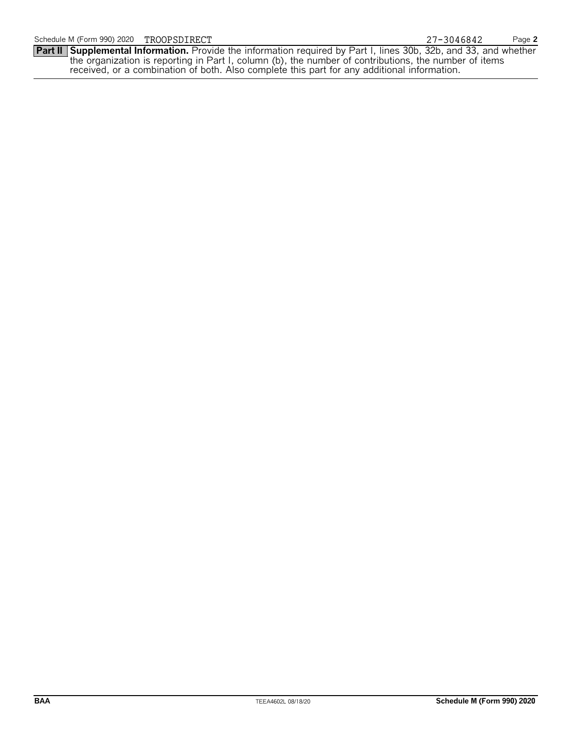Schedule M (Form 990) 2020 TROOPSDIRECT 27-3046842

**Part II Supplemental Information.** Provide the information required by Part I, lines 30b, 32b, and 33, and whether the organization is reporting in Part I, column (b), the number of contributions, the number of items received, or a combination of both. Also complete this part for any additional information.

BAA TEEA4602L 08/18/20 **Schedule M (Form 990) 2020**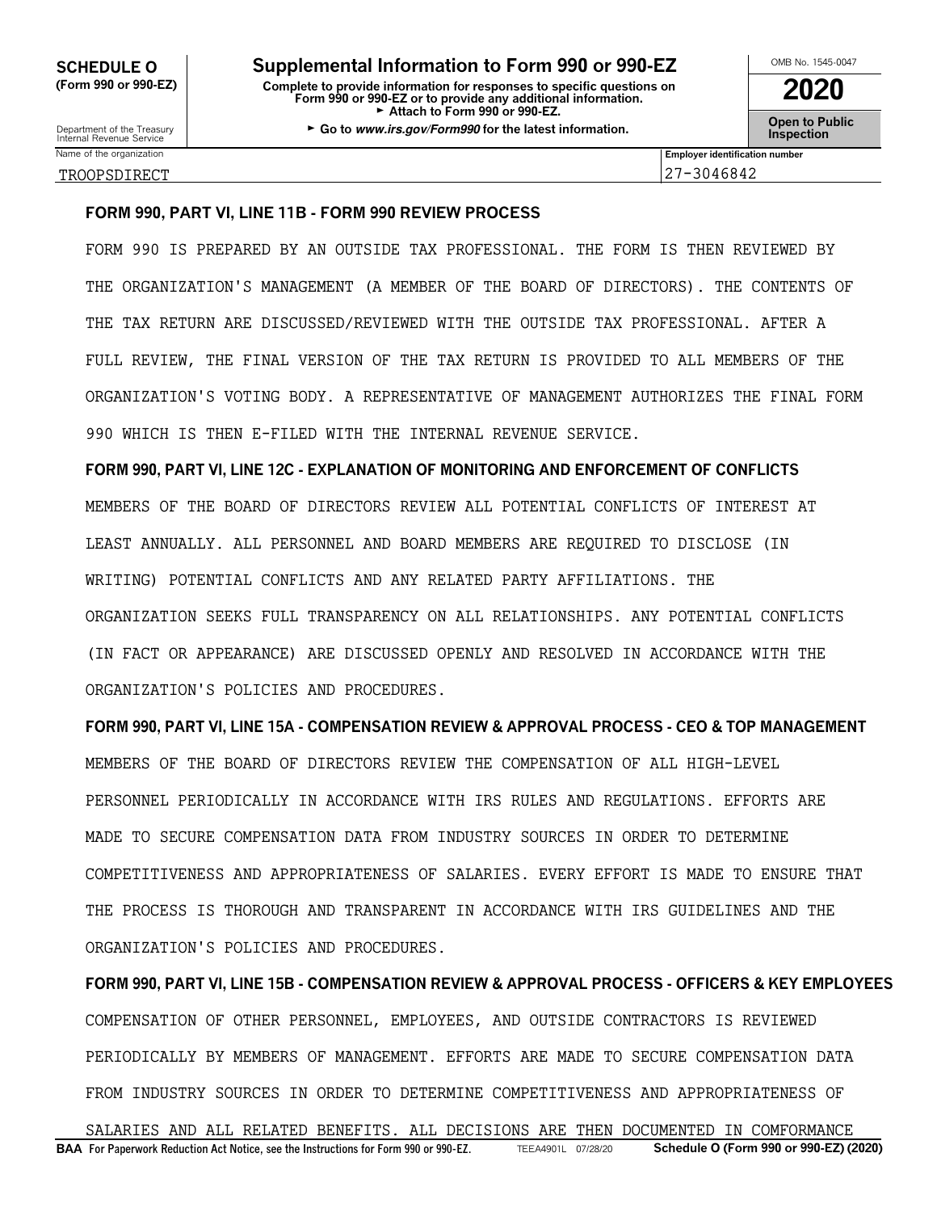**SCHEDULE O (Form 990 or 990-EZ)**

Department of the Treasury
Internal Revenue Service

# Supplemental Information to Form 990 or 990-EZ

**Complete to provide information for responses to specific questions on Form 990 or 990-EZ or to provide any additional information.**
► **Attach to Form 990 or 990-EZ.**
► **Go to *www.irs.gov/Form990* for the latest information.**

OMB No. 1545-0047

**2020**

**Open to Public Inspection**

| Name of the organization | Employer identification number |
|---|---|
| TROOPSDIRECT | 27-3046842 |

**FORM 990, PART VI, LINE 11B - FORM 990 REVIEW PROCESS**

FORM 990 IS PREPARED BY AN OUTSIDE TAX PROFESSIONAL. THE FORM IS THEN REVIEWED BY THE ORGANIZATION'S MANAGEMENT (A MEMBER OF THE BOARD OF DIRECTORS). THE CONTENTS OF THE TAX RETURN ARE DISCUSSED/REVIEWED WITH THE OUTSIDE TAX PROFESSIONAL. AFTER A FULL REVIEW, THE FINAL VERSION OF THE TAX RETURN IS PROVIDED TO ALL MEMBERS OF THE ORGANIZATION'S VOTING BODY. A REPRESENTATIVE OF MANAGEMENT AUTHORIZES THE FINAL FORM 990 WHICH IS THEN E-FILED WITH THE INTERNAL REVENUE SERVICE.

**FORM 990, PART VI, LINE 12C - EXPLANATION OF MONITORING AND ENFORCEMENT OF CONFLICTS**

MEMBERS OF THE BOARD OF DIRECTORS REVIEW ALL POTENTIAL CONFLICTS OF INTEREST AT LEAST ANNUALLY. ALL PERSONNEL AND BOARD MEMBERS ARE REQUIRED TO DISCLOSE (IN WRITING) POTENTIAL CONFLICTS AND ANY RELATED PARTY AFFILIATIONS. THE ORGANIZATION SEEKS FULL TRANSPARENCY ON ALL RELATIONSHIPS. ANY POTENTIAL CONFLICTS (IN FACT OR APPEARANCE) ARE DISCUSSED OPENLY AND RESOLVED IN ACCORDANCE WITH THE ORGANIZATION'S POLICIES AND PROCEDURES.

**FORM 990, PART VI, LINE 15A - COMPENSATION REVIEW & APPROVAL PROCESS - CEO & TOP MANAGEMENT**

MEMBERS OF THE BOARD OF DIRECTORS REVIEW THE COMPENSATION OF ALL HIGH-LEVEL PERSONNEL PERIODICALLY IN ACCORDANCE WITH IRS RULES AND REGULATIONS. EFFORTS ARE MADE TO SECURE COMPENSATION DATA FROM INDUSTRY SOURCES IN ORDER TO DETERMINE COMPETITIVENESS AND APPROPRIATENESS OF SALARIES. EVERY EFFORT IS MADE TO ENSURE THAT THE PROCESS IS THOROUGH AND TRANSPARENT IN ACCORDANCE WITH IRS GUIDELINES AND THE ORGANIZATION'S POLICIES AND PROCEDURES.

**FORM 990, PART VI, LINE 15B - COMPENSATION REVIEW & APPROVAL PROCESS - OFFICERS & KEY EMPLOYEES**

COMPENSATION OF OTHER PERSONNEL, EMPLOYEES, AND OUTSIDE CONTRACTORS IS REVIEWED PERIODICALLY BY MEMBERS OF MANAGEMENT. EFFORTS ARE MADE TO SECURE COMPENSATION DATA FROM INDUSTRY SOURCES IN ORDER TO DETERMINE COMPETITIVENESS AND APPROPRIATENESS OF SALARIES AND ALL RELATED BENEFITS. ALL DECISIONS ARE THEN DOCUMENTED IN COMFORMANCE

**BAA For Paperwork Reduction Act Notice, see the Instructions for Form 990 or 990-EZ.** TEEA4901L 07/28/20 **Schedule O (Form 990 or 990-EZ) (2020)**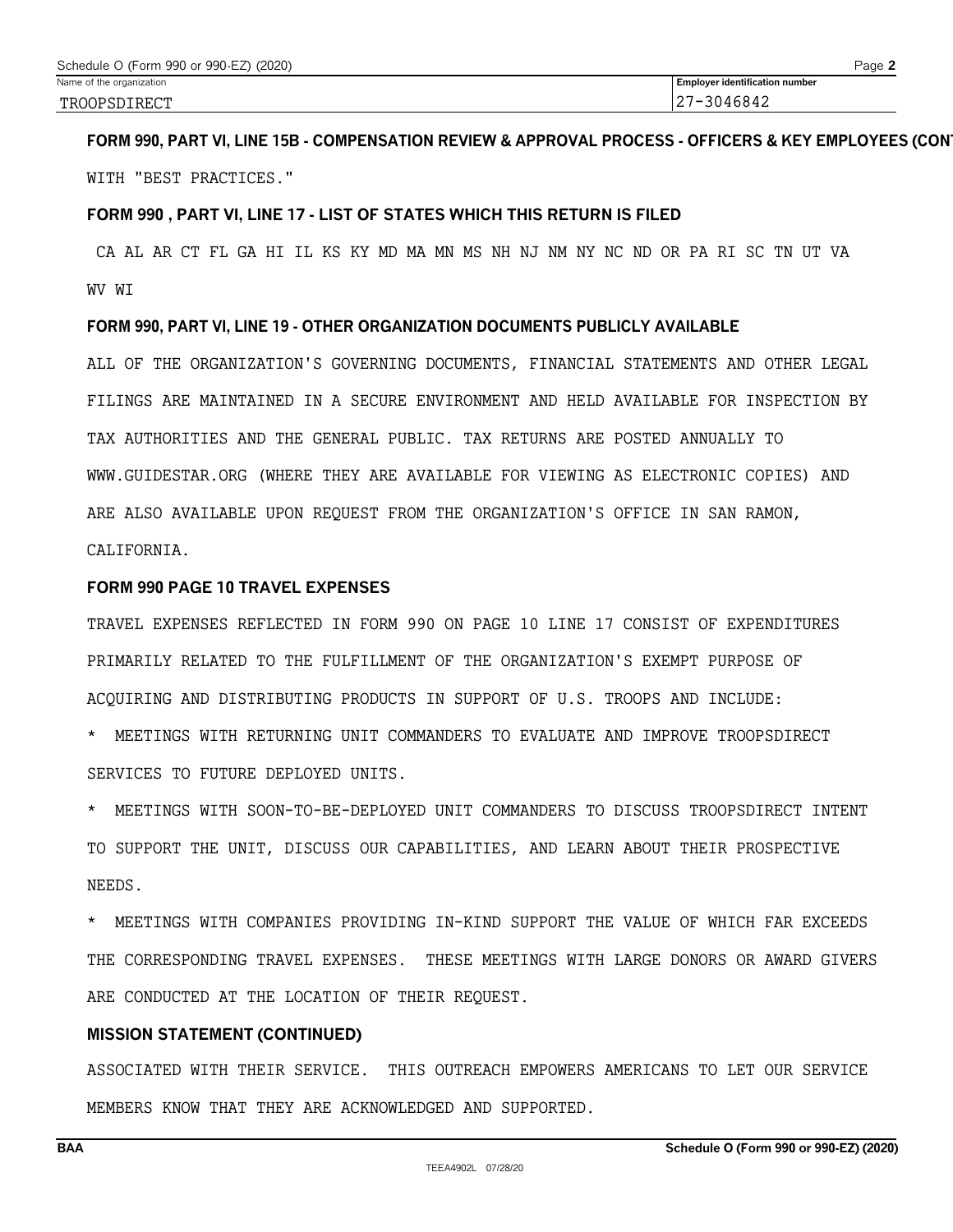Schedule O (Form 990 or 990-EZ) (2020)

| Name of the organization | Employer identification number |
|---|---|
| TROOPSDIRECT | 27-3046842 |

**FORM 990, PART VI, LINE 15B - COMPENSATION REVIEW & APPROVAL PROCESS - OFFICERS & KEY EMPLOYEES (CONT**

WITH "BEST PRACTICES."

**FORM 990 , PART VI, LINE 17 - LIST OF STATES WHICH THIS RETURN IS FILED**

CA AL AR CT FL GA HI IL KS KY MD MA MN MS NH NJ NM NY NC ND OR PA RI SC TN UT VA WV WI

**FORM 990, PART VI, LINE 19 - OTHER ORGANIZATION DOCUMENTS PUBLICLY AVAILABLE**

ALL OF THE ORGANIZATION'S GOVERNING DOCUMENTS, FINANCIAL STATEMENTS AND OTHER LEGAL FILINGS ARE MAINTAINED IN A SECURE ENVIRONMENT AND HELD AVAILABLE FOR INSPECTION BY TAX AUTHORITIES AND THE GENERAL PUBLIC. TAX RETURNS ARE POSTED ANNUALLY TO WWW.GUIDESTAR.ORG (WHERE THEY ARE AVAILABLE FOR VIEWING AS ELECTRONIC COPIES) AND ARE ALSO AVAILABLE UPON REQUEST FROM THE ORGANIZATION'S OFFICE IN SAN RAMON, CALIFORNIA.

**FORM 990 PAGE 10 TRAVEL EXPENSES**

TRAVEL EXPENSES REFLECTED IN FORM 990 ON PAGE 10 LINE 17 CONSIST OF EXPENDITURES PRIMARILY RELATED TO THE FULFILLMENT OF THE ORGANIZATION'S EXEMPT PURPOSE OF ACQUIRING AND DISTRIBUTING PRODUCTS IN SUPPORT OF U.S. TROOPS AND INCLUDE:

* MEETINGS WITH RETURNING UNIT COMMANDERS TO EVALUATE AND IMPROVE TROOPSDIRECT SERVICES TO FUTURE DEPLOYED UNITS.
* MEETINGS WITH SOON-TO-BE-DEPLOYED UNIT COMMANDERS TO DISCUSS TROOPSDIRECT INTENT TO SUPPORT THE UNIT, DISCUSS OUR CAPABILITIES, AND LEARN ABOUT THEIR PROSPECTIVE NEEDS.
* MEETINGS WITH COMPANIES PROVIDING IN-KIND SUPPORT THE VALUE OF WHICH FAR EXCEEDS THE CORRESPONDING TRAVEL EXPENSES. THESE MEETINGS WITH LARGE DONORS OR AWARD GIVERS ARE CONDUCTED AT THE LOCATION OF THEIR REQUEST.

**MISSION STATEMENT (CONTINUED)**

ASSOCIATED WITH THEIR SERVICE. THIS OUTREACH EMPOWERS AMERICANS TO LET OUR SERVICE MEMBERS KNOW THAT THEY ARE ACKNOWLEDGED AND SUPPORTED.

BAA Schedule O (Form 990 or 990-EZ) (2020)

TEEA4902L 07/28/20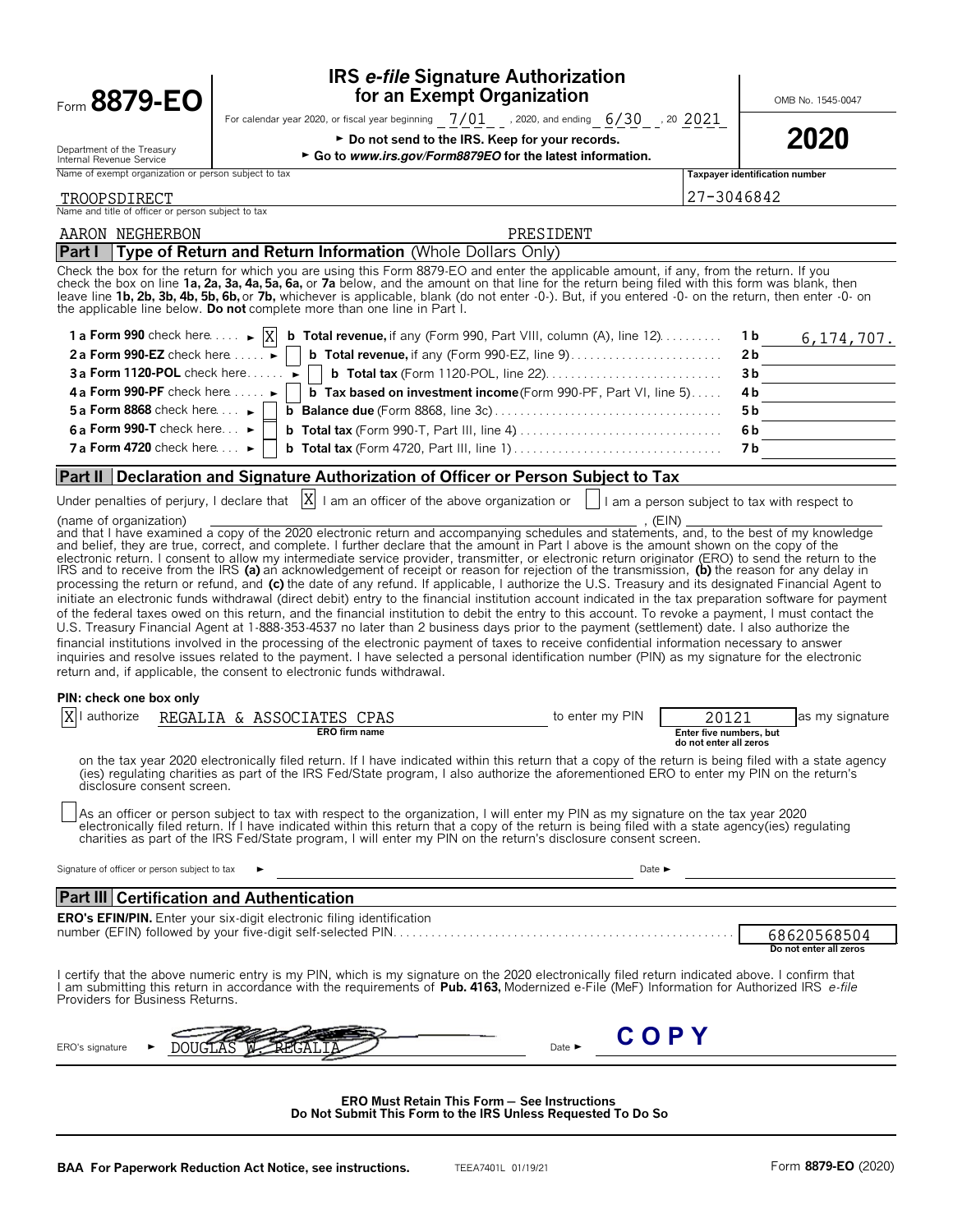Form **8879-EO**

# IRS *e-file* Signature Authorization for an Exempt Organization

For calendar year 2020, or fiscal year beginning 7/01, 2020, and ending 6/30, 20 2021

► Do not send to the IRS. Keep for your records.

► Go to *www.irs.gov/Form8879EO* for the latest information.

Department of the Treasury
Internal Revenue Service

OMB No. 1545-0047

**2020**

Name of exempt organization or person subject to tax: TROOPSDIRECT

Taxpayer identification number: 27-3046842

Name and title of officer or person subject to tax: AARON NEGHERBON PRESIDENT

## Part I Type of Return and Return Information (Whole Dollars Only)

Check the box for the return for which you are using this Form 8879-EO and enter the applicable amount, if any, from the return. If you check the box on line **1a, 2a, 3a, 4a, 5a, 6a,** or **7a** below, and the amount on that line for the return being filed with this form was blank, then leave line **1b, 2b, 3b, 4b, 5b, 6b,** or **7b,** whichever is applicable, blank (do not enter -0-). But, if you entered -0- on the return, then enter -0- on the applicable line below. **Do not** complete more than one line in Part I.

| | | | |
|---|---|---|---|
| **1 a Form 990** check here ► [X] | **b Total revenue,** if any (Form 990, Part VIII, column (A), line 12) | 1 b | 6,174,707. |
| **2 a Form 990-EZ** check here ► [ ] | **b Total revenue,** if any (Form 990-EZ, line 9) | 2 b | |
| **3 a Form 1120-POL** check here ► [ ] | **b Total tax** (Form 1120-POL, line 22) | 3 b | |
| **4 a Form 990-PF** check here ► [ ] | **b Tax based on investment income** (Form 990-PF, Part VI, line 5) | 4 b | |
| **5 a Form 8868** check here ► [ ] | **b Balance due** (Form 8868, line 3c) | 5 b | |
| **6 a Form 990-T** check here ► [ ] | **b Total tax** (Form 990-T, Part III, line 4) | 6 b | |
| **7 a Form 4720** check here ► [ ] | **b Total tax** (Form 4720, Part III, line 1) | 7 b | |

## Part II Declaration and Signature Authorization of Officer or Person Subject to Tax

Under penalties of perjury, I declare that [X] I am an officer of the above organization or [ ] I am a person subject to tax with respect to (name of organization) \_\_\_\_\_\_\_\_, (EIN) \_\_\_\_\_\_\_\_ and that I have examined a copy of the 2020 electronic return and accompanying schedules and statements, and, to the best of my knowledge and belief, they are true, correct, and complete. I further declare that the amount in Part I above is the amount shown on the copy of the electronic return. I consent to allow my intermediate service provider, transmitter, or electronic return originator (ERO) to send the return to the IRS and to receive from the IRS **(a)** an acknowledgement of receipt or reason for rejection of the transmission, **(b)** the reason for any delay in processing the return or refund, and **(c)** the date of any refund. If applicable, I authorize the U.S. Treasury and its designated Financial Agent to initiate an electronic funds withdrawal (direct debit) entry to the financial institution account indicated in the tax preparation software for payment of the federal taxes owed on this return, and the financial institution to debit the entry to this account. To revoke a payment, I must contact the U.S. Treasury Financial Agent at 1-888-353-4537 no later than 2 business days prior to the payment (settlement) date. I also authorize the financial institutions involved in the processing of the electronic payment of taxes to receive confidential information necessary to answer inquiries and resolve issues related to the payment. I have selected a personal identification number (PIN) as my signature for the electronic return and, if applicable, the consent to electronic funds withdrawal.

**PIN: check one box only**

[X] I authorize REGALIA & ASSOCIATES CPAS (ERO firm name) to enter my PIN 20121 (Enter five numbers, but do not enter all zeros) as my signature on the tax year 2020 electronically filed return. If I have indicated within this return that a copy of the return is being filed with a state agency (ies) regulating charities as part of the IRS Fed/State program, I also authorize the aforementioned ERO to enter my PIN on the return's disclosure consent screen.

[ ] As an officer or person subject to tax with respect to the organization, I will enter my PIN as my signature on the tax year 2020 electronically filed return. If I have indicated within this return that a copy of the return is being filed with a state agency(ies) regulating charities as part of the IRS Fed/State program, I will enter my PIN on the return's disclosure consent screen.

Signature of officer or person subject to tax ► \_\_\_\_\_\_\_\_ Date ► \_\_\_\_\_\_\_\_

## Part III Certification and Authentication

**ERO's EFIN/PIN.** Enter your six-digit electronic filing identification number (EFIN) followed by your five-digit self-selected PIN: 68620568504 (Do not enter all zeros)

I certify that the above numeric entry is my PIN, which is my signature on the 2020 electronically filed return indicated above. I confirm that I am submitting this return in accordance with the requirements of **Pub. 4163,** Modernized e-File (MeF) Information for Authorized IRS *e-file* Providers for Business Returns.

ERO's signature ► DOUGLAS W. REGALIA Date ► **COPY**

**ERO Must Retain This Form — See Instructions**
**Do Not Submit This Form to the IRS Unless Requested To Do So**

**BAA For Paperwork Reduction Act Notice, see instructions.** TEEA7401L 01/19/21 Form **8879-EO** (2020)